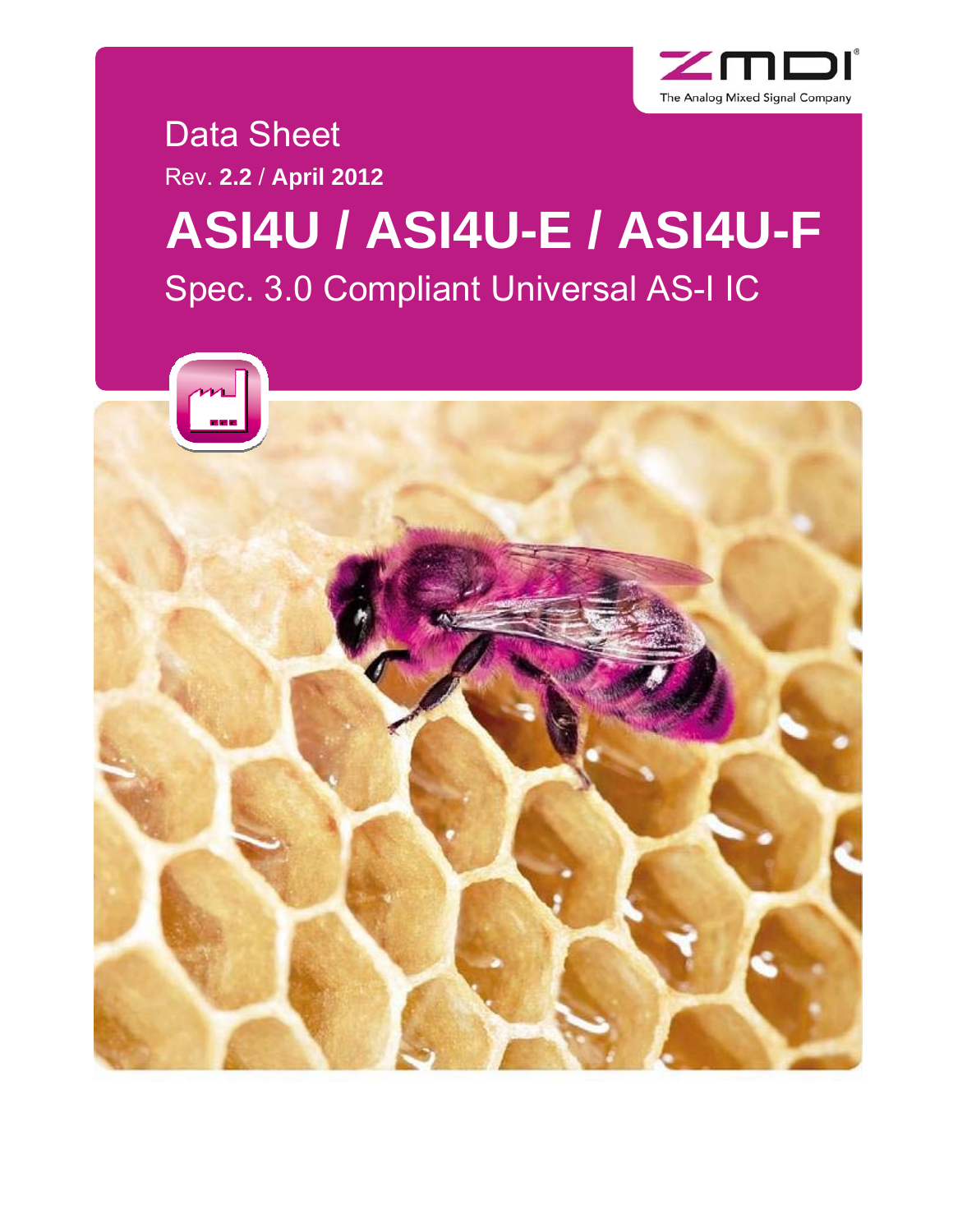ZMDI
The Analog Mixed Signal Company

Data Sheet

Rev. **2.2** / **April 2012**

# ASI4U / ASI4U-E / ASI4U-F

## Spec. 3.0 Compliant Universal AS-I IC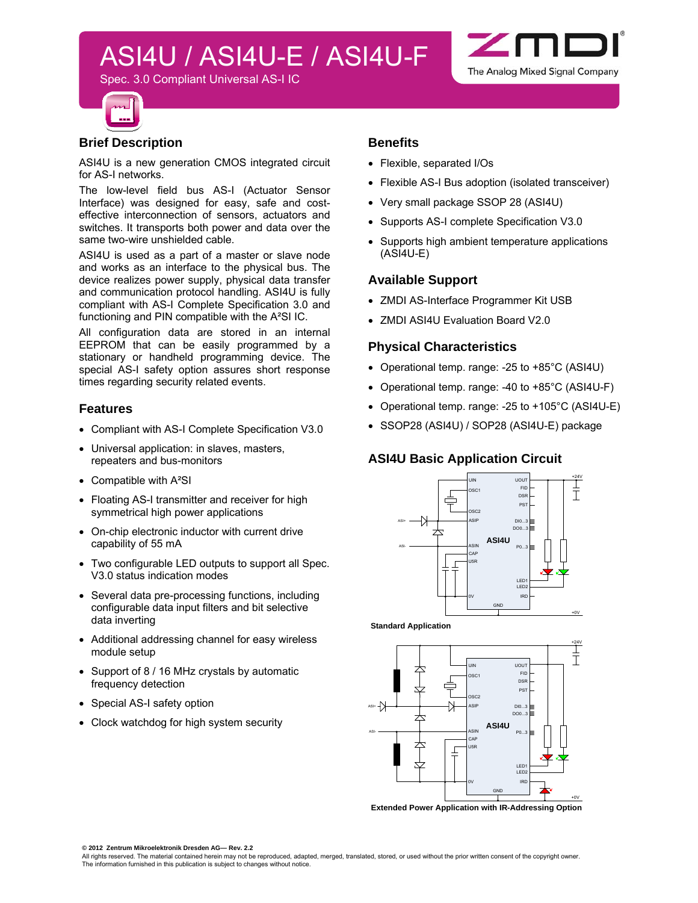# ASI4U / ASI4U-E / ASI4U-F

Spec. 3.0 Compliant Universal AS-I IC

## Brief Description

ASI4U is a new generation CMOS integrated circuit for AS-I networks.

The low-level field bus AS-I (Actuator Sensor Interface) was designed for easy, safe and cost-effective interconnection of sensors, actuators and switches. It transports both power and data over the same two-wire unshielded cable.

ASI4U is used as a part of a master or slave node and works as an interface to the physical bus. The device realizes power supply, physical data transfer and communication protocol handling. ASI4U is fully compliant with AS-I Complete Specification 3.0 and functioning and PIN compatible with the A²SI IC.

All configuration data are stored in an internal EEPROM that can be easily programmed by a stationary or handheld programming device. The special AS-I safety option assures short response times regarding security related events.

## Features

- Compliant with AS-I Complete Specification V3.0
- Universal application: in slaves, masters, repeaters and bus-monitors
- Compatible with A²SI
- Floating AS-I transmitter and receiver for high symmetrical high power applications
- On-chip electronic inductor with current drive capability of 55 mA
- Two configurable LED outputs to support all Spec. V3.0 status indication modes
- Several data pre-processing functions, including configurable data input filters and bit selective data inverting
- Additional addressing channel for easy wireless module setup
- Support of 8 / 16 MHz crystals by automatic frequency detection
- Special AS-I safety option
- Clock watchdog for high system security

## Benefits

- Flexible, separated I/Os
- Flexible AS-I Bus adoption (isolated transceiver)
- Very small package SSOP 28 (ASI4U)
- Supports AS-I complete Specification V3.0
- Supports high ambient temperature applications (ASI4U-E)

## Available Support

- ZMDI AS-Interface Programmer Kit USB
- ZMDI ASI4U Evaluation Board V2.0

## Physical Characteristics

- Operational temp. range: -25 to +85°C (ASI4U)
- Operational temp. range: -40 to +85°C (ASI4U-F)
- Operational temp. range: -25 to +105°C (ASI4U-E)
- SSOP28 (ASI4U) / SOP28 (ASI4U-E) package

## ASI4U Basic Application Circuit

**Standard Application**

**Extended Power Application with IR-Addressing Option**

**© 2012 Zentrum Mikroelektronik Dresden AG— Rev. 2.2**
All rights reserved. The material contained herein may not be reproduced, adapted, merged, translated, stored, or used without the prior written consent of the copyright owner. The information furnished in this publication is subject to changes without notice.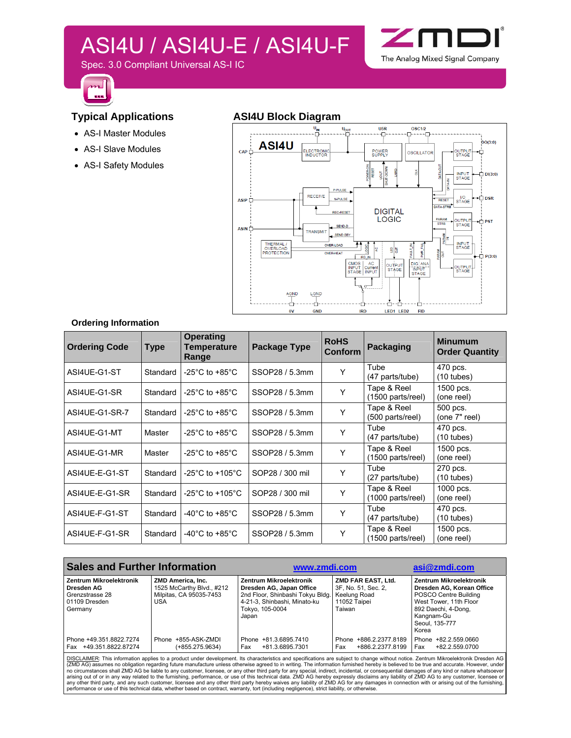# ASI4U / ASI4U-E / ASI4U-F

Spec. 3.0 Compliant Universal AS-I IC

## Typical Applications

- AS-I Master Modules
- AS-I Slave Modules
- AS-I Safety Modules

## ASI4U Block Diagram

### Ordering Information

| Ordering Code | Type | Operating Temperature Range | Package Type | RoHS Conform | Packaging | Minumum Order Quantity |
|---|---|---|---|---|---|---|
| ASI4UE-G1-ST | Standard | -25°C to +85°C | SSOP28 / 5.3mm | Y | Tube (47 parts/tube) | 470 pcs. (10 tubes) |
| ASI4UE-G1-SR | Standard | -25°C to +85°C | SSOP28 / 5.3mm | Y | Tape & Reel (1500 parts/reel) | 1500 pcs. (one reel) |
| ASI4UE-G1-SR-7 | Standard | -25°C to +85°C | SSOP28 / 5.3mm | Y | Tape & Reel (500 parts/reel) | 500 pcs. (one 7" reel) |
| ASI4UE-G1-MT | Master | -25°C to +85°C | SSOP28 / 5.3mm | Y | Tube (47 parts/tube) | 470 pcs. (10 tubes) |
| ASI4UE-G1-MR | Master | -25°C to +85°C | SSOP28 / 5.3mm | Y | Tape & Reel (1500 parts/reel) | 1500 pcs. (one reel) |
| ASI4UE-E-G1-ST | Standard | -25°C to +105°C | SOP28 / 300 mil | Y | Tube (27 parts/tube) | 270 pcs. (10 tubes) |
| ASI4UE-E-G1-SR | Standard | -25°C to +105°C | SOP28 / 300 mil | Y | Tape & Reel (1000 parts/reel) | 1000 pcs. (one reel) |
| ASI4UE-F-G1-ST | Standard | -40°C to +85°C | SSOP28 / 5.3mm | Y | Tube (47 parts/tube) | 470 pcs. (10 tubes) |
| ASI4UE-F-G1-SR | Standard | -40°C to +85°C | SSOP28 / 5.3mm | Y | Tape & Reel (1500 parts/reel) | 1500 pcs. (one reel) |

## Sales and Further Information

www.zmdi.com — asi@zmdi.com

| Zentrum Mikroelektronik Dresden AG | ZMD America, Inc. | Zentrum Mikroelektronik Dresden AG, Japan Office | ZMD FAR EAST, Ltd. | Zentrum Mikroelektronik Dresden AG, Korean Office |
|---|---|---|---|---|
| Grenzstrasse 28, 01109 Dresden, Germany | 1525 McCarthy Blvd., #212, Milpitas, CA 95035-7453, USA | 2nd Floor, Shinbashi Tokyu Bldg., 4-21-3, Shinbashi, Minato-ku, Tokyo, 105-0004, Japan | 3F, No. 51, Sec. 2, Keelung Road, 11052 Taipei, Taiwan | POSCO Centre Building, West Tower, 11th Floor, 892 Daechi, 4-Dong, Kangnam-Gu, Seoul, 135-777, Korea |
| Phone +49.351.8822.7274, Fax +49.351.8822.87274 | Phone +855-ASK-ZMDI (+855.275.9634) | Phone +81.3.6895.7410, Fax +81.3.6895.7301 | Phone +886.2.2377.8189, Fax +886.2.2377.8199 | Phone +82.2.559.0660, Fax +82.2.559.0700 |

DISCLAIMER: This information applies to a product under development. Its characteristics and specifications are subject to change without notice. Zentrum Mikroelektronik Dresden AG (ZMD AG) assumes no obligation regarding future manufacture unless otherwise agreed to in writing. The information furnished hereby is believed to be true and accurate. However, under no circumstances shall ZMD AG be liable to any customer, licensee, or any other third party for any special, indirect, incidental, or consequential damages of any kind or nature whatsoever arising out of or in any way related to the furnishing, performance, or use of this technical data. ZMD AG hereby expressly disclaims any liability of ZMD AG to any customer, licensee or any other third party, and any such customer, licensee and any other third party hereby waives any liability of ZMD AG for any damages in connection with or arising out of the furnishing, performance or use of this technical data, whether based on contract, warranty, tort (including negligence), strict liability, or otherwise.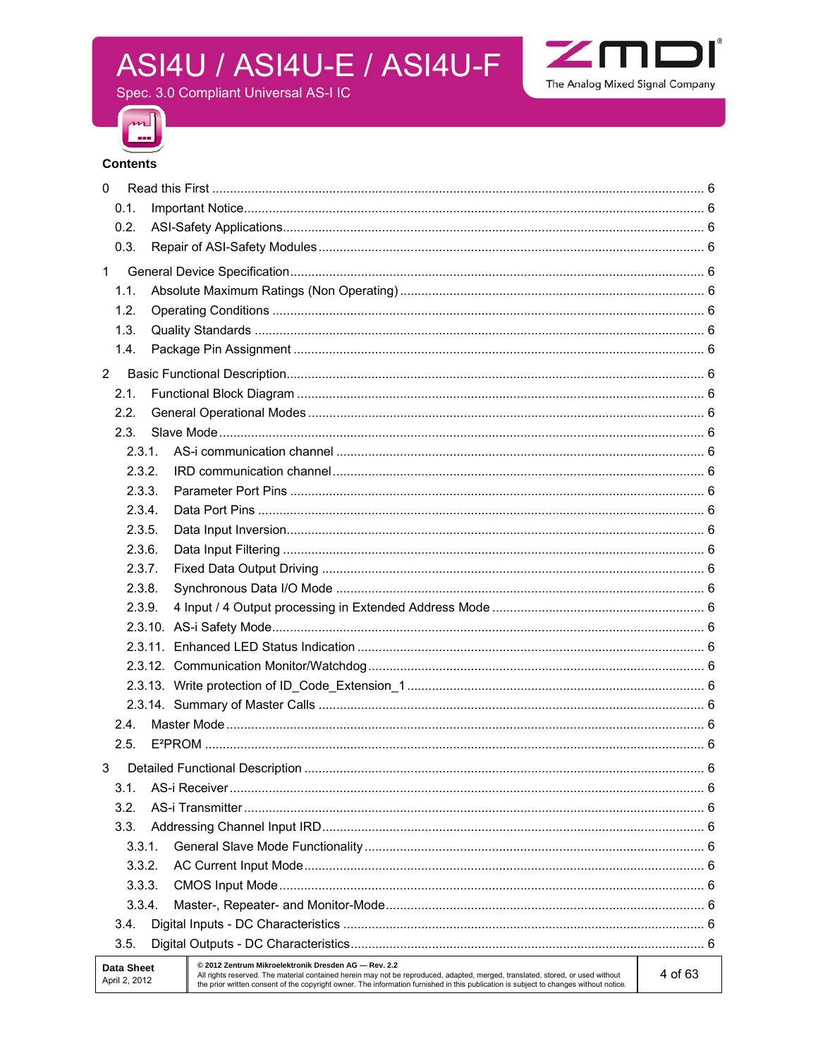## Contents

0 Read this First .................... 6

- 0.1. Important Notice .................... 6
- 0.2. ASI-Safety Applications .................... 6
- 0.3. Repair of ASI-Safety Modules .................... 6

1 General Device Specification .................... 6

- 1.1. Absolute Maximum Ratings (Non Operating) .................... 6
- 1.2. Operating Conditions .................... 6
- 1.3. Quality Standards .................... 6
- 1.4. Package Pin Assignment .................... 6

2 Basic Functional Description .................... 6

- 2.1. Functional Block Diagram .................... 6
- 2.2. General Operational Modes .................... 6
- 2.3. Slave Mode .................... 6
  - 2.3.1. AS-i communication channel .................... 6
  - 2.3.2. IRD communication channel .................... 6
  - 2.3.3. Parameter Port Pins .................... 6
  - 2.3.4. Data Port Pins .................... 6
  - 2.3.5. Data Input Inversion .................... 6
  - 2.3.6. Data Input Filtering .................... 6
  - 2.3.7. Fixed Data Output Driving .................... 6
  - 2.3.8. Synchronous Data I/O Mode .................... 6
  - 2.3.9. 4 Input / 4 Output processing in Extended Address Mode .................... 6
  - 2.3.10. AS-i Safety Mode .................... 6
  - 2.3.11. Enhanced LED Status Indication .................... 6
  - 2.3.12. Communication Monitor/Watchdog .................... 6
  - 2.3.13. Write protection of ID_Code_Extension_1 .................... 6
  - 2.3.14. Summary of Master Calls .................... 6
- 2.4. Master Mode .................... 6
- 2.5. E²PROM .................... 6

3 Detailed Functional Description .................... 6

- 3.1. AS-i Receiver .................... 6
- 3.2. AS-i Transmitter .................... 6
- 3.3. Addressing Channel Input IRD .................... 6
  - 3.3.1. General Slave Mode Functionality .................... 6
  - 3.3.2. AC Current Input Mode .................... 6
  - 3.3.3. CMOS Input Mode .................... 6
  - 3.3.4. Master-, Repeater- and Monitor-Mode .................... 6
- 3.4. Digital Inputs - DC Characteristics .................... 6
- 3.5. Digital Outputs - DC Characteristics .................... 6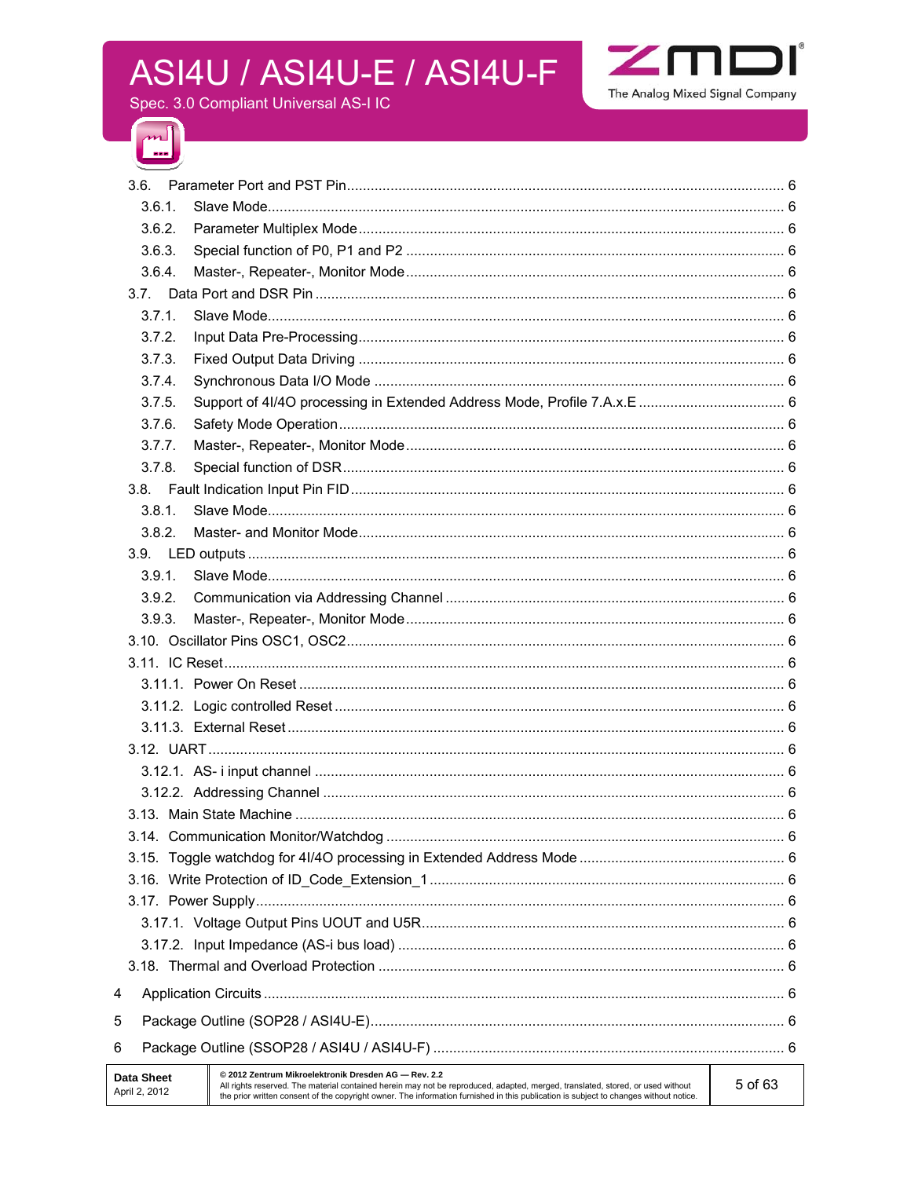- 3.6. Parameter Port and PST Pin ... 6
  - 3.6.1. Slave Mode ... 6
  - 3.6.2. Parameter Multiplex Mode ... 6
  - 3.6.3. Special function of P0, P1 and P2 ... 6
  - 3.6.4. Master-, Repeater-, Monitor Mode ... 6
- 3.7. Data Port and DSR Pin ... 6
  - 3.7.1. Slave Mode ... 6
  - 3.7.2. Input Data Pre-Processing ... 6
  - 3.7.3. Fixed Output Data Driving ... 6
  - 3.7.4. Synchronous Data I/O Mode ... 6
  - 3.7.5. Support of 4I/4O processing in Extended Address Mode, Profile 7.A.x.E ... 6
  - 3.7.6. Safety Mode Operation ... 6
  - 3.7.7. Master-, Repeater-, Monitor Mode ... 6
  - 3.7.8. Special function of DSR ... 6
- 3.8. Fault Indication Input Pin FID ... 6
  - 3.8.1. Slave Mode ... 6
  - 3.8.2. Master- and Monitor Mode ... 6
- 3.9. LED outputs ... 6
  - 3.9.1. Slave Mode ... 6
  - 3.9.2. Communication via Addressing Channel ... 6
  - 3.9.3. Master-, Repeater-, Monitor Mode ... 6
- 3.10. Oscillator Pins OSC1, OSC2 ... 6
- 3.11. IC Reset ... 6
  - 3.11.1. Power On Reset ... 6
  - 3.11.2. Logic controlled Reset ... 6
  - 3.11.3. External Reset ... 6
- 3.12. UART ... 6
  - 3.12.1. AS- i input channel ... 6
  - 3.12.2. Addressing Channel ... 6
- 3.13. Main State Machine ... 6
- 3.14. Communication Monitor/Watchdog ... 6
- 3.15. Toggle watchdog for 4I/4O processing in Extended Address Mode ... 6
- 3.16. Write Protection of ID_Code_Extension_1 ... 6
- 3.17. Power Supply ... 6
  - 3.17.1. Voltage Output Pins UOUT and U5R ... 6
  - 3.17.2. Input Impedance (AS-i bus load) ... 6
- 3.18. Thermal and Overload Protection ... 6

4 Application Circuits ... 6

5 Package Outline (SOP28 / ASI4U-E) ... 6

6 Package Outline (SSOP28 / ASI4U / ASI4U-F) ... 6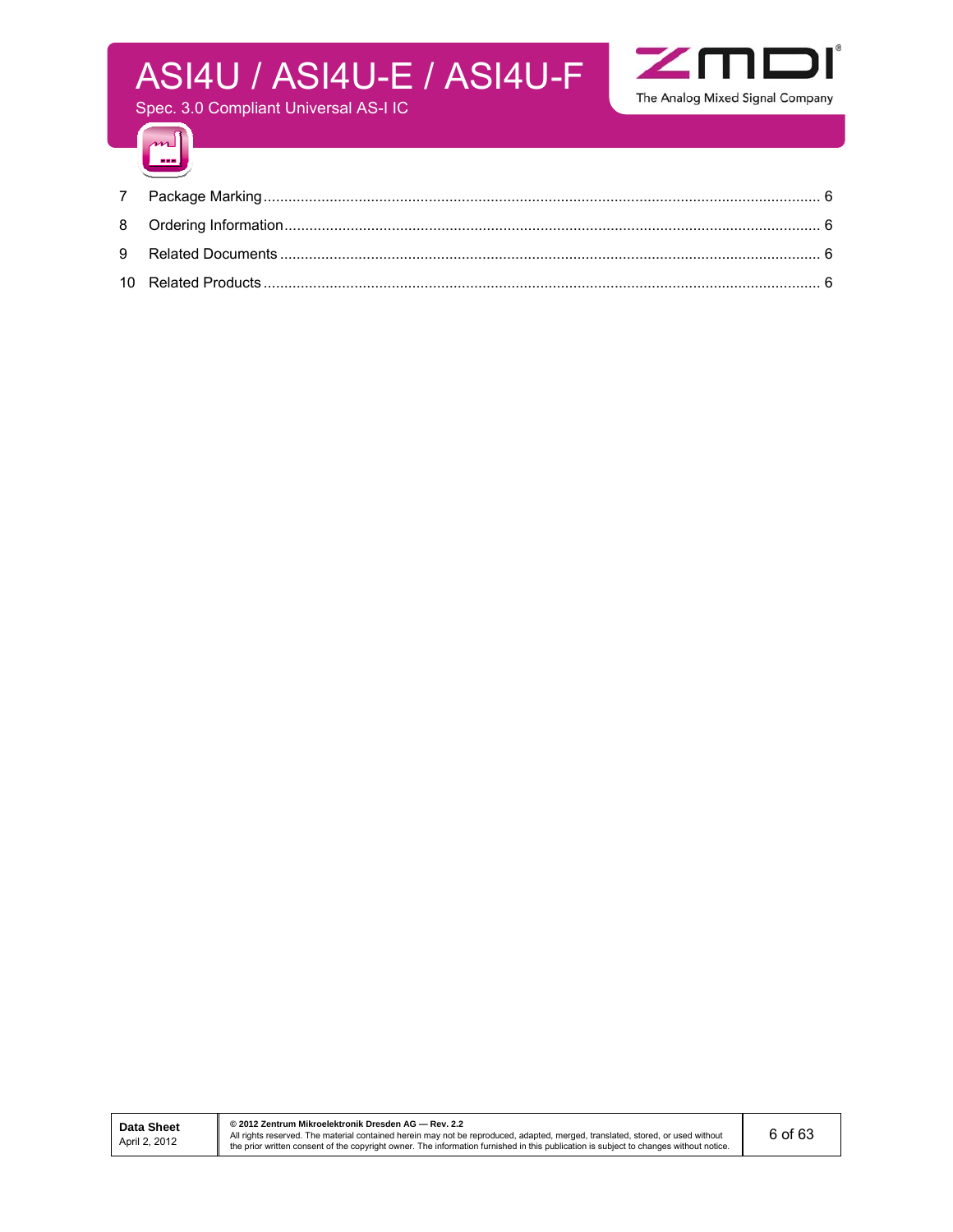7 Package Marking ........................................................................................................................................ 6

8 Ordering Information ................................................................................................................................ 6

9 Related Documents .................................................................................................................................. 6

10 Related Products ...................................................................................................................................... 6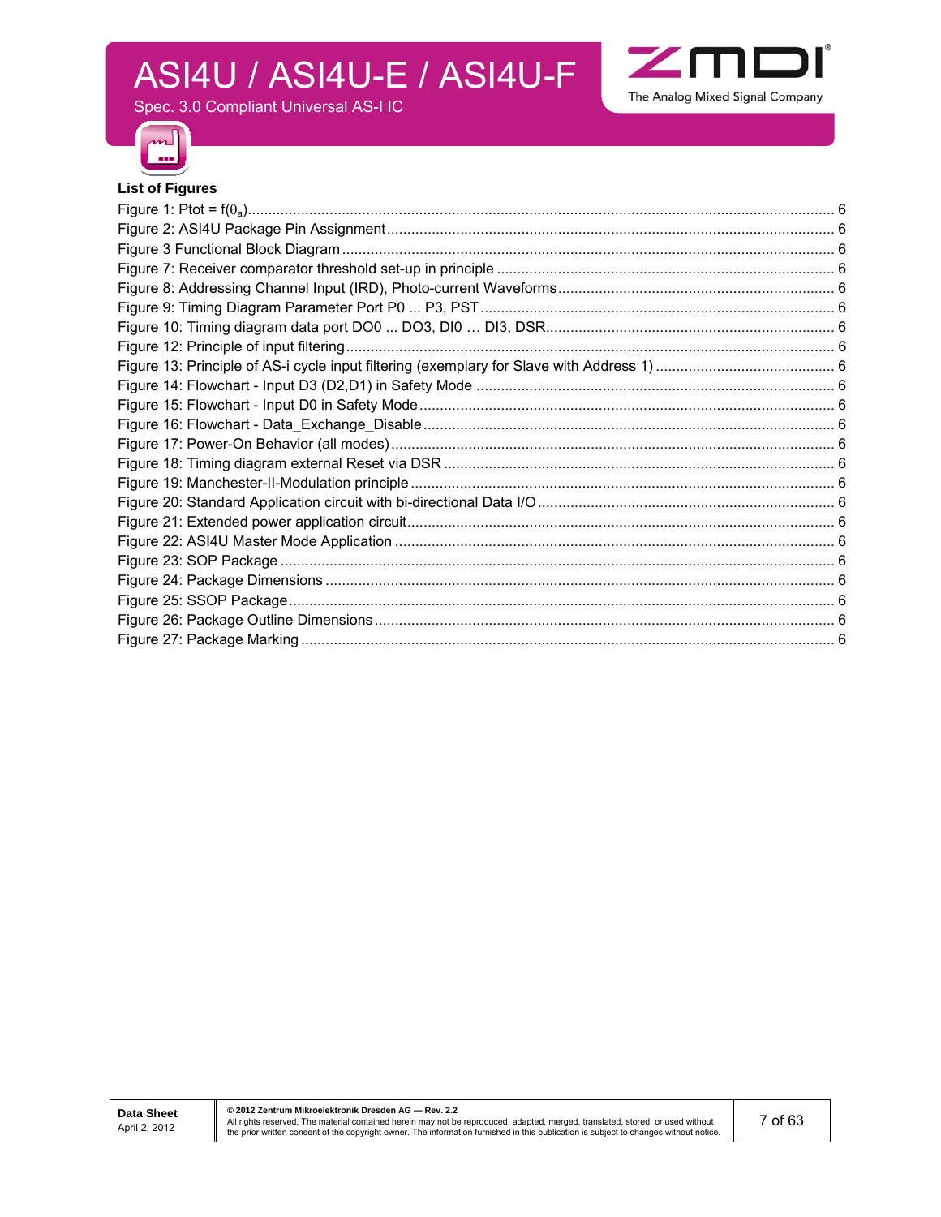## List of Figures

Figure 1: Ptot = f($\vartheta_a$) ........ 6
Figure 2: ASI4U Package Pin Assignment ........ 6
Figure 3 Functional Block Diagram ........ 6
Figure 7: Receiver comparator threshold set-up in principle ........ 6
Figure 8: Addressing Channel Input (IRD), Photo-current Waveforms ........ 6
Figure 9: Timing Diagram Parameter Port P0 ... P3, PST ........ 6
Figure 10: Timing diagram data port DO0 ... DO3, DI0 … DI3, DSR ........ 6
Figure 12: Principle of input filtering ........ 6
Figure 13: Principle of AS-i cycle input filtering (exemplary for Slave with Address 1) ........ 6
Figure 14: Flowchart - Input D3 (D2,D1) in Safety Mode ........ 6
Figure 15: Flowchart - Input D0 in Safety Mode ........ 6
Figure 16: Flowchart - Data_Exchange_Disable ........ 6
Figure 17: Power-On Behavior (all modes) ........ 6
Figure 18: Timing diagram external Reset via DSR ........ 6
Figure 19: Manchester-II-Modulation principle ........ 6
Figure 20: Standard Application circuit with bi-directional Data I/O ........ 6
Figure 21: Extended power application circuit ........ 6
Figure 22: ASI4U Master Mode Application ........ 6
Figure 23: SOP Package ........ 6
Figure 24: Package Dimensions ........ 6
Figure 25: SSOP Package ........ 6
Figure 26: Package Outline Dimensions ........ 6
Figure 27: Package Marking ........ 6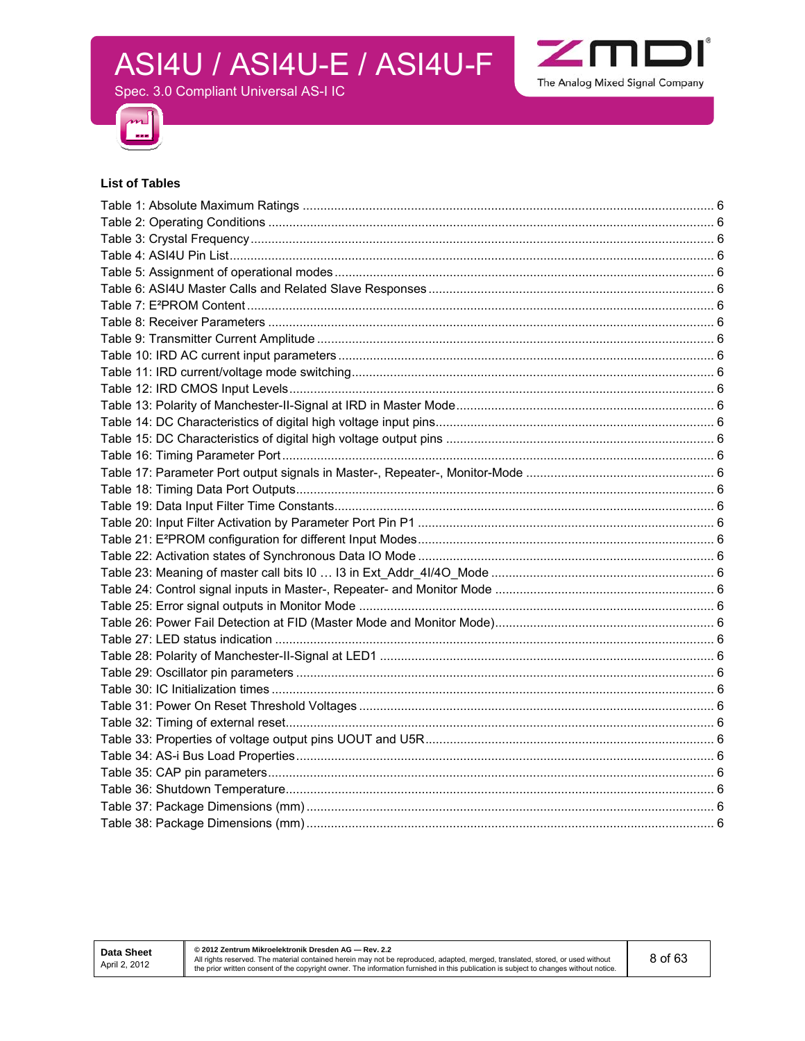## List of Tables

Table 1: Absolute Maximum Ratings .......... 6
Table 2: Operating Conditions .......... 6
Table 3: Crystal Frequency .......... 6
Table 4: ASI4U Pin List .......... 6
Table 5: Assignment of operational modes .......... 6
Table 6: ASI4U Master Calls and Related Slave Responses .......... 6
Table 7: E²PROM Content .......... 6
Table 8: Receiver Parameters .......... 6
Table 9: Transmitter Current Amplitude .......... 6
Table 10: IRD AC current input parameters .......... 6
Table 11: IRD current/voltage mode switching .......... 6
Table 12: IRD CMOS Input Levels .......... 6
Table 13: Polarity of Manchester-II-Signal at IRD in Master Mode .......... 6
Table 14: DC Characteristics of digital high voltage input pins .......... 6
Table 15: DC Characteristics of digital high voltage output pins .......... 6
Table 16: Timing Parameter Port .......... 6
Table 17: Parameter Port output signals in Master-, Repeater-, Monitor-Mode .......... 6
Table 18: Timing Data Port Outputs .......... 6
Table 19: Data Input Filter Time Constants .......... 6
Table 20: Input Filter Activation by Parameter Port Pin P1 .......... 6
Table 21: E²PROM configuration for different Input Modes .......... 6
Table 22: Activation states of Synchronous Data IO Mode .......... 6
Table 23: Meaning of master call bits I0 … I3 in Ext_Addr_4I/4O_Mode .......... 6
Table 24: Control signal inputs in Master-, Repeater- and Monitor Mode .......... 6
Table 25: Error signal outputs in Monitor Mode .......... 6
Table 26: Power Fail Detection at FID (Master Mode and Monitor Mode) .......... 6
Table 27: LED status indication .......... 6
Table 28: Polarity of Manchester-II-Signal at LED1 .......... 6
Table 29: Oscillator pin parameters .......... 6
Table 30: IC Initialization times .......... 6
Table 31: Power On Reset Threshold Voltages .......... 6
Table 32: Timing of external reset .......... 6
Table 33: Properties of voltage output pins UOUT and U5R .......... 6
Table 34: AS-i Bus Load Properties .......... 6
Table 35: CAP pin parameters .......... 6
Table 36: Shutdown Temperature .......... 6
Table 37: Package Dimensions (mm) .......... 6
Table 38: Package Dimensions (mm) .......... 6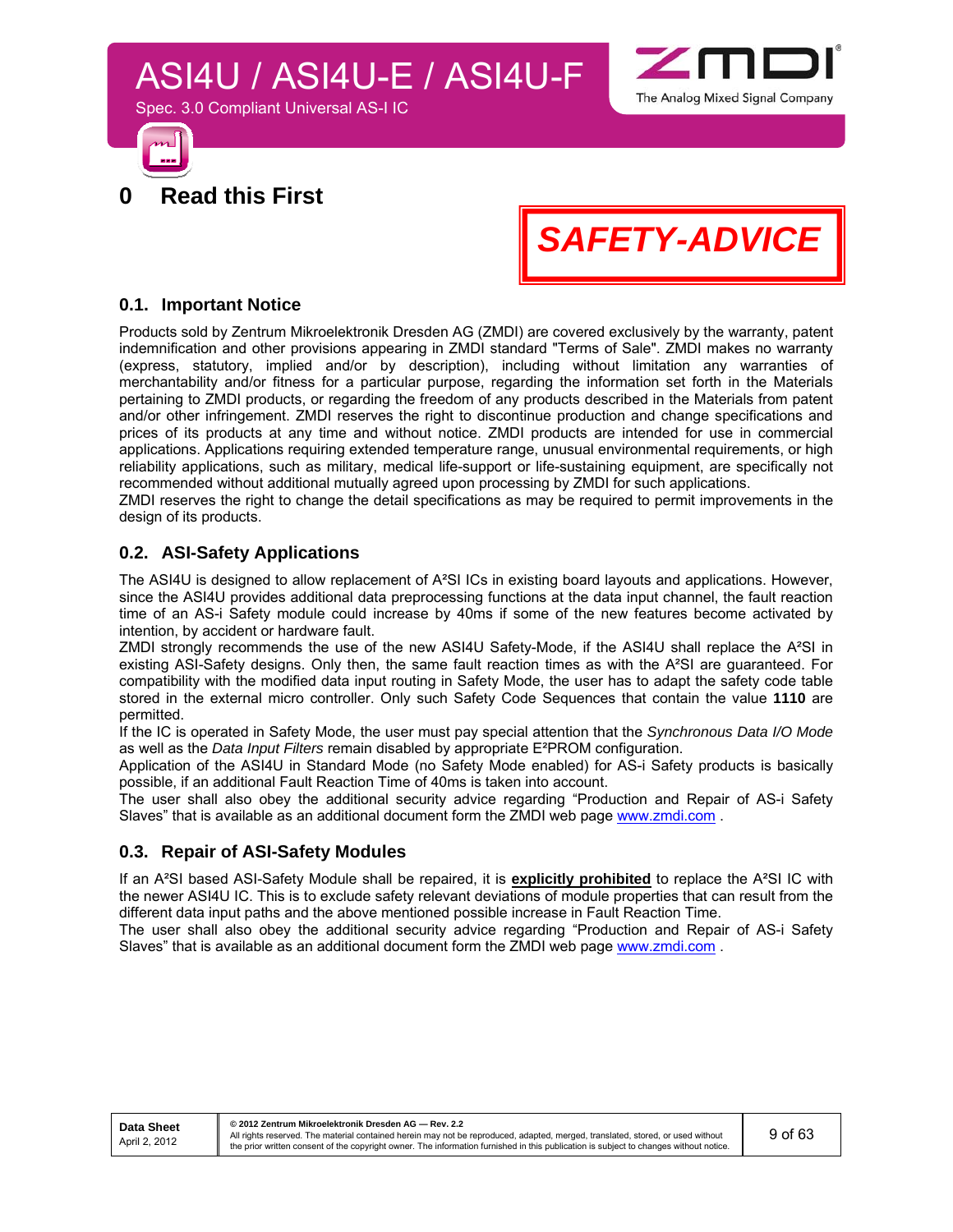# 0 Read this First

**SAFETY-ADVICE**

## 0.1. Important Notice

Products sold by Zentrum Mikroelektronik Dresden AG (ZMDI) are covered exclusively by the warranty, patent indemnification and other provisions appearing in ZMDI standard "Terms of Sale". ZMDI makes no warranty (express, statutory, implied and/or by description), including without limitation any warranties of merchantability and/or fitness for a particular purpose, regarding the information set forth in the Materials pertaining to ZMDI products, or regarding the freedom of any products described in the Materials from patent and/or other infringement. ZMDI reserves the right to discontinue production and change specifications and prices of its products at any time and without notice. ZMDI products are intended for use in commercial applications. Applications requiring extended temperature range, unusual environmental requirements, or high reliability applications, such as military, medical life-support or life-sustaining equipment, are specifically not recommended without additional mutually agreed upon processing by ZMDI for such applications.

ZMDI reserves the right to change the detail specifications as may be required to permit improvements in the design of its products.

## 0.2. ASI-Safety Applications

The ASI4U is designed to allow replacement of A²SI ICs in existing board layouts and applications. However, since the ASI4U provides additional data preprocessing functions at the data input channel, the fault reaction time of an AS-i Safety module could increase by 40ms if some of the new features become activated by intention, by accident or hardware fault.

ZMDI strongly recommends the use of the new ASI4U Safety-Mode, if the ASI4U shall replace the A²SI in existing ASI-Safety designs. Only then, the same fault reaction times as with the A²SI are guaranteed. For compatibility with the modified data input routing in Safety Mode, the user has to adapt the safety code table stored in the external micro controller. Only such Safety Code Sequences that contain the value **1110** are permitted.

If the IC is operated in Safety Mode, the user must pay special attention that the *Synchronous Data I/O Mode* as well as the *Data Input Filters* remain disabled by appropriate E²PROM configuration.

Application of the ASI4U in Standard Mode (no Safety Mode enabled) for AS-i Safety products is basically possible, if an additional Fault Reaction Time of 40ms is taken into account.

The user shall also obey the additional security advice regarding “Production and Repair of AS-i Safety Slaves” that is available as an additional document form the ZMDI web page www.zmdi.com .

## 0.3. Repair of ASI-Safety Modules

If an A²SI based ASI-Safety Module shall be repaired, it is **explicitly prohibited** to replace the A²SI IC with the newer ASI4U IC. This is to exclude safety relevant deviations of module properties that can result from the different data input paths and the above mentioned possible increase in Fault Reaction Time.

The user shall also obey the additional security advice regarding “Production and Repair of AS-i Safety Slaves” that is available as an additional document form the ZMDI web page www.zmdi.com .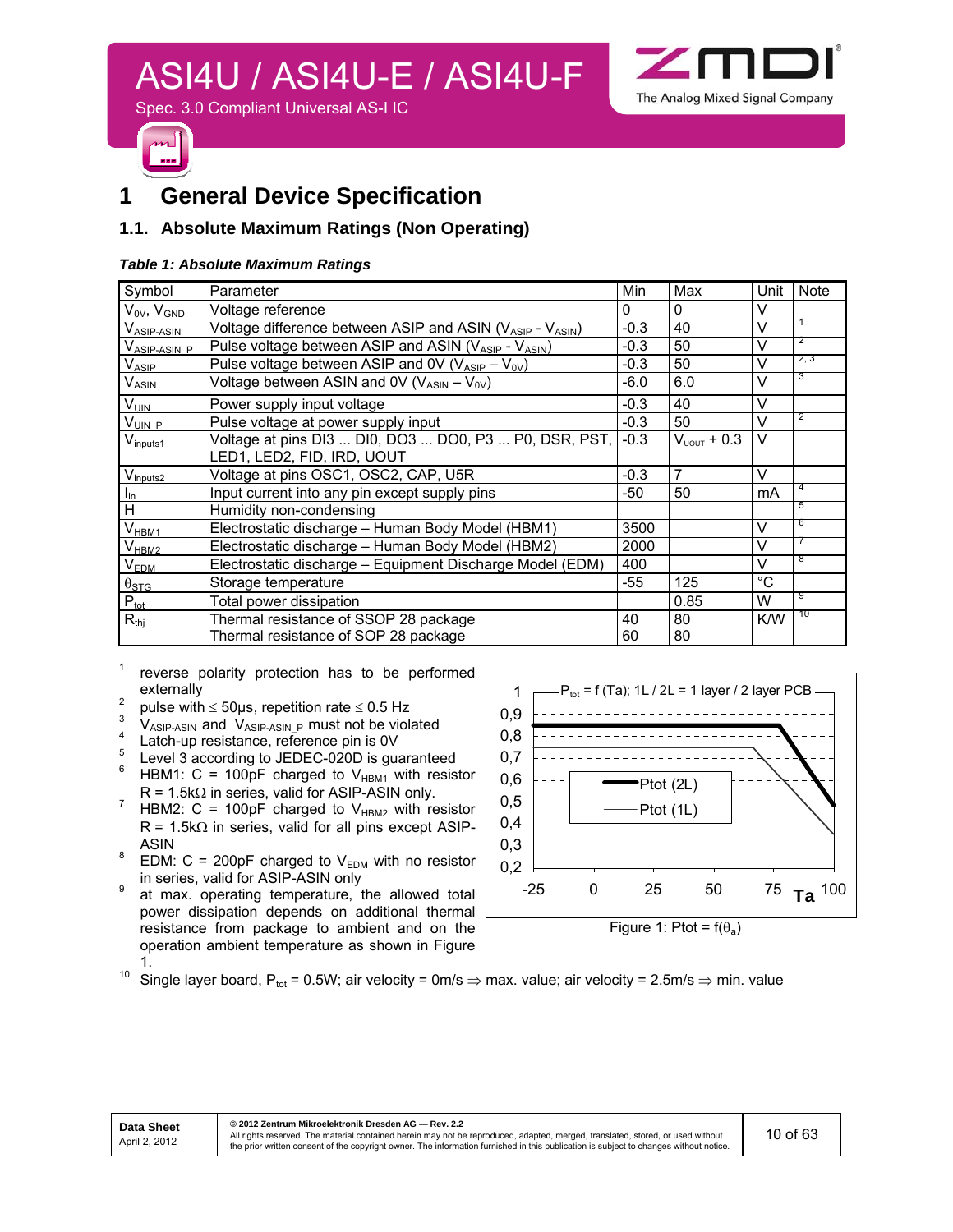# 1 General Device Specification

## 1.1. Absolute Maximum Ratings (Non Operating)

***Table 1: Absolute Maximum Ratings***

| Symbol | Parameter | Min | Max | Unit | Note |
|---|---|---|---|---|---|
| $V_{0V}$, $V_{GND}$ | Voltage reference | 0 | 0 | V | |
| $V_{ASIP-ASIN}$ | Voltage difference between ASIP and ASIN ($V_{ASIP}$ - $V_{ASIN}$) | -0.3 | 40 | V | 1 |
| $V_{ASIP-ASIN\_P}$ | Pulse voltage between ASIP and ASIN ($V_{ASIP}$ - $V_{ASIN}$) | -0.3 | 50 | V | 2 |
| $V_{ASIP}$ | Pulse voltage between ASIP and 0V ($V_{ASIP} - V_{0V}$) | -0.3 | 50 | V | 2, 3 |
| $V_{ASIN}$ | Voltage between ASIN and 0V ($V_{ASIN} - V_{0V}$) | -6.0 | 6.0 | V | 3 |
| $V_{UIN}$ | Power supply input voltage | -0.3 | 40 | V | |
| $V_{UIN\_P}$ | Pulse voltage at power supply input | -0.3 | 50 | V | 2 |
| $V_{inputs1}$ | Voltage at pins DI3 ... DI0, DO3 ... DO0, P3 ... P0, DSR, PST, LED1, LED2, FID, IRD, UOUT | -0.3 | $V_{UOUT}$ + 0.3 | V | |
| $V_{inputs2}$ | Voltage at pins OSC1, OSC2, CAP, U5R | -0.3 | 7 | V | |
| $I_{in}$ | Input current into any pin except supply pins | -50 | 50 | mA | 4 |
| H | Humidity non-condensing | | | | 5 |
| $V_{HBM1}$ | Electrostatic discharge – Human Body Model (HBM1) | 3500 | | V | 6 |
| $V_{HBM2}$ | Electrostatic discharge – Human Body Model (HBM2) | 2000 | | V | 7 |
| $V_{EDM}$ | Electrostatic discharge – Equipment Discharge Model (EDM) | 400 | | V | 8 |
| $\theta_{STG}$ | Storage temperature | -55 | 125 | °C | |
| $P_{tot}$ | Total power dissipation | | 0.85 | W | 9 |
| $R_{thj}$ | Thermal resistance of SSOP 28 package<br>Thermal resistance of SOP 28 package | 40<br>60 | 80<br>80 | K/W | 10 |

[1] reverse polarity protection has to be performed externally

[2] pulse with ≤ 50µs, repetition rate ≤ 0.5 Hz

[3] $V_{ASIP-ASIN}$ and $V_{ASIP-ASIN\_P}$ must not be violated

[4] Latch-up resistance, reference pin is 0V

[5] Level 3 according to JEDEC-020D is guaranteed

[6] HBM1: C = 100pF charged to $V_{HBM1}$ with resistor R = 1.5kΩ in series, valid for ASIP-ASIN only.

[7] HBM2: C = 100pF charged to $V_{HBM2}$ with resistor R = 1.5kΩ in series, valid for all pins except ASIP-ASIN

[8] EDM: C = 200pF charged to $V_{EDM}$ with no resistor in series, valid for ASIP-ASIN only

[9] at max. operating temperature, the allowed total power dissipation depends on additional thermal resistance from package to ambient and on the operation ambient temperature as shown in Figure 1.

[10] Single layer board, $P_{tot}$ = 0.5W; air velocity = 0m/s ⇒ max. value; air velocity = 2.5m/s ⇒ min. value

Figure 1: Ptot = f($\theta_a$)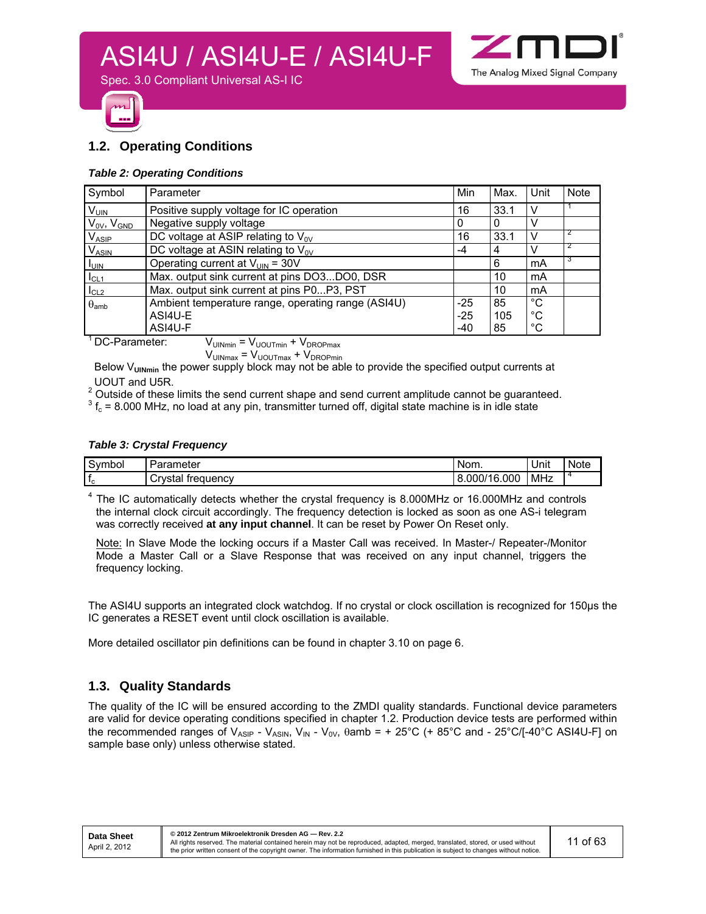## 1.2. Operating Conditions

***Table 2: Operating Conditions***

| Symbol | Parameter | Min | Max. | Unit | Note |
|---|---|---|---|---|---|
| $V_{UIN}$ | Positive supply voltage for IC operation | 16 | 33.1 | V | 1 |
| $V_{0V}$, $V_{GND}$ | Negative supply voltage | 0 | 0 | V | |
| $V_{ASIP}$ | DC voltage at ASIP relating to $V_{0V}$ | 16 | 33.1 | V | 2 |
| $V_{ASIN}$ | DC voltage at ASIN relating to $V_{0V}$ | -4 | 4 | V | 2 |
| $I_{UIN}$ | Operating current at $V_{UIN}$ = 30V | | 6 | mA | 3 |
| $I_{CL1}$ | Max. output sink current at pins DO3...DO0, DSR | | 10 | mA | |
| $I_{CL2}$ | Max. output sink current at pins P0...P3, PST | | 10 | mA | |
| $\theta_{amb}$ | Ambient temperature range, operating range (ASI4U)<br>ASI4U-E<br>ASI4U-F | -25<br>-25<br>-40 | 85<br>105<br>85 | °C<br>°C<br>°C | |

[1] DC-Parameter: $V_{UINmin} = V_{UOUTmin} + V_{DROPmax}$
$V_{UINmax} = V_{UOUTmax} + V_{DROPmin}$
Below $V_{UINmin}$ the power supply block may not be able to provide the specified output currents at UOUT and U5R.

[2] Outside of these limits the send current shape and send current amplitude cannot be guaranteed.

[3] $f_c$ = 8.000 MHz, no load at any pin, transmitter turned off, digital state machine is in idle state

***Table 3: Crystal Frequency***

| Symbol | Parameter | Nom. | Unit | Note |
|---|---|---|---|---|
| $f_c$ | Crystal frequency | 8.000/16.000 | MHz | 4 |

[4] The IC automatically detects whether the crystal frequency is 8.000MHz or 16.000MHz and controls the internal clock circuit accordingly. The frequency detection is locked as soon as one AS-i telegram was correctly received **at any input channel**. It can be reset by Power On Reset only.

Note: In Slave Mode the locking occurs if a Master Call was received. In Master-/ Repeater-/Monitor Mode a Master Call or a Slave Response that was received on any input channel, triggers the frequency locking.

The ASI4U supports an integrated clock watchdog. If no crystal or clock oscillation is recognized for 150µs the IC generates a RESET event until clock oscillation is available.

More detailed oscillator pin definitions can be found in chapter 3.10 on page 6.

## 1.3. Quality Standards

The quality of the IC will be ensured according to the ZMDI quality standards. Functional device parameters are valid for device operating conditions specified in chapter 1.2. Production device tests are performed within the recommended ranges of $V_{ASIP}$ - $V_{ASIN}$, $V_{IN}$ - $V_{0V}$, $\theta$amb = + 25°C (+ 85°C and - 25°C/[-40°C ASI4U-F] on sample base only) unless otherwise stated.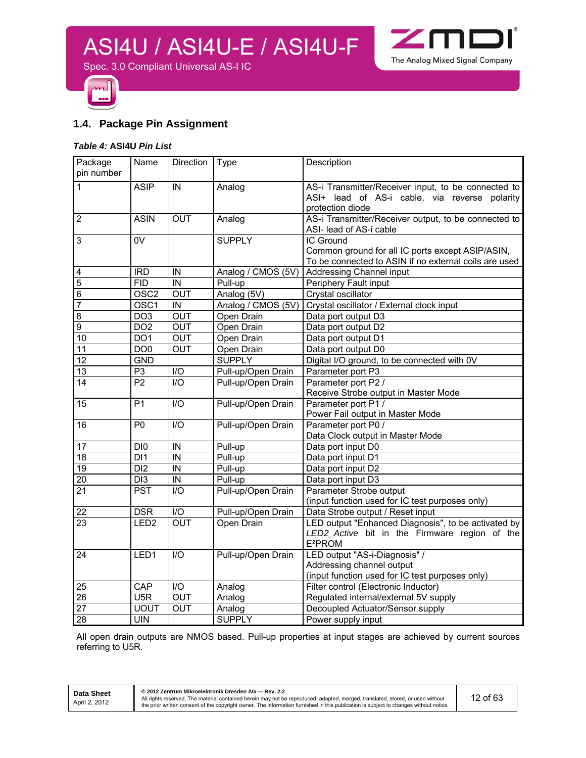## 1.4. Package Pin Assignment

***Table 4:* ASI4U *Pin List***

| Package pin number | Name | Direction | Type | Description |
|---|---|---|---|---|
| 1 | ASIP | IN | Analog | AS-i Transmitter/Receiver input, to be connected to ASI+ lead of AS-i cable, via reverse polarity protection diode |
| 2 | ASIN | OUT | Analog | AS-i Transmitter/Receiver output, to be connected to ASI- lead of AS-i cable |
| 3 | 0V | | SUPPLY | IC Ground<br>Common ground for all IC ports except ASIP/ASIN,<br>To be connected to ASIN if no external coils are used |
| 4 | IRD | IN | Analog / CMOS (5V) | Addressing Channel input |
| 5 | FID | IN | Pull-up | Periphery Fault input |
| 6 | OSC2 | OUT | Analog (5V) | Crystal oscillator |
| 7 | OSC1 | IN | Analog / CMOS (5V) | Crystal oscillator / External clock input |
| 8 | DO3 | OUT | Open Drain | Data port output D3 |
| 9 | DO2 | OUT | Open Drain | Data port output D2 |
| 10 | DO1 | OUT | Open Drain | Data port output D1 |
| 11 | DO0 | OUT | Open Drain | Data port output D0 |
| 12 | GND | | SUPPLY | Digital I/O ground, to be connected with 0V |
| 13 | P3 | I/O | Pull-up/Open Drain | Parameter port P3 |
| 14 | P2 | I/O | Pull-up/Open Drain | Parameter port P2 /<br>Receive Strobe output in Master Mode |
| 15 | P1 | I/O | Pull-up/Open Drain | Parameter port P1 /<br>Power Fail output in Master Mode |
| 16 | P0 | I/O | Pull-up/Open Drain | Parameter port P0 /<br>Data Clock output in Master Mode |
| 17 | DI0 | IN | Pull-up | Data port input D0 |
| 18 | DI1 | IN | Pull-up | Data port input D1 |
| 19 | DI2 | IN | Pull-up | Data port input D2 |
| 20 | DI3 | IN | Pull-up | Data port input D3 |
| 21 | PST | I/O | Pull-up/Open Drain | Parameter Strobe output<br>(input function used for IC test purposes only) |
| 22 | DSR | I/O | Pull-up/Open Drain | Data Strobe output / Reset input |
| 23 | LED2 | OUT | Open Drain | LED output "Enhanced Diagnosis", to be activated by *LED2_Active* bit in the Firmware region of the E²PROM |
| 24 | LED1 | I/O | Pull-up/Open Drain | LED output "AS-i-Diagnosis" /<br>Addressing channel output<br>(input function used for IC test purposes only) |
| 25 | CAP | I/O | Analog | Filter control (Electronic Inductor) |
| 26 | U5R | OUT | Analog | Regulated internal/external 5V supply |
| 27 | UOUT | OUT | Analog | Decoupled Actuator/Sensor supply |
| 28 | UIN | | SUPPLY | Power supply input |

All open drain outputs are NMOS based. Pull-up properties at input stages are achieved by current sources referring to U5R.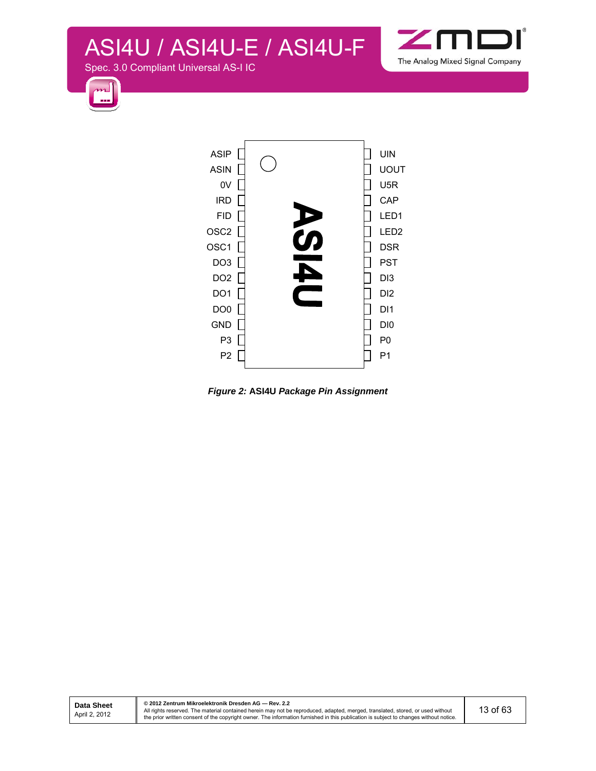| Pin | Left | Right | Pin |
|---|---|---|---|
| 1 | ASIP | UIN | 28 |
| 2 | ASIN | UOUT | 27 |
| 3 | 0V | U5R | 26 |
| 4 | IRD | CAP | 25 |
| 5 | FID | LED1 | 24 |
| 6 | OSC2 | LED2 | 23 |
| 7 | OSC1 | DSR | 22 |
| 8 | DO3 | PST | 21 |
| 9 | DO2 | DI3 | 20 |
| 10 | DO1 | DI2 | 19 |
| 11 | DO0 | DI1 | 18 |
| 12 | GND | DI0 | 17 |
| 13 | P3 | P0 | 16 |
| 14 | P2 | P1 | 15 |

ASI4U

***Figure 2:* ASI4U *Package Pin Assignment***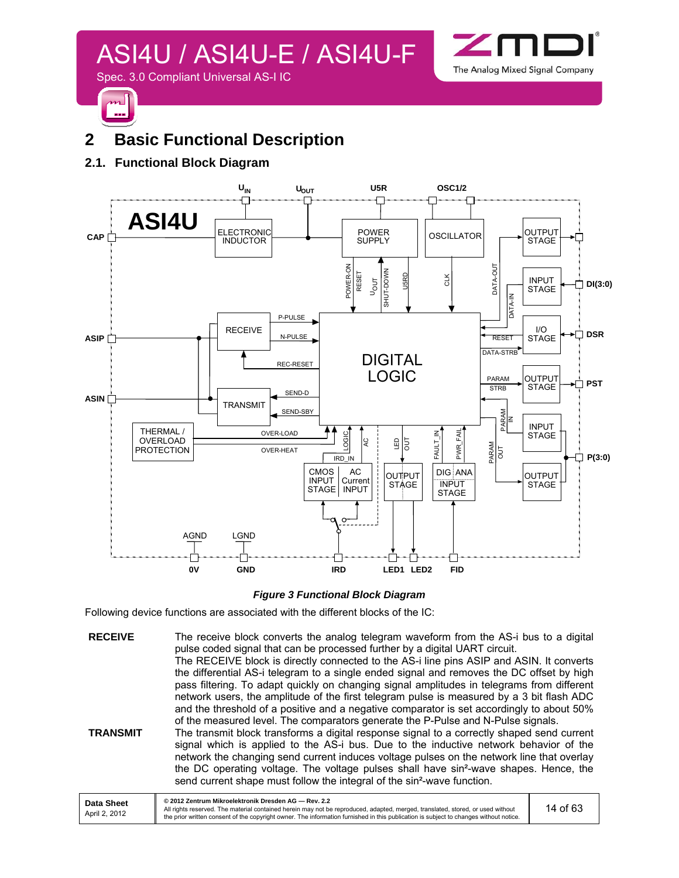# 2 Basic Functional Description

## 2.1. Functional Block Diagram

*Figure 3 Functional Block Diagram*

Following device functions are associated with the different blocks of the IC:

**RECEIVE** The receive block converts the analog telegram waveform from the AS-i bus to a digital pulse coded signal that can be processed further by a digital UART circuit.
The RECEIVE block is directly connected to the AS-i line pins ASIP and ASIN. It converts the differential AS-i telegram to a single ended signal and removes the DC offset by high pass filtering. To adapt quickly on changing signal amplitudes in telegrams from different network users, the amplitude of the first telegram pulse is measured by a 3 bit flash ADC and the threshold of a positive and a negative comparator is set accordingly to about 50% of the measured level. The comparators generate the P-Pulse and N-Pulse signals.

**TRANSMIT** The transmit block transforms a digital response signal to a correctly shaped send current signal which is applied to the AS-i bus. Due to the inductive network behavior of the network the changing send current induces voltage pulses on the network line that overlay the DC operating voltage. The voltage pulses shall have sin²-wave shapes. Hence, the send current shape must follow the integral of the sin²-wave function.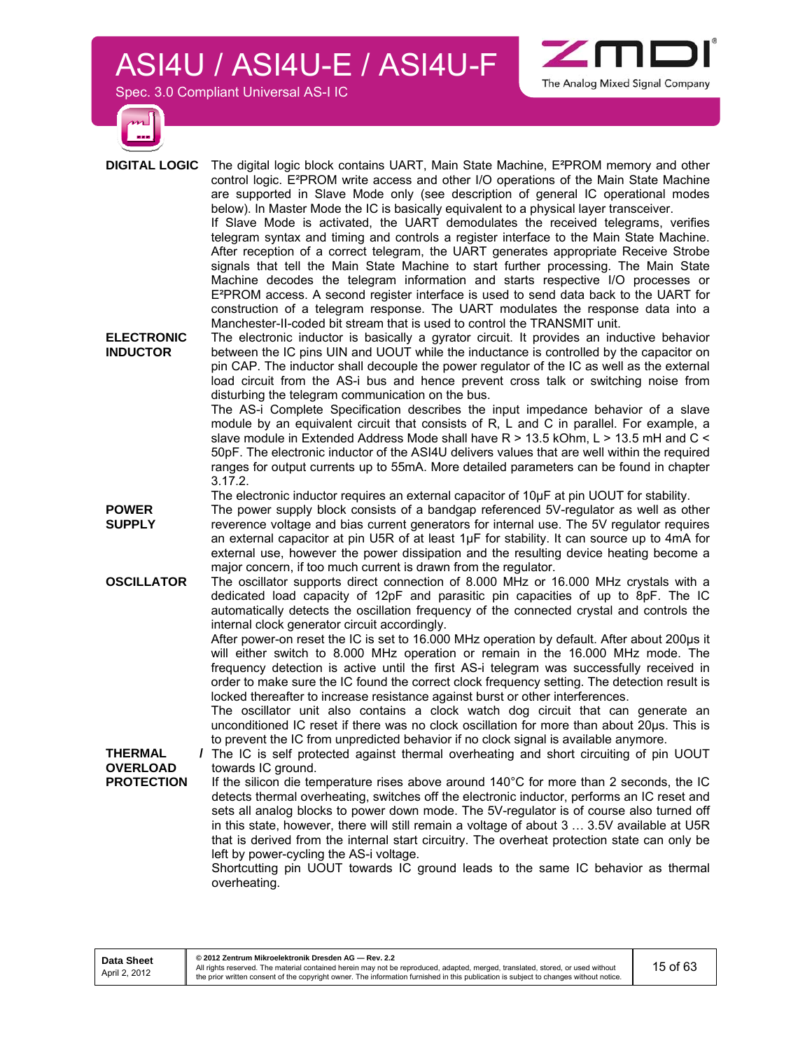**DIGITAL LOGIC** The digital logic block contains UART, Main State Machine, E²PROM memory and other control logic. E²PROM write access and other I/O operations of the Main State Machine are supported in Slave Mode only (see description of general IC operational modes below). In Master Mode the IC is basically equivalent to a physical layer transceiver.

If Slave Mode is activated, the UART demodulates the received telegrams, verifies telegram syntax and timing and controls a register interface to the Main State Machine. After reception of a correct telegram, the UART generates appropriate Receive Strobe signals that tell the Main State Machine to start further processing. The Main State Machine decodes the telegram information and starts respective I/O processes or E²PROM access. A second register interface is used to send data back to the UART for construction of a telegram response. The UART modulates the response data into a Manchester-II-coded bit stream that is used to control the TRANSMIT unit.

**ELECTRONIC INDUCTOR** The electronic inductor is basically a gyrator circuit. It provides an inductive behavior between the IC pins UIN and UOUT while the inductance is controlled by the capacitor on pin CAP. The inductor shall decouple the power regulator of the IC as well as the external load circuit from the AS-i bus and hence prevent cross talk or switching noise from disturbing the telegram communication on the bus.

The AS-i Complete Specification describes the input impedance behavior of a slave module by an equivalent circuit that consists of R, L and C in parallel. For example, a slave module in Extended Address Mode shall have R > 13.5 kOhm, L > 13.5 mH and C < 50pF. The electronic inductor of the ASI4U delivers values that are well within the required ranges for output currents up to 55mA. More detailed parameters can be found in chapter 3.17.2.

The electronic inductor requires an external capacitor of 10µF at pin UOUT for stability.

**POWER SUPPLY** The power supply block consists of a bandgap referenced 5V-regulator as well as other reverence voltage and bias current generators for internal use. The 5V regulator requires an external capacitor at pin U5R of at least 1µF for stability. It can source up to 4mA for external use, however the power dissipation and the resulting device heating become a major concern, if too much current is drawn from the regulator.

**OSCILLATOR** The oscillator supports direct connection of 8.000 MHz or 16.000 MHz crystals with a dedicated load capacity of 12pF and parasitic pin capacities of up to 8pF. The IC automatically detects the oscillation frequency of the connected crystal and controls the internal clock generator circuit accordingly.

After power-on reset the IC is set to 16.000 MHz operation by default. After about 200µs it will either switch to 8.000 MHz operation or remain in the 16.000 MHz mode. The frequency detection is active until the first AS-i telegram was successfully received in order to make sure the IC found the correct clock frequency setting. The detection result is locked thereafter to increase resistance against burst or other interferences.

The oscillator unit also contains a clock watch dog circuit that can generate an unconditioned IC reset if there was no clock oscillation for more than about 20µs. This is to prevent the IC from unpredicted behavior if no clock signal is available anymore.

**THERMAL / OVERLOAD PROTECTION** The IC is self protected against thermal overheating and short circuiting of pin UOUT towards IC ground.

If the silicon die temperature rises above around 140°C for more than 2 seconds, the IC detects thermal overheating, switches off the electronic inductor, performs an IC reset and sets all analog blocks to power down mode. The 5V-regulator is of course also turned off in this state, however, there will still remain a voltage of about 3 … 3.5V available at U5R that is derived from the internal start circuitry. The overheat protection state can only be left by power-cycling the AS-i voltage.

Shortcutting pin UOUT towards IC ground leads to the same IC behavior as thermal overheating.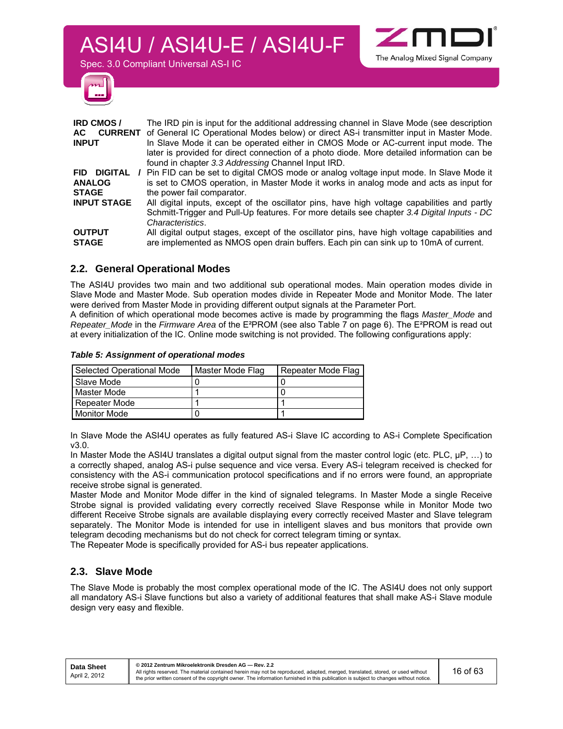| | |
|---|---|
| **IRD CMOS / AC CURRENT INPUT** | The IRD pin is input for the additional addressing channel in Slave Mode (see description of General IC Operational Modes below) or direct AS-i transmitter input in Master Mode. In Slave Mode it can be operated either in CMOS Mode or AC-current input mode. The later is provided for direct connection of a photo diode. More detailed information can be found in chapter *3.3 Addressing* Channel Input IRD. |
| **FID DIGITAL / ANALOG STAGE** | Pin FID can be set to digital CMOS mode or analog voltage input mode. In Slave Mode it is set to CMOS operation, in Master Mode it works in analog mode and acts as input for the power fail comparator. |
| **INPUT STAGE** | All digital inputs, except of the oscillator pins, have high voltage capabilities and partly Schmitt-Trigger and Pull-Up features. For more details see chapter *3.4 Digital Inputs - DC Characteristics*. |
| **OUTPUT STAGE** | All digital output stages, except of the oscillator pins, have high voltage capabilities and are implemented as NMOS open drain buffers. Each pin can sink up to 10mA of current. |

## 2.2. General Operational Modes

The ASI4U provides two main and two additional sub operational modes. Main operation modes divide in Slave Mode and Master Mode. Sub operation modes divide in Repeater Mode and Monitor Mode. The later were derived from Master Mode in providing different output signals at the Parameter Port.

A definition of which operational mode becomes active is made by programming the flags *Master_Mode* and *Repeater_Mode* in the *Firmware Area* of the E²PROM (see also Table 7 on page 6). The E²PROM is read out at every initialization of the IC. Online mode switching is not provided. The following configurations apply:

***Table 5: Assignment of operational modes***

| Selected Operational Mode | Master Mode Flag | Repeater Mode Flag |
|---|---|---|
| Slave Mode | 0 | 0 |
| Master Mode | 1 | 0 |
| Repeater Mode | 1 | 1 |
| Monitor Mode | 0 | 1 |

In Slave Mode the ASI4U operates as fully featured AS-i Slave IC according to AS-i Complete Specification v3.0.

In Master Mode the ASI4U translates a digital output signal from the master control logic (etc. PLC, µP, …) to a correctly shaped, analog AS-i pulse sequence and vice versa. Every AS-i telegram received is checked for consistency with the AS-i communication protocol specifications and if no errors were found, an appropriate receive strobe signal is generated.

Master Mode and Monitor Mode differ in the kind of signaled telegrams. In Master Mode a single Receive Strobe signal is provided validating every correctly received Slave Response while in Monitor Mode two different Receive Strobe signals are available displaying every correctly received Master and Slave telegram separately. The Monitor Mode is intended for use in intelligent slaves and bus monitors that provide own telegram decoding mechanisms but do not check for correct telegram timing or syntax.

The Repeater Mode is specifically provided for AS-i bus repeater applications.

## 2.3. Slave Mode

The Slave Mode is probably the most complex operational mode of the IC. The ASI4U does not only support all mandatory AS-i Slave functions but also a variety of additional features that shall make AS-i Slave module design very easy and flexible.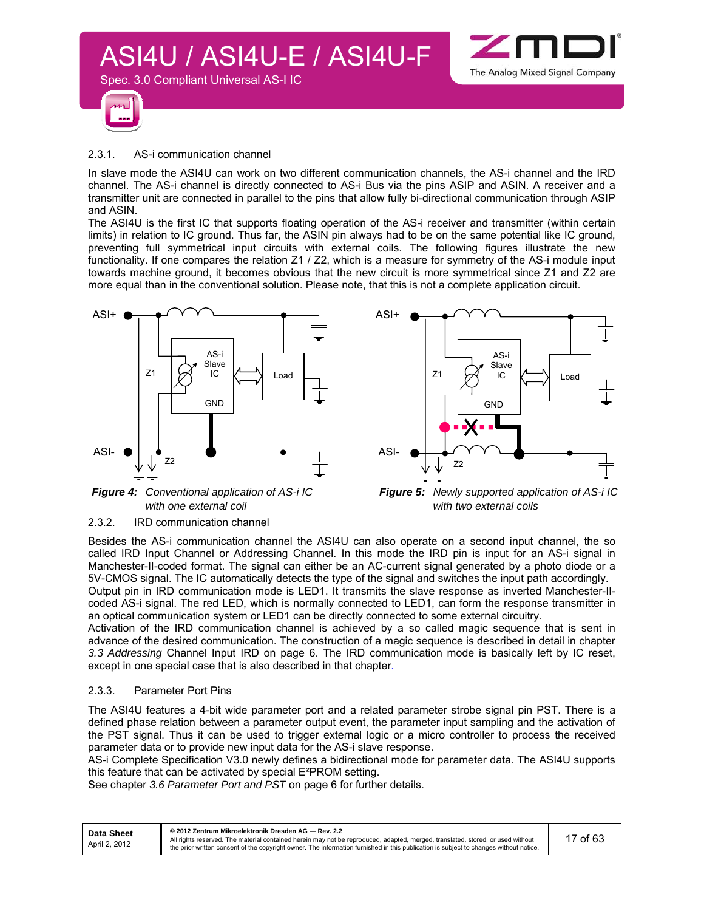### 2.3.1. AS-i communication channel

In slave mode the ASI4U can work on two different communication channels, the AS-i channel and the IRD channel. The AS-i channel is directly connected to AS-i Bus via the pins ASIP and ASIN. A receiver and a transmitter unit are connected in parallel to the pins that allow fully bi-directional communication through ASIP and ASIN.

The ASI4U is the first IC that supports floating operation of the AS-i receiver and transmitter (within certain limits) in relation to IC ground. Thus far, the ASIN pin always had to be on the same potential like IC ground, preventing full symmetrical input circuits with external coils. The following figures illustrate the new functionality. If one compares the relation Z1 / Z2, which is a measure for symmetry of the AS-i module input towards machine ground, it becomes obvious that the new circuit is more symmetrical since Z1 and Z2 are more equal than in the conventional solution. Please note, that this is not a complete application circuit.

***Figure 4:*** *Conventional application of AS-i IC with one external coil*

***Figure 5:*** *Newly supported application of AS-i IC with two external coils*

### 2.3.2. IRD communication channel

Besides the AS-i communication channel the ASI4U can also operate on a second input channel, the so called IRD Input Channel or Addressing Channel. In this mode the IRD pin is input for an AS-i signal in Manchester-II-coded format. The signal can either be an AC-current signal generated by a photo diode or a 5V-CMOS signal. The IC automatically detects the type of the signal and switches the input path accordingly.

Output pin in IRD communication mode is LED1. It transmits the slave response as inverted Manchester-II-coded AS-i signal. The red LED, which is normally connected to LED1, can form the response transmitter in an optical communication system or LED1 can be directly connected to some external circuitry.

Activation of the IRD communication channel is achieved by a so called magic sequence that is sent in advance of the desired communication. The construction of a magic sequence is described in detail in chapter *3.3 Addressing* Channel Input IRD on page 6. The IRD communication mode is basically left by IC reset, except in one special case that is also described in that chapter.

### 2.3.3. Parameter Port Pins

The ASI4U features a 4-bit wide parameter port and a related parameter strobe signal pin PST. There is a defined phase relation between a parameter output event, the parameter input sampling and the activation of the PST signal. Thus it can be used to trigger external logic or a micro controller to process the received parameter data or to provide new input data for the AS-i slave response.

AS-i Complete Specification V3.0 newly defines a bidirectional mode for parameter data. The ASI4U supports this feature that can be activated by special E²PROM setting.

See chapter *3.6 Parameter Port and PST* on page 6 for further details.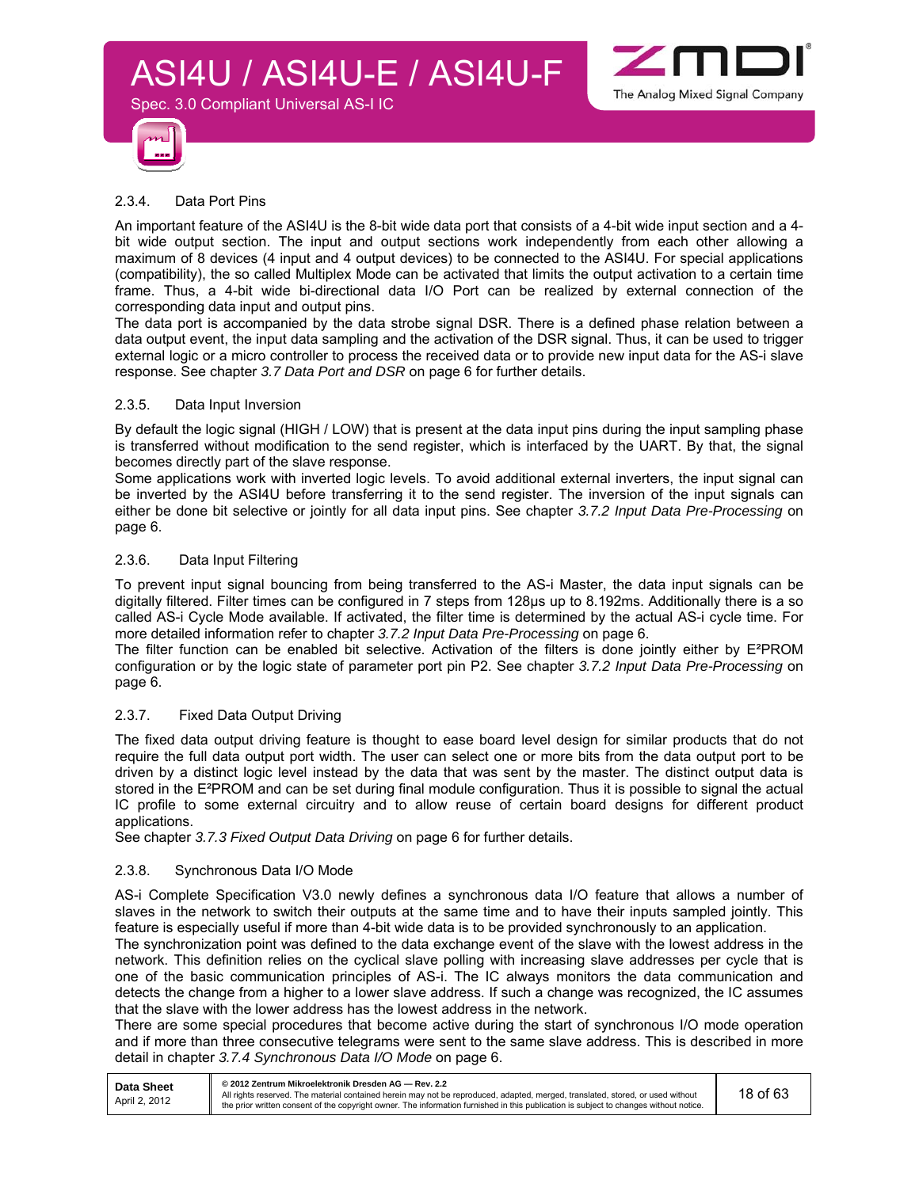### 2.3.4. Data Port Pins

An important feature of the ASI4U is the 8-bit wide data port that consists of a 4-bit wide input section and a 4-bit wide output section. The input and output sections work independently from each other allowing a maximum of 8 devices (4 input and 4 output devices) to be connected to the ASI4U. For special applications (compatibility), the so called Multiplex Mode can be activated that limits the output activation to a certain time frame. Thus, a 4-bit wide bi-directional data I/O Port can be realized by external connection of the corresponding data input and output pins.

The data port is accompanied by the data strobe signal DSR. There is a defined phase relation between a data output event, the input data sampling and the activation of the DSR signal. Thus, it can be used to trigger external logic or a micro controller to process the received data or to provide new input data for the AS-i slave response. See chapter *3.7 Data Port and DSR* on page 6 for further details.

### 2.3.5. Data Input Inversion

By default the logic signal (HIGH / LOW) that is present at the data input pins during the input sampling phase is transferred without modification to the send register, which is interfaced by the UART. By that, the signal becomes directly part of the slave response.

Some applications work with inverted logic levels. To avoid additional external inverters, the input signal can be inverted by the ASI4U before transferring it to the send register. The inversion of the input signals can either be done bit selective or jointly for all data input pins. See chapter *3.7.2 Input Data Pre-Processing* on page 6.

### 2.3.6. Data Input Filtering

To prevent input signal bouncing from being transferred to the AS-i Master, the data input signals can be digitally filtered. Filter times can be configured in 7 steps from 128µs up to 8.192ms. Additionally there is a so called AS-i Cycle Mode available. If activated, the filter time is determined by the actual AS-i cycle time. For more detailed information refer to chapter *3.7.2 Input Data Pre-Processing* on page 6.

The filter function can be enabled bit selective. Activation of the filters is done jointly either by E²PROM configuration or by the logic state of parameter port pin P2. See chapter *3.7.2 Input Data Pre-Processing* on page 6.

### 2.3.7. Fixed Data Output Driving

The fixed data output driving feature is thought to ease board level design for similar products that do not require the full data output port width. The user can select one or more bits from the data output port to be driven by a distinct logic level instead by the data that was sent by the master. The distinct output data is stored in the E²PROM and can be set during final module configuration. Thus it is possible to signal the actual IC profile to some external circuitry and to allow reuse of certain board designs for different product applications.

See chapter *3.7.3 Fixed Output Data Driving* on page 6 for further details.

### 2.3.8. Synchronous Data I/O Mode

AS-i Complete Specification V3.0 newly defines a synchronous data I/O feature that allows a number of slaves in the network to switch their outputs at the same time and to have their inputs sampled jointly. This feature is especially useful if more than 4-bit wide data is to be provided synchronously to an application.

The synchronization point was defined to the data exchange event of the slave with the lowest address in the network. This definition relies on the cyclical slave polling with increasing slave addresses per cycle that is one of the basic communication principles of AS-i. The IC always monitors the data communication and detects the change from a higher to a lower slave address. If such a change was recognized, the IC assumes that the slave with the lower address has the lowest address in the network.

There are some special procedures that become active during the start of synchronous I/O mode operation and if more than three consecutive telegrams were sent to the same slave address. This is described in more detail in chapter *3.7.4 Synchronous Data I/O Mode* on page 6.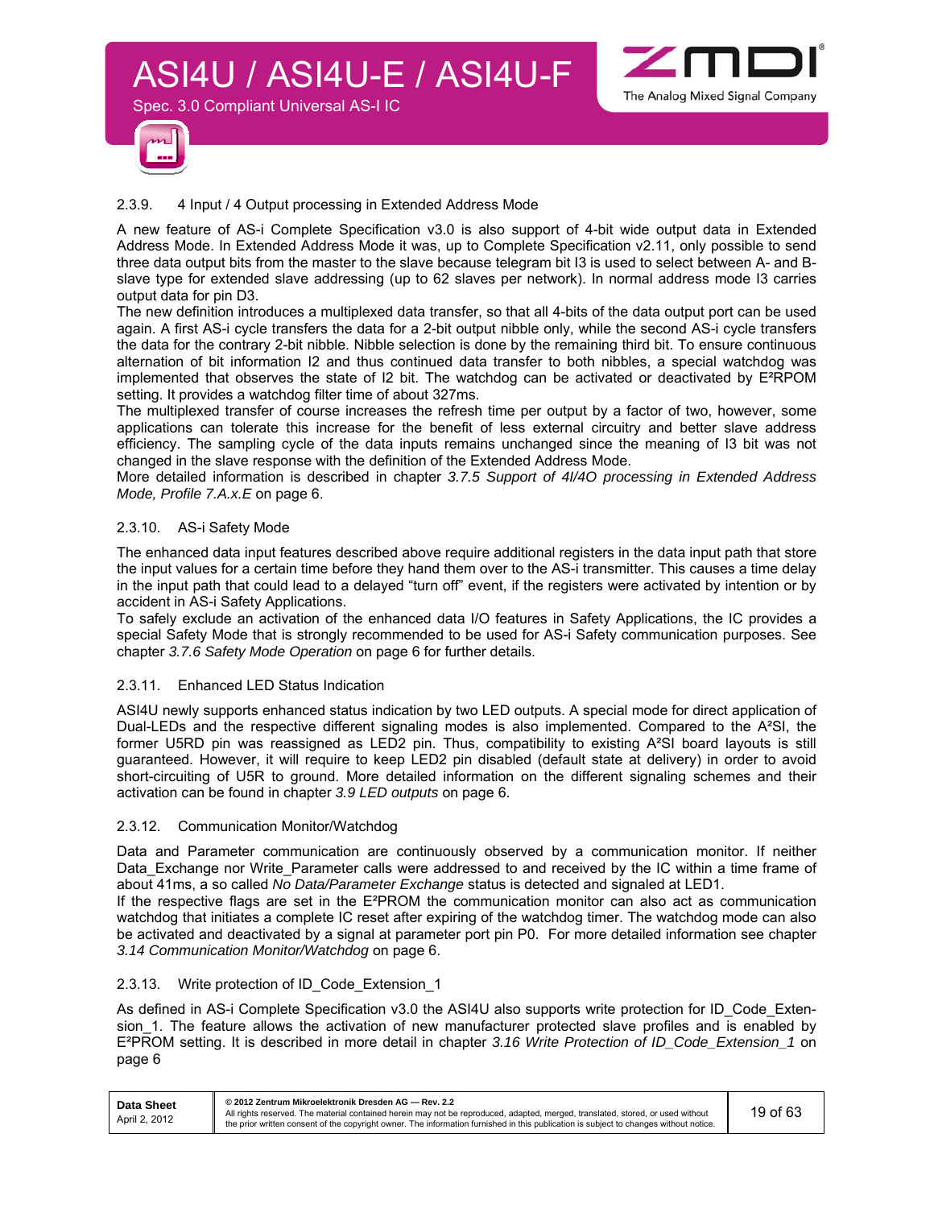### 2.3.9. 4 Input / 4 Output processing in Extended Address Mode

A new feature of AS-i Complete Specification v3.0 is also support of 4-bit wide output data in Extended Address Mode. In Extended Address Mode it was, up to Complete Specification v2.11, only possible to send three data output bits from the master to the slave because telegram bit I3 is used to select between A- and B-slave type for extended slave addressing (up to 62 slaves per network). In normal address mode I3 carries output data for pin D3.

The new definition introduces a multiplexed data transfer, so that all 4-bits of the data output port can be used again. A first AS-i cycle transfers the data for a 2-bit output nibble only, while the second AS-i cycle transfers the data for the contrary 2-bit nibble. Nibble selection is done by the remaining third bit. To ensure continuous alternation of bit information I2 and thus continued data transfer to both nibbles, a special watchdog was implemented that observes the state of I2 bit. The watchdog can be activated or deactivated by E²RPOM setting. It provides a watchdog filter time of about 327ms.

The multiplexed transfer of course increases the refresh time per output by a factor of two, however, some applications can tolerate this increase for the benefit of less external circuitry and better slave address efficiency. The sampling cycle of the data inputs remains unchanged since the meaning of I3 bit was not changed in the slave response with the definition of the Extended Address Mode.

More detailed information is described in chapter *3.7.5 Support of 4I/4O processing in Extended Address Mode, Profile 7.A.x.E* on page 6.

### 2.3.10. AS-i Safety Mode

The enhanced data input features described above require additional registers in the data input path that store the input values for a certain time before they hand them over to the AS-i transmitter. This causes a time delay in the input path that could lead to a delayed "turn off" event, if the registers were activated by intention or by accident in AS-i Safety Applications.

To safely exclude an activation of the enhanced data I/O features in Safety Applications, the IC provides a special Safety Mode that is strongly recommended to be used for AS-i Safety communication purposes. See chapter *3.7.6 Safety Mode Operation* on page 6 for further details.

### 2.3.11. Enhanced LED Status Indication

ASI4U newly supports enhanced status indication by two LED outputs. A special mode for direct application of Dual-LEDs and the respective different signaling modes is also implemented. Compared to the A²SI, the former U5RD pin was reassigned as LED2 pin. Thus, compatibility to existing A²SI board layouts is still guaranteed. However, it will require to keep LED2 pin disabled (default state at delivery) in order to avoid short-circuiting of U5R to ground. More detailed information on the different signaling schemes and their activation can be found in chapter *3.9 LED outputs* on page 6.

### 2.3.12. Communication Monitor/Watchdog

Data and Parameter communication are continuously observed by a communication monitor. If neither Data_Exchange nor Write_Parameter calls were addressed to and received by the IC within a time frame of about 41ms, a so called *No Data/Parameter Exchange* status is detected and signaled at LED1.

If the respective flags are set in the E²PROM the communication monitor can also act as communication watchdog that initiates a complete IC reset after expiring of the watchdog timer. The watchdog mode can also be activated and deactivated by a signal at parameter port pin P0. For more detailed information see chapter *3.14 Communication Monitor/Watchdog* on page 6.

### 2.3.13. Write protection of ID_Code_Extension_1

As defined in AS-i Complete Specification v3.0 the ASI4U also supports write protection for ID_Code_Extension_1. The feature allows the activation of new manufacturer protected slave profiles and is enabled by E²PROM setting. It is described in more detail in chapter *3.16 Write Protection of ID_Code_Extension_1* on page 6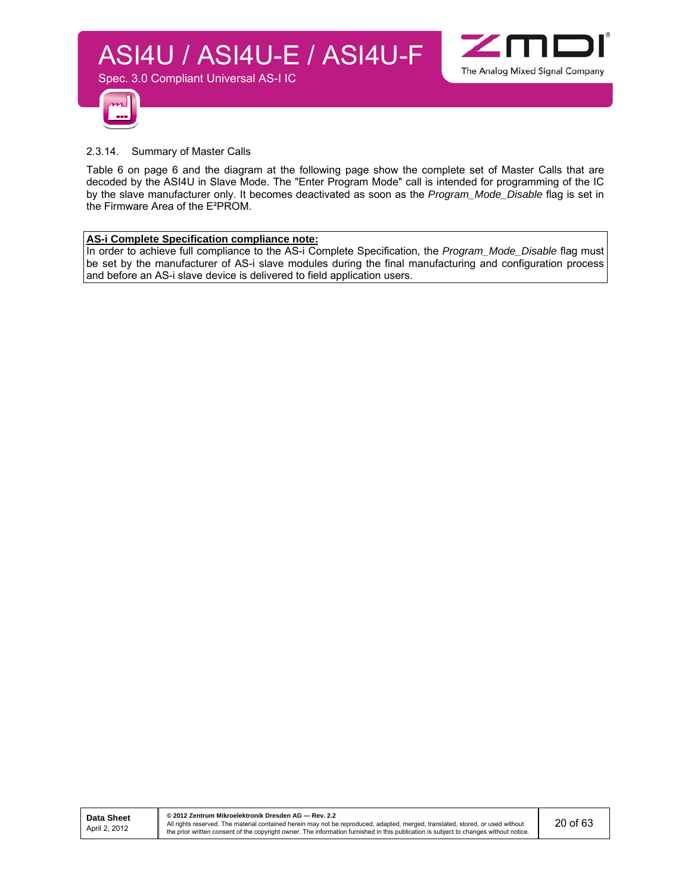### 2.3.14. Summary of Master Calls

Table 6 on page 6 and the diagram at the following page show the complete set of Master Calls that are decoded by the ASI4U in Slave Mode. The "Enter Program Mode" call is intended for programming of the IC by the slave manufacturer only. It becomes deactivated as soon as the *Program_Mode_Disable* flag is set in the Firmware Area of the E²PROM.

| **AS-i Complete Specification compliance note:** |
| --- |
| In order to achieve full compliance to the AS-i Complete Specification, the *Program_Mode_Disable* flag must be set by the manufacturer of AS-i slave modules during the final manufacturing and configuration process and before an AS-i slave device is delivered to field application users. |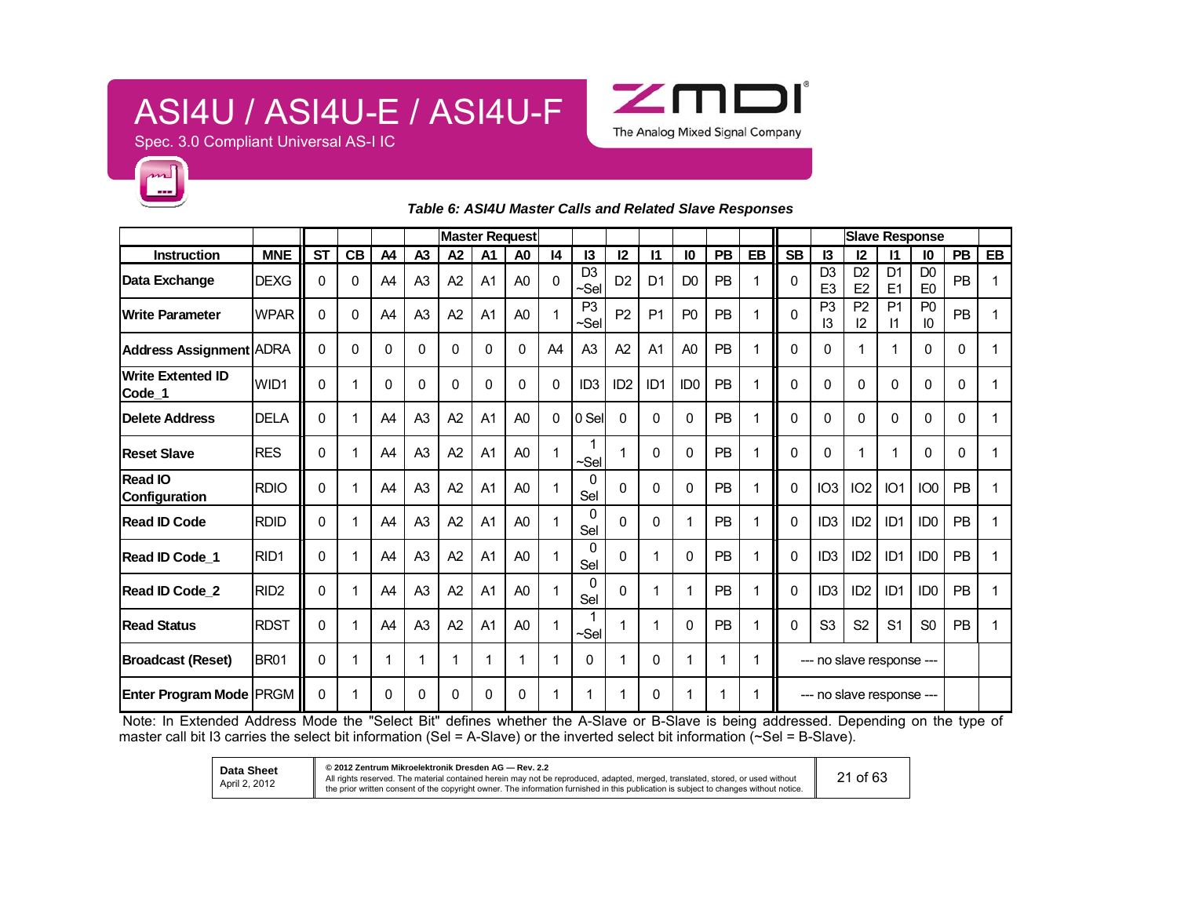***Table 6: ASI4U Master Calls and Related Slave Responses***

| | | Master Request | | | | | | | | | | | | | | | Slave Response | | | | | | |
|---|---|---|---|---|---|---|---|---|---|---|---|---|---|---|---|---|---|---|---|---|---|---|---|
| **Instruction** | **MNE** | **ST** | **CB** | **A4** | **A3** | **A2** | **A1** | **A0** | **I4** | **I3** | **I2** | **I1** | **I0** | **PB** | **EB** | **SB** | **I3** | **I2** | **I1** | **I0** | **PB** | **EB** |
| **Data Exchange** | DEXG | 0 | 0 | A4 | A3 | A2 | A1 | A0 | 0 | D3 ~Sel | D2 | D1 | D0 | PB | 1 | 0 | D3 E3 | D2 E2 | D1 E1 | D0 E0 | PB | 1 |
| **Write Parameter** | WPAR | 0 | 0 | A4 | A3 | A2 | A1 | A0 | 1 | P3 ~Sel | P2 | P1 | P0 | PB | 1 | 0 | P3 I3 | P2 I2 | P1 I1 | P0 I0 | PB | 1 |
| **Address Assignment** | ADRA | 0 | 0 | 0 | 0 | 0 | 0 | 0 | A4 | A3 | A2 | A1 | A0 | PB | 1 | 0 | 0 | 1 | 1 | 0 | 0 | 1 |
| **Write Extented ID Code_1** | WID1 | 0 | 1 | 0 | 0 | 0 | 0 | 0 | 0 | ID3 | ID2 | ID1 | ID0 | PB | 1 | 0 | 0 | 0 | 0 | 0 | 0 | 1 |
| **Delete Address** | DELA | 0 | 1 | A4 | A3 | A2 | A1 | A0 | 0 | 0 Sel | 0 | 0 | 0 | PB | 1 | 0 | 0 | 0 | 0 | 0 | 0 | 1 |
| **Reset Slave** | RES | 0 | 1 | A4 | A3 | A2 | A1 | A0 | 1 | 1 ~Sel | 1 | 0 | 0 | PB | 1 | 0 | 0 | 1 | 1 | 0 | 0 | 1 |
| **Read IO Configuration** | RDIO | 0 | 1 | A4 | A3 | A2 | A1 | A0 | 1 | 0 Sel | 0 | 0 | 0 | PB | 1 | 0 | IO3 | IO2 | IO1 | IO0 | PB | 1 |
| **Read ID Code** | RDID | 0 | 1 | A4 | A3 | A2 | A1 | A0 | 1 | 0 Sel | 0 | 0 | 1 | PB | 1 | 0 | ID3 | ID2 | ID1 | ID0 | PB | 1 |
| **Read ID Code_1** | RID1 | 0 | 1 | A4 | A3 | A2 | A1 | A0 | 1 | 0 Sel | 0 | 1 | 0 | PB | 1 | 0 | ID3 | ID2 | ID1 | ID0 | PB | 1 |
| **Read ID Code_2** | RID2 | 0 | 1 | A4 | A3 | A2 | A1 | A0 | 1 | 0 Sel | 0 | 1 | 1 | PB | 1 | 0 | ID3 | ID2 | ID1 | ID0 | PB | 1 |
| **Read Status** | RDST | 0 | 1 | A4 | A3 | A2 | A1 | A0 | 1 | 1 ~Sel | 1 | 1 | 0 | PB | 1 | 0 | S3 | S2 | S1 | S0 | PB | 1 |
| **Broadcast (Reset)** | BR01 | 0 | 1 | 1 | 1 | 1 | 1 | 1 | 1 | 0 | 1 | 0 | 1 | 1 | 1 | --- no slave response --- | | | | | | |
| **Enter Program Mode** | PRGM | 0 | 1 | 0 | 0 | 0 | 0 | 0 | 1 | 1 | 1 | 0 | 1 | 1 | 1 | --- no slave response --- | | | | | | |

Note: In Extended Address Mode the "Select Bit" defines whether the A-Slave or B-Slave is being addressed. Depending on the type of master call bit I3 carries the select bit information (Sel = A-Slave) or the inverted select bit information (~Sel = B-Slave).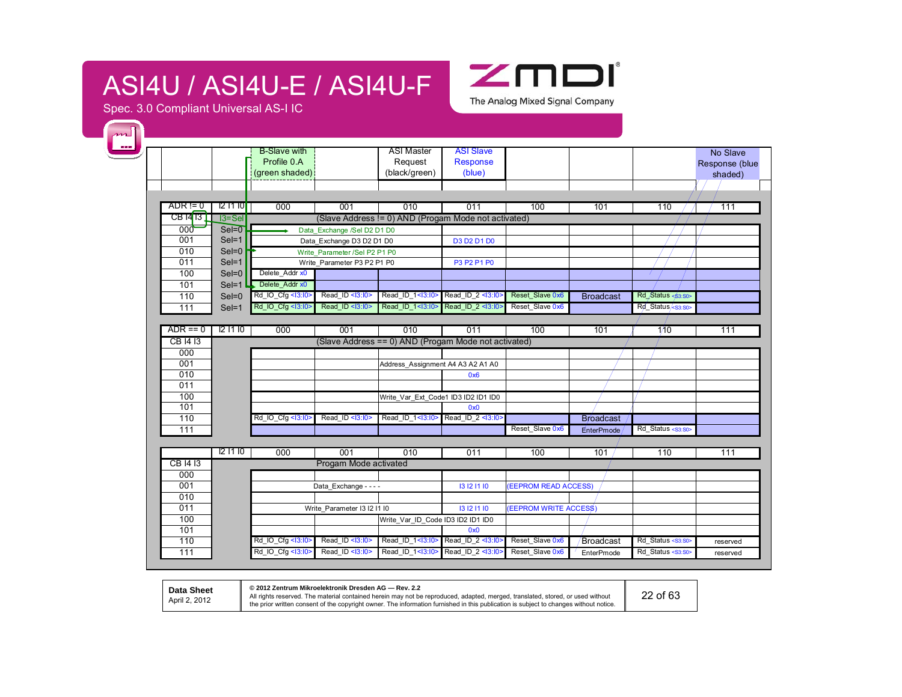| | | B-Slave with Profile 0.A (green shaded) | | ASI Master Request (black/green) | ASI Slave Response (blue) | | | | No Slave Response (blue shaded) |
|---|---|---|---|---|---|---|---|---|---|

**(Slave Address != 0) AND (Progam Mode not activated)**

| ADR != 0 CB I4 I3 | I2 I1 I0 I3=Sel | 000 | 001 | 010 | 011 | 100 | 101 | 110 | 111 |
|---|---|---|---|---|---|---|---|---|---|
| 000 | Sel=0 | Data_Exchange /Sel D2 D1 D0 | | | | | | | |
| 001 | Sel=1 | Data_Exchange D3 D2 D1 D0 | | | D3 D2 D1 D0 | | | | |
| 010 | Sel=0 | Write_Parameter /Sel P2 P1 P0 | | | | | | | |
| 011 | Sel=1 | Write_Parameter P3 P2 P1 P0 | | | P3 P2 P1 P0 | | | | |
| 100 | Sel=0 | Delete_Addr x0 | | | | | | | |
| 101 | Sel=1 | Delete_Addr x0 | | | | | | | |
| 110 | Sel=0 | Rd_IO_Cfg <I3:I0> | Read_ID <I3:I0> | Read_ID_1<I3:I0> | Read_ID_2 <I3:I0> | Reset_Slave 0x6 | Broadcast | Rd_Status <S3:S0> | |
| 111 | Sel=1 | Rd_IO_Cfg <I3:I0> | Read_ID <I3:I0> | Read_ID_1<I3:I0> | Read_ID_2 <I3:I0> | Reset_Slave 0x6 | | Rd_Status <S3:S0> | |

**(Slave Address == 0) AND (Progam Mode not activated)**

| ADR == 0 CB I4 I3 | I2 I1 I0 | 000 | 001 | 010 | 011 | 100 | 101 | 110 | 111 |
|---|---|---|---|---|---|---|---|---|---|
| 000 | | | | | | | | | |
| 001 | | | | Address_Assignment A4 A3 A2 A1 A0 | | | | | |
| 010 | | | | | 0x6 | | | | |
| 011 | | | | | | | | | |
| 100 | | | | Write_Var_Ext_Code1 ID3 ID2 ID1 ID0 | | | | | |
| 101 | | | | | 0x0 | | | | |
| 110 | | Rd_IO_Cfg <I3:I0> | Read_ID <I3:I0> | Read_ID_1<I3:I0> | Read_ID_2 <I3:I0> | | Broadcast | | |
| 111 | | | | | | Reset_Slave 0x6 | EnterPmode | Rd_Status <S3:S0> | |

**Progam Mode activated**

| CB I4 I3 | I2 I1 I0 | 000 | 001 | 010 | 011 | 100 | 101 | 110 | 111 |
|---|---|---|---|---|---|---|---|---|---|
| 000 | | | | | | | | | |
| 001 | | Data_Exchange - - - - | | | I3 I2 I1 I0 | (EEPROM READ ACCESS) | | | |
| 010 | | | | | | | | | |
| 011 | | Write_Parameter I3 I2 I1 I0 | | | I3 I2 I1 I0 | (EEPROM WRITE ACCESS) | | | |
| 100 | | | | Write_Var_ID_Code ID3 ID2 ID1 ID0 | | | | | |
| 101 | | | | | 0x0 | | | | |
| 110 | | Rd_IO_Cfg <I3:I0> | Read_ID <I3:I0> | Read_ID_1<I3:I0> | Read_ID_2 <I3:I0> | Reset_Slave 0x6 | Broadcast | Rd_Status <S3:S0> | reserved |
| 111 | | Rd_IO_Cfg <I3:I0> | Read_ID <I3:I0> | Read_ID_1<I3:I0> | Read_ID_2 <I3:I0> | Reset_Slave 0x6 | EnterPmode | Rd_Status <S3:S0> | reserved |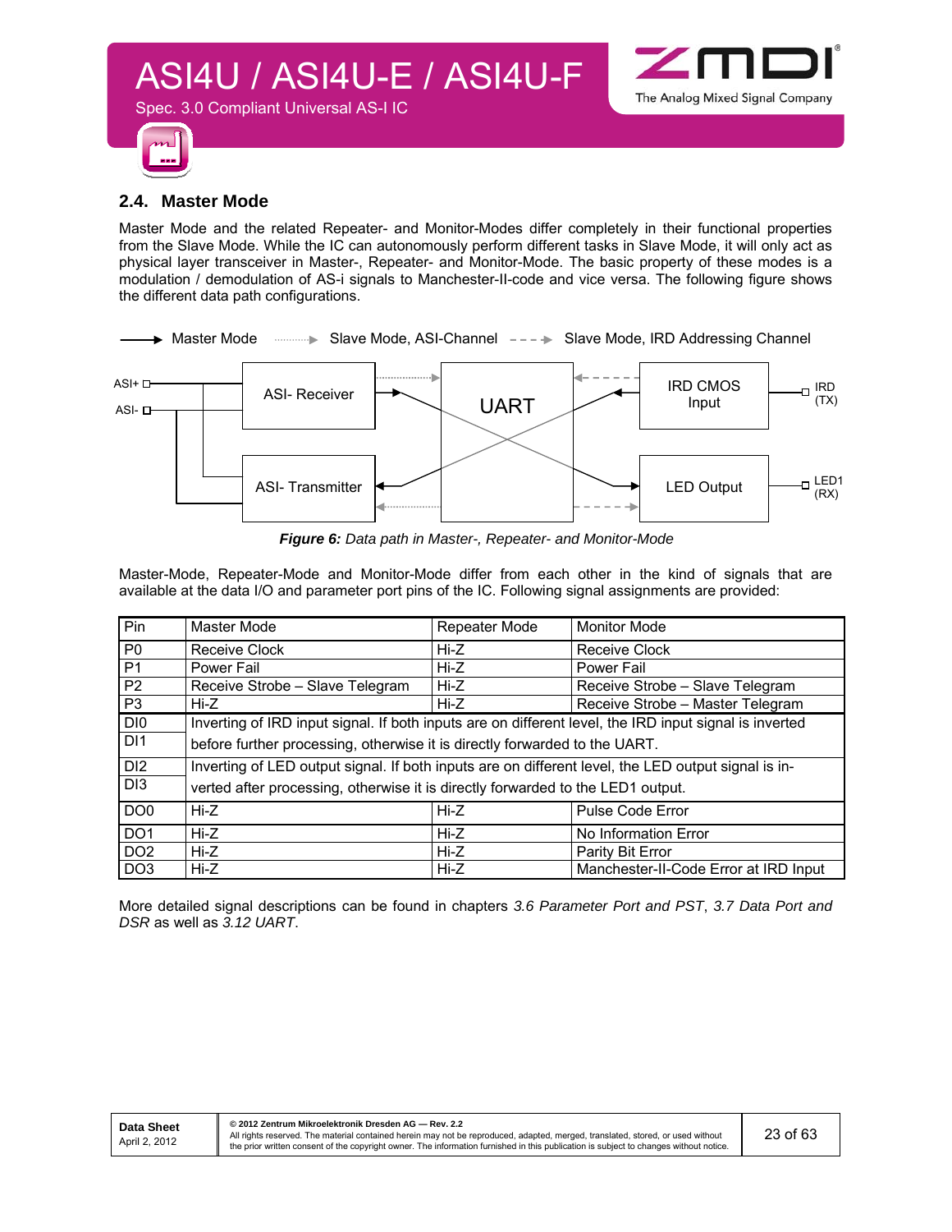## 2.4. Master Mode

Master Mode and the related Repeater- and Monitor-Modes differ completely in their functional properties from the Slave Mode. While the IC can autonomously perform different tasks in Slave Mode, it will only act as physical layer transceiver in Master-, Repeater- and Monitor-Mode. The basic property of these modes is a modulation / demodulation of AS-i signals to Manchester-II-code and vice versa. The following figure shows the different data path configurations.

***Figure 6:*** *Data path in Master-, Repeater- and Monitor-Mode*

Master-Mode, Repeater-Mode and Monitor-Mode differ from each other in the kind of signals that are available at the data I/O and parameter port pins of the IC. Following signal assignments are provided:

| Pin | Master Mode | Repeater Mode | Monitor Mode |
|---|---|---|---|
| P0 | Receive Clock | Hi-Z | Receive Clock |
| P1 | Power Fail | Hi-Z | Power Fail |
| P2 | Receive Strobe – Slave Telegram | Hi-Z | Receive Strobe – Slave Telegram |
| P3 | Hi-Z | Hi-Z | Receive Strobe – Master Telegram |
| DI0<br>DI1 | Inverting of IRD input signal. If both inputs are on different level, the IRD input signal is inverted before further processing, otherwise it is directly forwarded to the UART. | | |
| DI2<br>DI3 | Inverting of LED output signal. If both inputs are on different level, the LED output signal is inverted after processing, otherwise it is directly forwarded to the LED1 output. | | |
| DO0 | Hi-Z | Hi-Z | Pulse Code Error |
| DO1 | Hi-Z | Hi-Z | No Information Error |
| DO2 | Hi-Z | Hi-Z | Parity Bit Error |
| DO3 | Hi-Z | Hi-Z | Manchester-II-Code Error at IRD Input |

More detailed signal descriptions can be found in chapters *3.6 Parameter Port and PST*, *3.7 Data Port and DSR* as well as *3.12 UART*.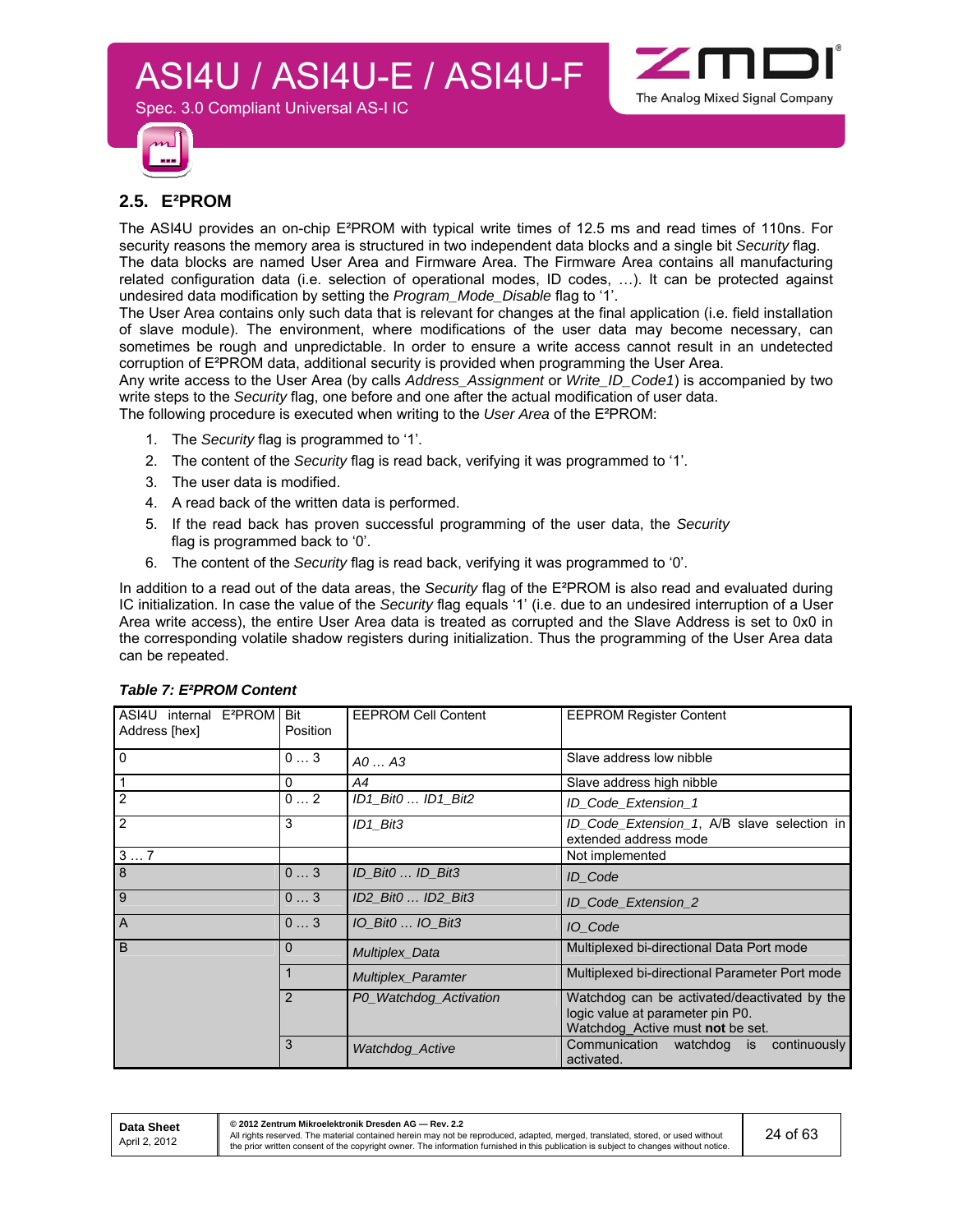## 2.5. E²PROM

The ASI4U provides an on-chip E²PROM with typical write times of 12.5 ms and read times of 110ns. For security reasons the memory area is structured in two independent data blocks and a single bit *Security* flag. The data blocks are named User Area and Firmware Area. The Firmware Area contains all manufacturing related configuration data (i.e. selection of operational modes, ID codes, …). It can be protected against undesired data modification by setting the *Program_Mode_Disable* flag to '1'.

The User Area contains only such data that is relevant for changes at the final application (i.e. field installation of slave module). The environment, where modifications of the user data may become necessary, can sometimes be rough and unpredictable. In order to ensure a write access cannot result in an undetected corruption of E²PROM data, additional security is provided when programming the User Area.

Any write access to the User Area (by calls *Address_Assignment* or *Write_ID_Code1*) is accompanied by two write steps to the *Security* flag, one before and one after the actual modification of user data.

The following procedure is executed when writing to the *User Area* of the E²PROM:

1. The *Security* flag is programmed to '1'.
2. The content of the *Security* flag is read back, verifying it was programmed to '1'.
3. The user data is modified.
4. A read back of the written data is performed.
5. If the read back has proven successful programming of the user data, the *Security* flag is programmed back to '0'.
6. The content of the *Security* flag is read back, verifying it was programmed to '0'.

In addition to a read out of the data areas, the *Security* flag of the E²PROM is also read and evaluated during IC initialization. In case the value of the *Security* flag equals '1' (i.e. due to an undesired interruption of a User Area write access), the entire User Area data is treated as corrupted and the Slave Address is set to 0x0 in the corresponding volatile shadow registers during initialization. Thus the programming of the User Area data can be repeated.

***Table 7: E²PROM Content***

| ASI4U internal E²PROM Address [hex] | Bit Position | EEPROM Cell Content | EEPROM Register Content |
|---|---|---|---|
| 0 | 0 … 3 | *A0 … A3* | Slave address low nibble |
| 1 | 0 | *A4* | Slave address high nibble |
| 2 | 0 … 2 | *ID1_Bit0 … ID1_Bit2* | *ID_Code_Extension_1* |
| 2 | 3 | *ID1_Bit3* | *ID_Code_Extension_1*, A/B slave selection in extended address mode |
| 3 … 7 | | | Not implemented |
| 8 | 0 … 3 | *ID_Bit0 … ID_Bit3* | *ID_Code* |
| 9 | 0 … 3 | *ID2_Bit0 … ID2_Bit3* | *ID_Code_Extension_2* |
| A | 0 … 3 | *IO_Bit0 … IO_Bit3* | *IO_Code* |
| B | 0 | *Multiplex_Data* | Multiplexed bi-directional Data Port mode |
| | 1 | *Multiplex_Paramter* | Multiplexed bi-directional Parameter Port mode |
| | 2 | *P0_Watchdog_Activation* | Watchdog can be activated/deactivated by the logic value at parameter pin P0. Watchdog_Active must **not** be set. |
| | 3 | *Watchdog_Active* | Communication watchdog is continuously activated. |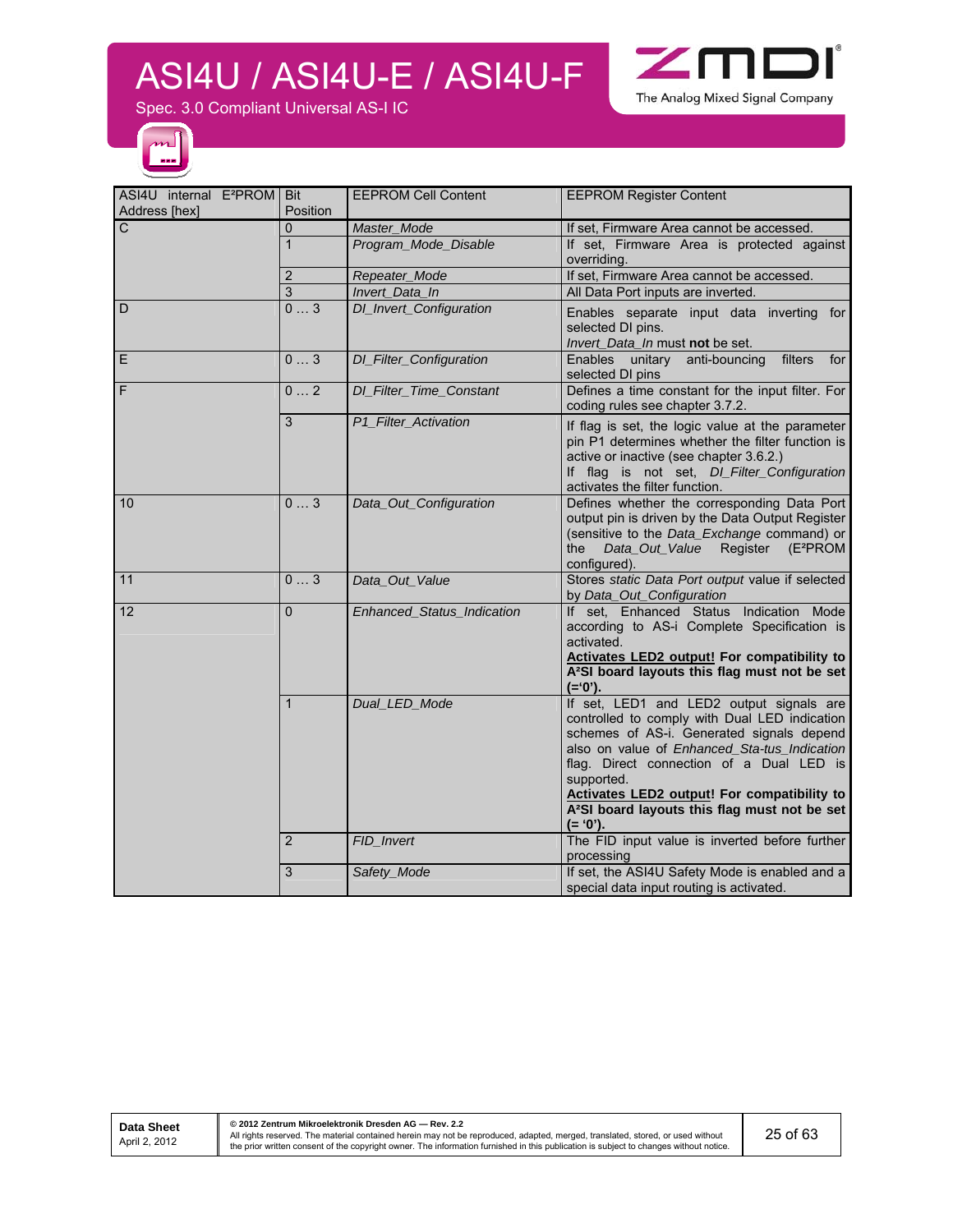| ASI4U internal E²PROM Address [hex] | Bit Position | EEPROM Cell Content | EEPROM Register Content |
|---|---|---|---|
| C | 0 | *Master_Mode* | If set, Firmware Area cannot be accessed. |
| | 1 | *Program_Mode_Disable* | If set, Firmware Area is protected against overriding. |
| | 2 | *Repeater_Mode* | If set, Firmware Area cannot be accessed. |
| | 3 | *Invert_Data_In* | All Data Port inputs are inverted. |
| D | 0 … 3 | *DI_Invert_Configuration* | Enables separate input data inverting for selected DI pins. *Invert_Data_In* must **not** be set. |
| E | 0 … 3 | *DI_Filter_Configuration* | Enables unitary anti-bouncing filters for selected DI pins |
| F | 0 … 2 | *DI_Filter_Time_Constant* | Defines a time constant for the input filter. For coding rules see chapter 3.7.2. |
| | 3 | *P1_Filter_Activation* | If flag is set, the logic value at the parameter pin P1 determines whether the filter function is active or inactive (see chapter 3.6.2.) If flag is not set, *DI_Filter_Configuration* activates the filter function. |
| 10 | 0 … 3 | *Data_Out_Configuration* | Defines whether the corresponding Data Port output pin is driven by the Data Output Register (sensitive to the *Data_Exchange* command) or the *Data_Out_Value* Register (E²PROM configured). |
| 11 | 0 … 3 | *Data_Out_Value* | Stores *static Data Port output* value if selected by *Data_Out_Configuration* |
| 12 | 0 | *Enhanced_Status_Indication* | If set, Enhanced Status Indication Mode according to AS-i Complete Specification is activated. **<u>Activates LED2 output!</u> For compatibility to A²SI board layouts this flag must not be set (='0').** |
| | 1 | *Dual_LED_Mode* | If set, LED1 and LED2 output signals are controlled to comply with Dual LED indication schemes of AS-i. Generated signals depend also on value of *Enhanced_Sta-tus_Indication* flag. Direct connection of a Dual LED is supported. **<u>Activates LED2 output!</u> For compatibility to A²SI board layouts this flag must not be set (= '0').** |
| | 2 | *FID_Invert* | The FID input value is inverted before further processing |
| | 3 | *Safety_Mode* | If set, the ASI4U Safety Mode is enabled and a special data input routing is activated. |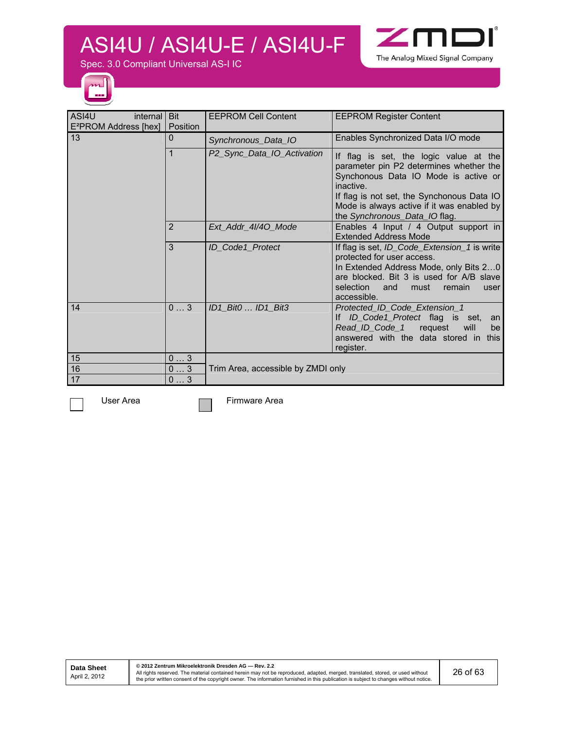| ASI4U internal E²PROM Address [hex] | Bit Position | EEPROM Cell Content | EEPROM Register Content |
|---|---|---|---|
| 13 | 0 | *Synchronous_Data_IO* | Enables Synchronized Data I/O mode |
| | 1 | *P2_Sync_Data_IO_Activation* | If flag is set, the logic value at the parameter pin P2 determines whether the Synchonous Data IO Mode is active or inactive. If flag is not set, the Synchonous Data IO Mode is always active if it was enabled by the *Synchronous_Data_IO* flag. |
| | 2 | *Ext_Addr_4I/4O_Mode* | Enables 4 Input / 4 Output support in Extended Address Mode |
| | 3 | *ID_Code1_Protect* | If flag is set, *ID_Code_Extension_1* is write protected for user access. In Extended Address Mode, only Bits 2…0 are blocked. Bit 3 is used for A/B slave selection and must remain user accessible. |
| 14 | 0 … 3 | *ID1_Bit0 … ID1_Bit3* | *Protected_ID_Code_Extension_1* If *ID_Code1_Protect* flag is set, an *Read_ID_Code_1* request will be answered with the data stored in this register. |
| 15 | 0 … 3 | Trim Area, accessible by ZMDI only | |
| 16 | 0 … 3 | | |
| 17 | 0 … 3 | | |

User Area | Firmware Area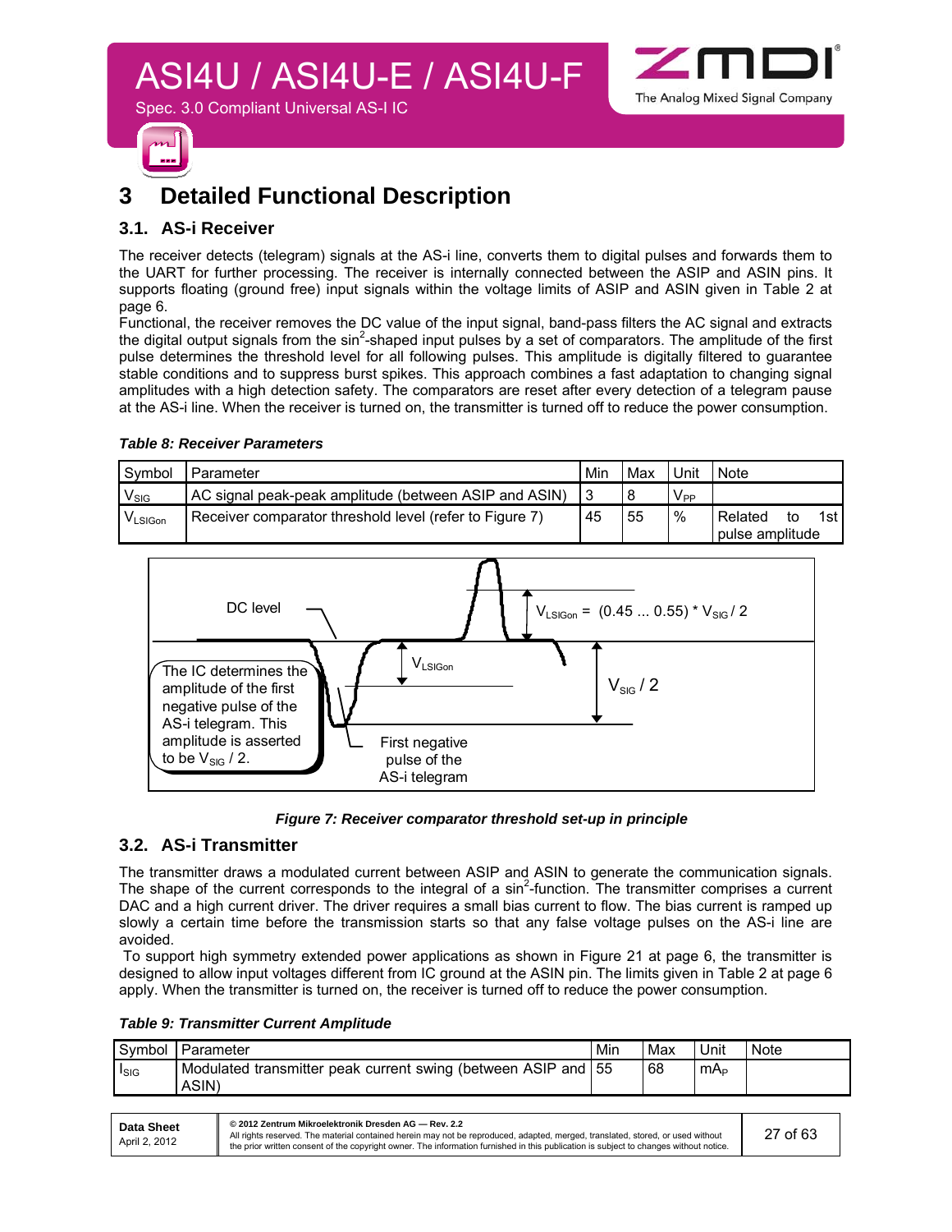# 3 Detailed Functional Description

## 3.1. AS-i Receiver

The receiver detects (telegram) signals at the AS-i line, converts them to digital pulses and forwards them to the UART for further processing. The receiver is internally connected between the ASIP and ASIN pins. It supports floating (ground free) input signals within the voltage limits of ASIP and ASIN given in Table 2 at page 6.

Functional, the receiver removes the DC value of the input signal, band-pass filters the AC signal and extracts the digital output signals from the $\sin^2$-shaped input pulses by a set of comparators. The amplitude of the first pulse determines the threshold level for all following pulses. This amplitude is digitally filtered to guarantee stable conditions and to suppress burst spikes. This approach combines a fast adaptation to changing signal amplitudes with a high detection safety. The comparators are reset after every detection of a telegram pause at the AS-i line. When the receiver is turned on, the transmitter is turned off to reduce the power consumption.

***Table 8: Receiver Parameters***

| Symbol | Parameter | Min | Max | Unit | Note |
|---|---|---|---|---|---|
| $V_{SIG}$ | AC signal peak-peak amplitude (between ASIP and ASIN) | 3 | 8 | $V_{PP}$ | |
| $V_{LSIGon}$ | Receiver comparator threshold level (refer to Figure 7) | 45 | 55 | % | Related to 1st pulse amplitude |

DC level

$V_{LSIGon} = (0.45 \ldots 0.55) * V_{SIG} / 2$

$V_{LSIGon}$

$V_{SIG} / 2$

The IC determines the amplitude of the first negative pulse of the AS-i telegram. This amplitude is asserted to be $V_{SIG} / 2$.

First negative pulse of the AS-i telegram

***Figure 7: Receiver comparator threshold set-up in principle***

## 3.2. AS-i Transmitter

The transmitter draws a modulated current between ASIP and ASIN to generate the communication signals. The shape of the current corresponds to the integral of a $\sin^2$-function. The transmitter comprises a current DAC and a high current driver. The driver requires a small bias current to flow. The bias current is ramped up slowly a certain time before the transmission starts so that any false voltage pulses on the AS-i line are avoided.

To support high symmetry extended power applications as shown in Figure 21 at page 6, the transmitter is designed to allow input voltages different from IC ground at the ASIN pin. The limits given in Table 2 at page 6 apply. When the transmitter is turned on, the receiver is turned off to reduce the power consumption.

***Table 9: Transmitter Current Amplitude***

| Symbol | Parameter | Min | Max | Unit | Note |
|---|---|---|---|---|---|
| $I_{SIG}$ | Modulated transmitter peak current swing (between ASIP and ASIN) | 55 | 68 | $mA_P$ | |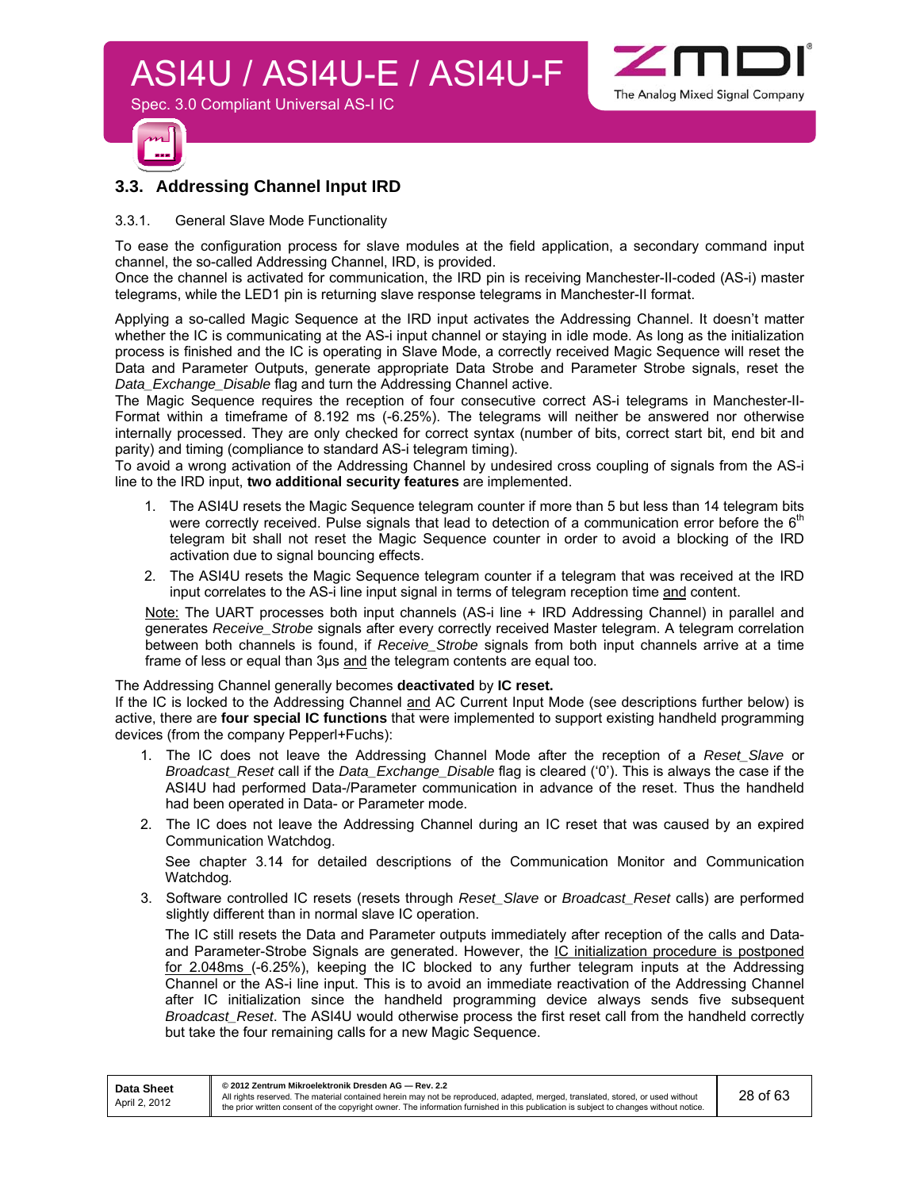## 3.3. Addressing Channel Input IRD

### 3.3.1. General Slave Mode Functionality

To ease the configuration process for slave modules at the field application, a secondary command input channel, the so-called Addressing Channel, IRD, is provided.
Once the channel is activated for communication, the IRD pin is receiving Manchester-II-coded (AS-i) master telegrams, while the LED1 pin is returning slave response telegrams in Manchester-II format.

Applying a so-called Magic Sequence at the IRD input activates the Addressing Channel. It doesn't matter whether the IC is communicating at the AS-i input channel or staying in idle mode. As long as the initialization process is finished and the IC is operating in Slave Mode, a correctly received Magic Sequence will reset the Data and Parameter Outputs, generate appropriate Data Strobe and Parameter Strobe signals, reset the *Data_Exchange_Disable* flag and turn the Addressing Channel active.
The Magic Sequence requires the reception of four consecutive correct AS-i telegrams in Manchester-II-Format within a timeframe of 8.192 ms (-6.25%). The telegrams will neither be answered nor otherwise internally processed. They are only checked for correct syntax (number of bits, correct start bit, end bit and parity) and timing (compliance to standard AS-i telegram timing).
To avoid a wrong activation of the Addressing Channel by undesired cross coupling of signals from the AS-i line to the IRD input, **two additional security features** are implemented.

1. The ASI4U resets the Magic Sequence telegram counter if more than 5 but less than 14 telegram bits were correctly received. Pulse signals that lead to detection of a communication error before the 6$^{th}$ telegram bit shall not reset the Magic Sequence counter in order to avoid a blocking of the IRD activation due to signal bouncing effects.
2. The ASI4U resets the Magic Sequence telegram counter if a telegram that was received at the IRD input correlates to the AS-i line input signal in terms of telegram reception time and content.

   Note: The UART processes both input channels (AS-i line + IRD Addressing Channel) in parallel and generates *Receive_Strobe* signals after every correctly received Master telegram. A telegram correlation between both channels is found, if *Receive_Strobe* signals from both input channels arrive at a time frame of less or equal than 3µs and the telegram contents are equal too.

The Addressing Channel generally becomes **deactivated** by **IC reset.**
If the IC is locked to the Addressing Channel and AC Current Input Mode (see descriptions further below) is active, there are **four special IC functions** that were implemented to support existing handheld programming devices (from the company Pepperl+Fuchs):

1. The IC does not leave the Addressing Channel Mode after the reception of a *Reset_Slave* or *Broadcast_Reset* call if the *Data_Exchange_Disable* flag is cleared ('0'). This is always the case if the ASI4U had performed Data-/Parameter communication in advance of the reset. Thus the handheld had been operated in Data- or Parameter mode.
2. The IC does not leave the Addressing Channel during an IC reset that was caused by an expired Communication Watchdog.

   See chapter 3.14 for detailed descriptions of the Communication Monitor and Communication Watchdog.
3. Software controlled IC resets (resets through *Reset_Slave* or *Broadcast_Reset* calls) are performed slightly different than in normal slave IC operation.

   The IC still resets the Data and Parameter outputs immediately after reception of the calls and Data- and Parameter-Strobe Signals are generated. However, the IC initialization procedure is postponed for 2.048ms (-6.25%), keeping the IC blocked to any further telegram inputs at the Addressing Channel or the AS-i line input. This is to avoid an immediate reactivation of the Addressing Channel after IC initialization since the handheld programming device always sends five subsequent *Broadcast_Reset*. The ASI4U would otherwise process the first reset call from the handheld correctly but take the four remaining calls for a new Magic Sequence.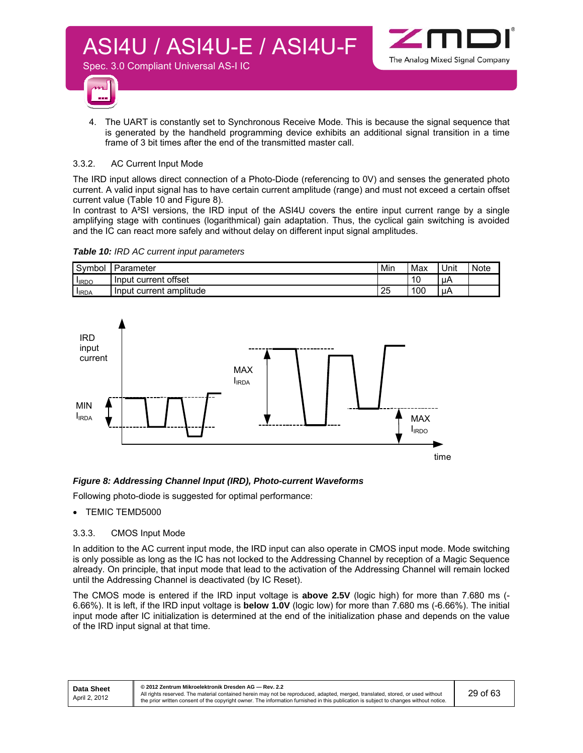4. The UART is constantly set to Synchronous Receive Mode. This is because the signal sequence that is generated by the handheld programming device exhibits an additional signal transition in a time frame of 3 bit times after the end of the transmitted master call.

### 3.3.2. AC Current Input Mode

The IRD input allows direct connection of a Photo-Diode (referencing to 0V) and senses the generated photo current. A valid input signal has to have certain current amplitude (range) and must not exceed a certain offset current value (Table 10 and Figure 8).

In contrast to A²SI versions, the IRD input of the ASI4U covers the entire input current range by a single amplifying stage with continues (logarithmical) gain adaptation. Thus, the cyclical gain switching is avoided and the IC can react more safely and without delay on different input signal amplitudes.

***Table 10:*** *IRD AC current input parameters*

| Symbol | Parameter | Min | Max | Unit | Note |
|---|---|---|---|---|---|
| $I_{IRDO}$ | Input current offset | | 10 | µA | |
| $I_{IRDA}$ | Input current amplitude | 25 | 100 | µA | |

***Figure 8: Addressing Channel Input (IRD), Photo-current Waveforms***

Following photo-diode is suggested for optimal performance:

- TEMIC TEMD5000

### 3.3.3. CMOS Input Mode

In addition to the AC current input mode, the IRD input can also operate in CMOS input mode. Mode switching is only possible as long as the IC has not locked to the Addressing Channel by reception of a Magic Sequence already. On principle, that input mode that lead to the activation of the Addressing Channel will remain locked until the Addressing Channel is deactivated (by IC Reset).

The CMOS mode is entered if the IRD input voltage is **above 2.5V** (logic high) for more than 7.680 ms (-6.66%). It is left, if the IRD input voltage is **below 1.0V** (logic low) for more than 7.680 ms (-6.66%). The initial input mode after IC initialization is determined at the end of the initialization phase and depends on the value of the IRD input signal at that time.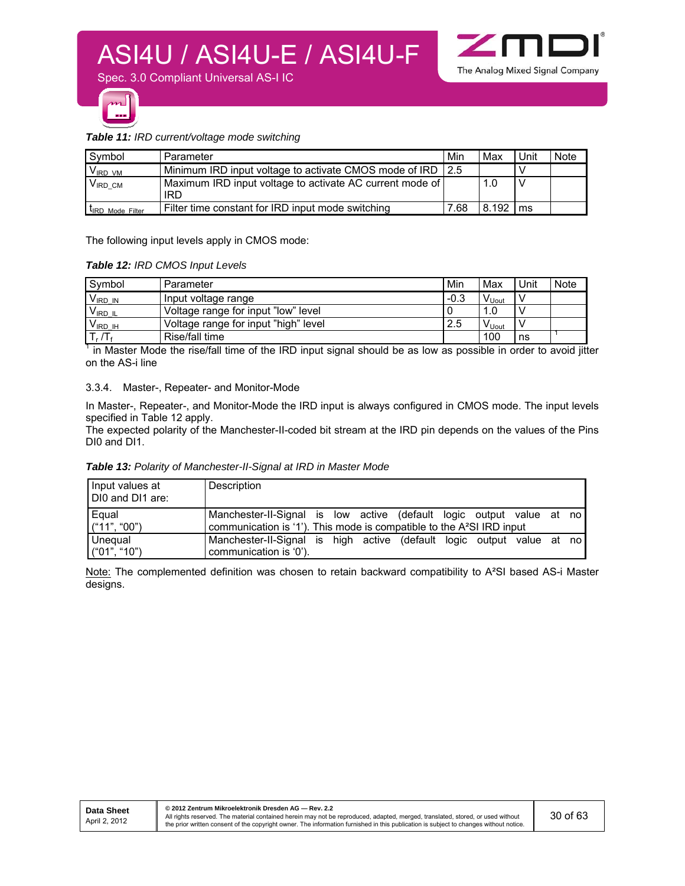***Table 11:*** *IRD current/voltage mode switching*

| Symbol | Parameter | Min | Max | Unit | Note |
|---|---|---|---|---|---|
| $V_{IRD\_VM}$ | Minimum IRD input voltage to activate CMOS mode of IRD | 2.5 | | V | |
| $V_{IRD\_CM}$ | Maximum IRD input voltage to activate AC current mode of IRD | | 1.0 | V | |
| $t_{IRD\_Mode\_Filter}$ | Filter time constant for IRD input mode switching | 7.68 | 8.192 | ms | |

The following input levels apply in CMOS mode:

***Table 12:*** *IRD CMOS Input Levels*

| Symbol | Parameter | Min | Max | Unit | Note |
|---|---|---|---|---|---|
| $V_{IRD\_IN}$ | Input voltage range | -0.3 | $V_{Uout}$ | V | |
| $V_{IRD\_IL}$ | Voltage range for input "low" level | 0 | 1.0 | V | |
| $V_{IRD\_IH}$ | Voltage range for input "high" level | 2.5 | $V_{Uout}$ | V | |
| $T_r$ /$T_f$ | Rise/fall time | | 100 | ns | 1 |

[1] in Master Mode the rise/fall time of the IRD input signal should be as low as possible in order to avoid jitter on the AS-i line

### 3.3.4. Master-, Repeater- and Monitor-Mode

In Master-, Repeater-, and Monitor-Mode the IRD input is always configured in CMOS mode. The input levels specified in Table 12 apply.
The expected polarity of the Manchester-II-coded bit stream at the IRD pin depends on the values of the Pins DI0 and DI1.

***Table 13:*** *Polarity of Manchester-II-Signal at IRD in Master Mode*

| Input values at DI0 and DI1 are: | Description |
|---|---|
| Equal ("11", "00") | Manchester-II-Signal is low active (default logic output value at no communication is '1'). This mode is compatible to the A²SI IRD input |
| Unequal ("01", "10") | Manchester-II-Signal is high active (default logic output value at no communication is '0'). |

Note: The complemented definition was chosen to retain backward compatibility to A²SI based AS-i Master designs.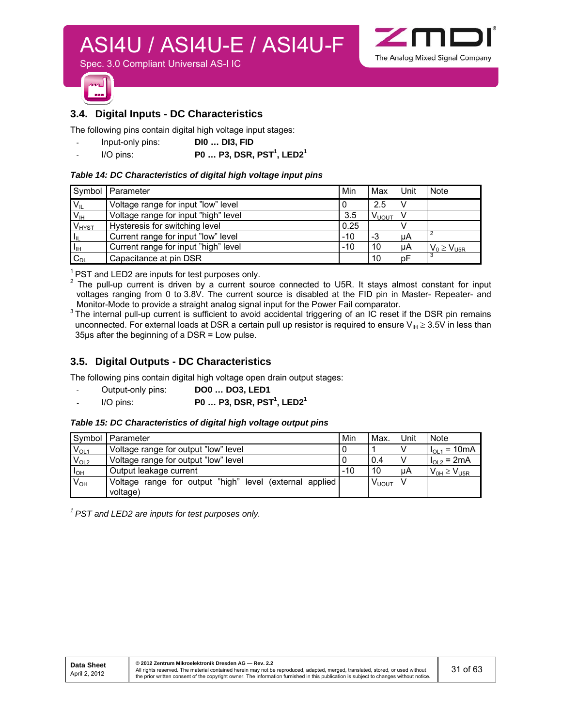## 3.4. Digital Inputs - DC Characteristics

The following pins contain digital high voltage input stages:

- Input-only pins: **DI0 … DI3, FID**
- I/O pins: **P0 … P3, DSR, PST[1], LED2[1]**

***Table 14: DC Characteristics of digital high voltage input pins***

| Symbol | Parameter | Min | Max | Unit | Note |
|---|---|---|---|---|---|
| $V_{IL}$ | Voltage range for input "low" level | 0 | 2.5 | V | |
| $V_{IH}$ | Voltage range for input "high" level | 3.5 | $V_{UOUT}$ | V | |
| $V_{HYST}$ | Hysteresis for switching level | 0.25 | | V | |
| $I_{IL}$ | Current range for input "low" level | -10 | -3 | µA | [2] |
| $I_{IH}$ | Current range for input "high" level | -10 | 10 | µA | $V_0 \geq V_{U5R}$ |
| $C_{DL}$ | Capacitance at pin DSR | | 10 | pF | [3] |

[1] PST and LED2 are inputs for test purposes only.

[2] The pull-up current is driven by a current source connected to U5R. It stays almost constant for input voltages ranging from 0 to 3.8V. The current source is disabled at the FID pin in Master- Repeater- and Monitor-Mode to provide a straight analog signal input for the Power Fail comparator.

[3] The internal pull-up current is sufficient to avoid accidental triggering of an IC reset if the DSR pin remains unconnected. For external loads at DSR a certain pull up resistor is required to ensure $V_{IH} \geq 3.5V$ in less than 35µs after the beginning of a DSR = Low pulse.

## 3.5. Digital Outputs - DC Characteristics

The following pins contain digital high voltage open drain output stages:

- Output-only pins: **DO0 … DO3, LED1**
- I/O pins: **P0 … P3, DSR, PST[1], LED2[1]**

***Table 15: DC Characteristics of digital high voltage output pins***

| Symbol | Parameter | Min | Max. | Unit | Note |
|---|---|---|---|---|---|
| $V_{OL1}$ | Voltage range for output "low" level | 0 | 1 | V | $I_{OL1}$ = 10mA |
| $V_{OL2}$ | Voltage range for output "low" level | 0 | 0.4 | V | $I_{OL2}$ = 2mA |
| $I_{OH}$ | Output leakage current | -10 | 10 | µA | $V_{0H} \geq V_{U5R}$ |
| $V_{OH}$ | Voltage range for output "high" level (external applied voltage) | | $V_{UOUT}$ | V | |

*[1] PST and LED2 are inputs for test purposes only.*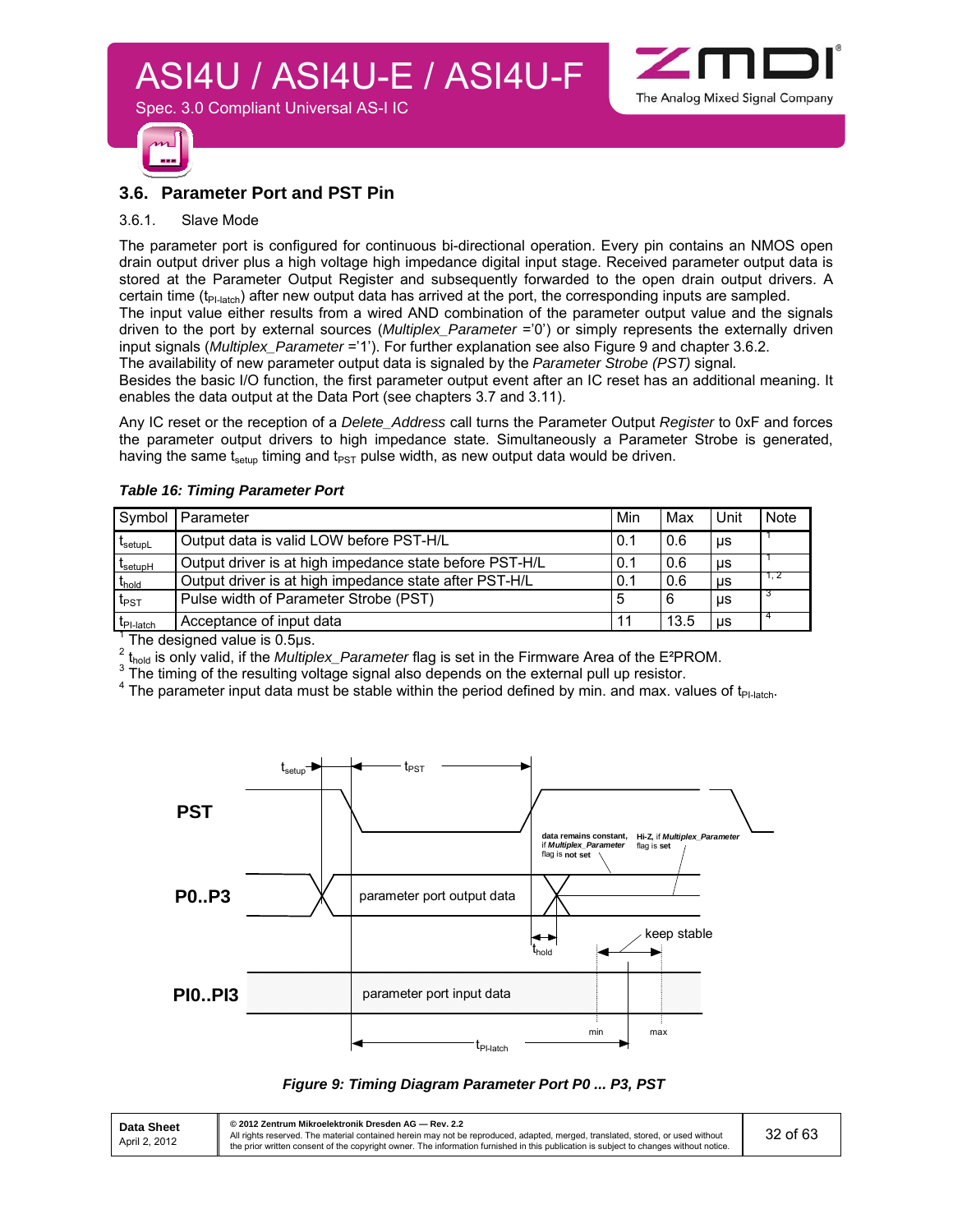## 3.6. Parameter Port and PST Pin

### 3.6.1. Slave Mode

The parameter port is configured for continuous bi-directional operation. Every pin contains an NMOS open drain output driver plus a high voltage high impedance digital input stage. Received parameter output data is stored at the Parameter Output Register and subsequently forwarded to the open drain output drivers. A certain time ($t_{PI\text{-}latch}$) after new output data has arrived at the port, the corresponding inputs are sampled.

The input value either results from a wired AND combination of the parameter output value and the signals driven to the port by external sources (*Multiplex_Parameter* ='0') or simply represents the externally driven input signals (*Multiplex_Parameter* ='1'). For further explanation see also Figure 9 and chapter 3.6.2.

The availability of new parameter output data is signaled by the *Parameter Strobe (PST)* signal.

Besides the basic I/O function, the first parameter output event after an IC reset has an additional meaning. It enables the data output at the Data Port (see chapters 3.7 and 3.11).

Any IC reset or the reception of a *Delete_Address* call turns the Parameter Output *Register* to 0xF and forces the parameter output drivers to high impedance state. Simultaneously a Parameter Strobe is generated, having the same $t_{setup}$ timing and $t_{PST}$ pulse width, as new output data would be driven.

***Table 16: Timing Parameter Port***

| Symbol | Parameter | Min | Max | Unit | Note |
|---|---|---|---|---|---|
| $t_{setupL}$ | Output data is valid LOW before PST-H/L | 0.1 | 0.6 | µs | 1 |
| $t_{setupH}$ | Output driver is at high impedance state before PST-H/L | 0.1 | 0.6 | µs | 1 |
| $t_{hold}$ | Output driver is at high impedance state after PST-H/L | 0.1 | 0.6 | µs | 1, 2 |
| $t_{PST}$ | Pulse width of Parameter Strobe (PST) | 5 | 6 | µs | 3 |
| $t_{PI\text{-}latch}$ | Acceptance of input data | 11 | 13.5 | µs | 4 |

[1] The designed value is 0.5µs.
[2] $t_{hold}$ is only valid, if the *Multiplex_Parameter* flag is set in the Firmware Area of the E²PROM.
[3] The timing of the resulting voltage signal also depends on the external pull up resistor.
[4] The parameter input data must be stable within the period defined by min. and max. values of $t_{PI\text{-}latch}$.

*Figure 9: Timing Diagram Parameter Port P0 ... P3, PST*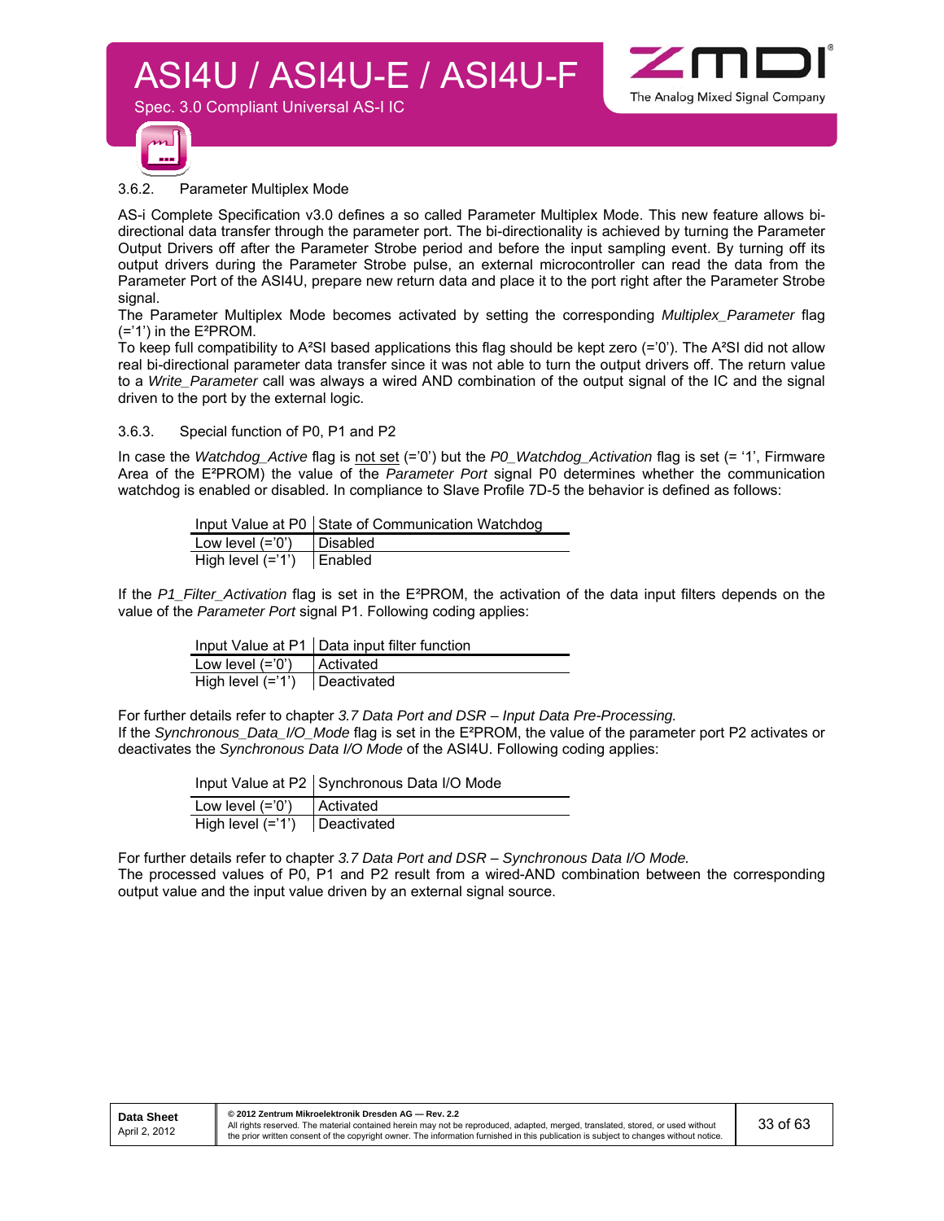### 3.6.2. Parameter Multiplex Mode

AS-i Complete Specification v3.0 defines a so called Parameter Multiplex Mode. This new feature allows bi-directional data transfer through the parameter port. The bi-directionality is achieved by turning the Parameter Output Drivers off after the Parameter Strobe period and before the input sampling event. By turning off its output drivers during the Parameter Strobe pulse, an external microcontroller can read the data from the Parameter Port of the ASI4U, prepare new return data and place it to the port right after the Parameter Strobe signal.

The Parameter Multiplex Mode becomes activated by setting the corresponding *Multiplex_Parameter* flag (='1') in the E²PROM.

To keep full compatibility to A²SI based applications this flag should be kept zero (='0'). The A²SI did not allow real bi-directional parameter data transfer since it was not able to turn the output drivers off. The return value to a *Write_Parameter* call was always a wired AND combination of the output signal of the IC and the signal driven to the port by the external logic.

### 3.6.3. Special function of P0, P1 and P2

In case the *Watchdog_Active* flag is not set (='0') but the *P0_Watchdog_Activation* flag is set (= '1', Firmware Area of the E²PROM) the value of the *Parameter Port* signal P0 determines whether the communication watchdog is enabled or disabled. In compliance to Slave Profile 7D-5 the behavior is defined as follows:

| Input Value at P0 | State of Communication Watchdog |
|---|---|
| Low level (='0') | Disabled |
| High level (='1') | Enabled |

If the *P1_Filter_Activation* flag is set in the E²PROM, the activation of the data input filters depends on the value of the *Parameter Port* signal P1. Following coding applies:

| Input Value at P1 | Data input filter function |
|---|---|
| Low level (='0') | Activated |
| High level (='1') | Deactivated |

For further details refer to chapter *3.7 Data Port and DSR – Input Data Pre-Processing.*

If the *Synchronous_Data_I/O_Mode* flag is set in the E²PROM, the value of the parameter port P2 activates or deactivates the *Synchronous Data I/O Mode* of the ASI4U. Following coding applies:

| Input Value at P2 | Synchronous Data I/O Mode |
|---|---|
| Low level (='0') | Activated |
| High level (='1') | Deactivated |

For further details refer to chapter *3.7 Data Port and DSR – Synchronous Data I/O Mode.*

The processed values of P0, P1 and P2 result from a wired-AND combination between the corresponding output value and the input value driven by an external signal source.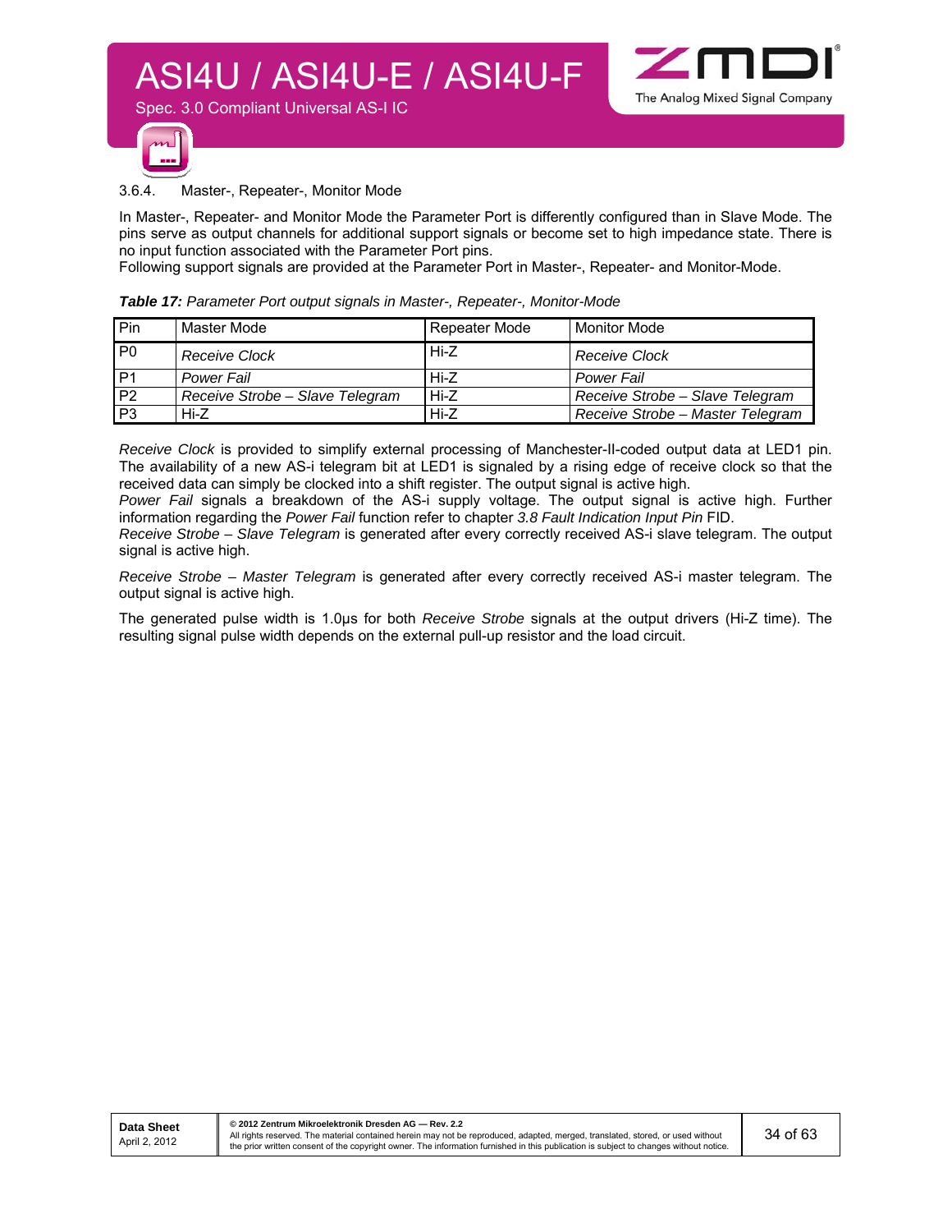### 3.6.4. Master-, Repeater-, Monitor Mode

In Master-, Repeater- and Monitor Mode the Parameter Port is differently configured than in Slave Mode. The pins serve as output channels for additional support signals or become set to high impedance state. There is no input function associated with the Parameter Port pins.
Following support signals are provided at the Parameter Port in Master-, Repeater- and Monitor-Mode.

***Table 17:*** *Parameter Port output signals in Master-, Repeater-, Monitor-Mode*

| Pin | Master Mode | Repeater Mode | Monitor Mode |
|---|---|---|---|
| P0 | *Receive Clock* | Hi-Z | *Receive Clock* |
| P1 | *Power Fail* | Hi-Z | *Power Fail* |
| P2 | *Receive Strobe – Slave Telegram* | Hi-Z | *Receive Strobe – Slave Telegram* |
| P3 | Hi-Z | Hi-Z | *Receive Strobe – Master Telegram* |

*Receive Clock* is provided to simplify external processing of Manchester-II-coded output data at LED1 pin. The availability of a new AS-i telegram bit at LED1 is signaled by a rising edge of receive clock so that the received data can simply be clocked into a shift register. The output signal is active high.
*Power Fail* signals a breakdown of the AS-i supply voltage. The output signal is active high. Further information regarding the *Power Fail* function refer to chapter *3.8 Fault Indication Input Pin* FID.
*Receive Strobe – Slave Telegram* is generated after every correctly received AS-i slave telegram. The output signal is active high.

*Receive Strobe – Master Telegram* is generated after every correctly received AS-i master telegram. The output signal is active high.

The generated pulse width is 1.0µs for both *Receive Strobe* signals at the output drivers (Hi-Z time). The resulting signal pulse width depends on the external pull-up resistor and the load circuit.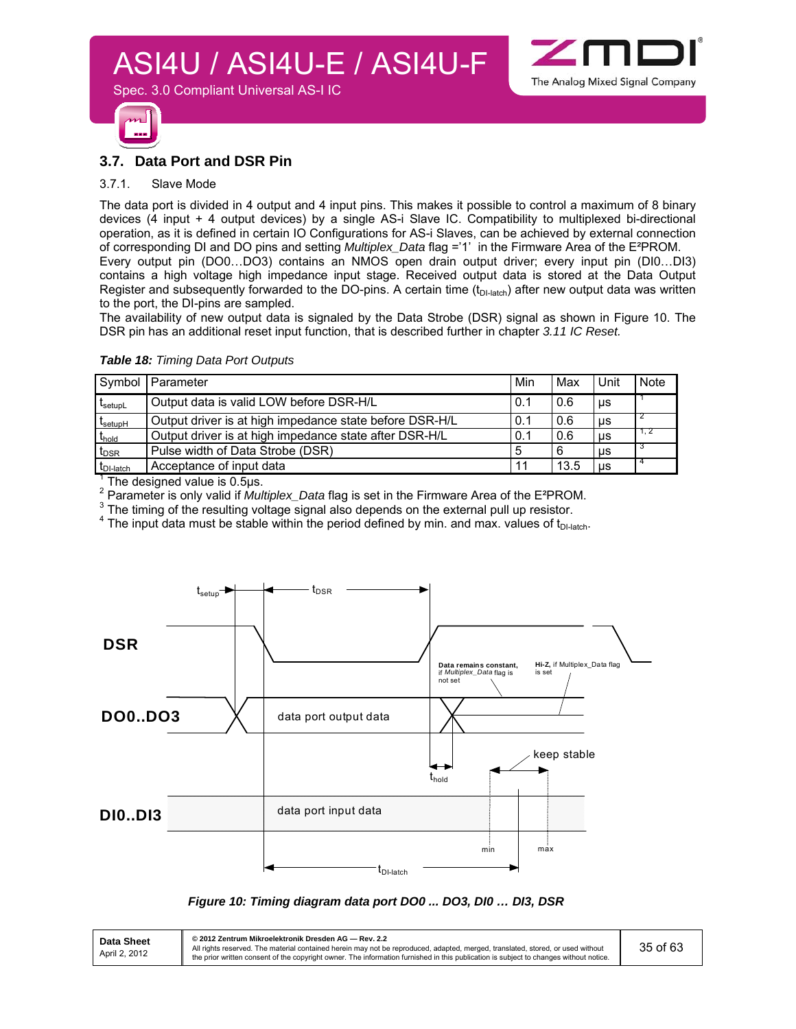## 3.7. Data Port and DSR Pin

### 3.7.1. Slave Mode

The data port is divided in 4 output and 4 input pins. This makes it possible to control a maximum of 8 binary devices (4 input + 4 output devices) by a single AS-i Slave IC. Compatibility to multiplexed bi-directional operation, as it is defined in certain IO Configurations for AS-i Slaves, can be achieved by external connection of corresponding DI and DO pins and setting *Multiplex_Data* flag ='1' in the Firmware Area of the E²PROM.

Every output pin (DO0…DO3) contains an NMOS open drain output driver; every input pin (DI0…DI3) contains a high voltage high impedance input stage. Received output data is stored at the Data Output Register and subsequently forwarded to the DO-pins. A certain time ($t_{DI\text{-}latch}$) after new output data was written to the port, the DI-pins are sampled.

The availability of new output data is signaled by the Data Strobe (DSR) signal as shown in Figure 10. The DSR pin has an additional reset input function, that is described further in chapter *3.11 IC Reset.*

***Table 18:*** *Timing Data Port Outputs*

| Symbol | Parameter | Min | Max | Unit | Note |
|---|---|---|---|---|---|
| $t_{setupL}$ | Output data is valid LOW before DSR-H/L | 0.1 | 0.6 | µs | 1 |
| $t_{setupH}$ | Output driver is at high impedance state before DSR-H/L | 0.1 | 0.6 | µs | 2 |
| $t_{hold}$ | Output driver is at high impedance state after DSR-H/L | 0.1 | 0.6 | µs | 1, 2 |
| $t_{DSR}$ | Pulse width of Data Strobe (DSR) | 5 | 6 | µs | 3 |
| $t_{DI\text{-}latch}$ | Acceptance of input data | 11 | 13.5 | µs | 4 |

[1] The designed value is 0.5µs.

[2] Parameter is only valid if *Multiplex_Data* flag is set in the Firmware Area of the E²PROM.

[3] The timing of the resulting voltage signal also depends on the external pull up resistor.

[4] The input data must be stable within the period defined by min. and max. values of $t_{DI\text{-}latch}$.

***Figure 10: Timing diagram data port DO0 ... DO3, DI0 … DI3, DSR***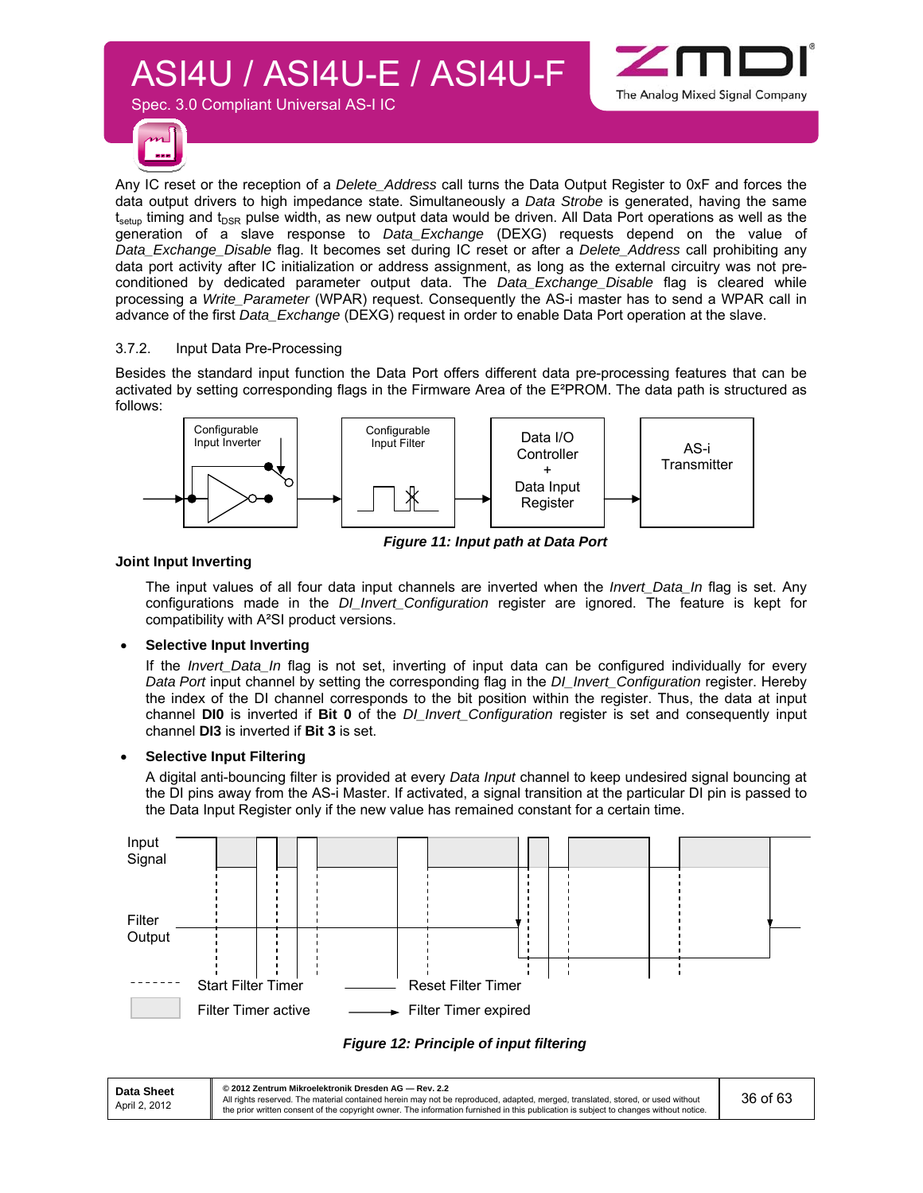Any IC reset or the reception of a *Delete_Address* call turns the Data Output Register to 0xF and forces the data output drivers to high impedance state. Simultaneously a *Data Strobe* is generated, having the same $t_{setup}$ timing and $t_{DSR}$ pulse width, as new output data would be driven. All Data Port operations as well as the generation of a slave response to *Data_Exchange* (DEXG) requests depend on the value of *Data_Exchange_Disable* flag. It becomes set during IC reset or after a *Delete_Address* call prohibiting any data port activity after IC initialization or address assignment, as long as the external circuitry was not pre-conditioned by dedicated parameter output data. The *Data_Exchange_Disable* flag is cleared while processing a *Write_Parameter* (WPAR) request. Consequently the AS-i master has to send a WPAR call in advance of the first *Data_Exchange* (DEXG) request in order to enable Data Port operation at the slave.

### 3.7.2. Input Data Pre-Processing

Besides the standard input function the Data Port offers different data pre-processing features that can be activated by setting corresponding flags in the Firmware Area of the E²PROM. The data path is structured as follows:

*Figure 11: Input path at Data Port*

**Joint Input Inverting**

The input values of all four data input channels are inverted when the *Invert_Data_In* flag is set. Any configurations made in the *DI_Invert_Configuration* register are ignored. The feature is kept for compatibility with A²SI product versions.

- **Selective Input Inverting**

  If the *Invert_Data_In* flag is not set, inverting of input data can be configured individually for every *Data Port* input channel by setting the corresponding flag in the *DI_Invert_Configuration* register. Hereby the index of the DI channel corresponds to the bit position within the register. Thus, the data at input channel **DI0** is inverted if **Bit 0** of the *DI_Invert_Configuration* register is set and consequently input channel **DI3** is inverted if **Bit 3** is set.

- **Selective Input Filtering**

  A digital anti-bouncing filter is provided at every *Data Input* channel to keep undesired signal bouncing at the DI pins away from the AS-i Master. If activated, a signal transition at the particular DI pin is passed to the Data Input Register only if the new value has remained constant for a certain time.

*Figure 12: Principle of input filtering*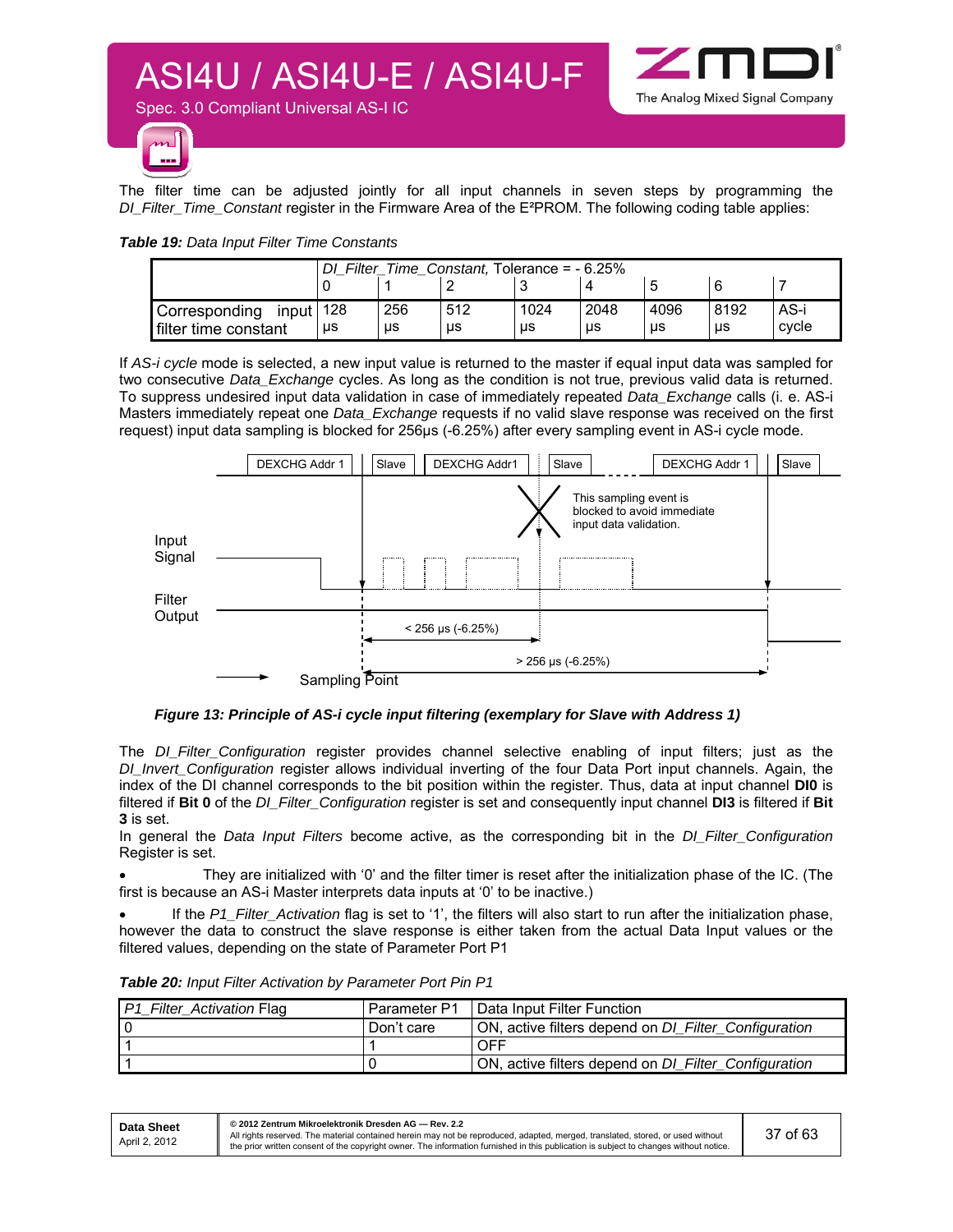The filter time can be adjusted jointly for all input channels in seven steps by programming the *DI_Filter_Time_Constant* register in the Firmware Area of the E²PROM. The following coding table applies:

***Table 19:*** *Data Input Filter Time Constants*

| | *DI_Filter_Time_Constant,* Tolerance = - 6.25% | | | | | | | |
|---|---|---|---|---|---|---|---|---|
| | 0 | 1 | 2 | 3 | 4 | 5 | 6 | 7 |
| Corresponding input filter time constant | 128 µs | 256 µs | 512 µs | 1024 µs | 2048 µs | 4096 µs | 8192 µs | AS-i cycle |

If *AS-i cycle* mode is selected, a new input value is returned to the master if equal input data was sampled for two consecutive *Data_Exchange* cycles. As long as the condition is not true, previous valid data is returned. To suppress undesired input data validation in case of immediately repeated *Data_Exchange* calls (i. e. AS-i Masters immediately repeat one *Data_Exchange* requests if no valid slave response was received on the first request) input data sampling is blocked for 256µs (-6.25%) after every sampling event in AS-i cycle mode.

***Figure 13: Principle of AS-i cycle input filtering (exemplary for Slave with Address 1)***

The *DI_Filter_Configuration* register provides channel selective enabling of input filters; just as the *DI_Invert_Configuration* register allows individual inverting of the four Data Port input channels. Again, the index of the DI channel corresponds to the bit position within the register. Thus, data at input channel **DI0** is filtered if **Bit 0** of the *DI_Filter_Configuration* register is set and consequently input channel **DI3** is filtered if **Bit 3** is set.

In general the *Data Input Filters* become active, as the corresponding bit in the *DI_Filter_Configuration* Register is set.

- They are initialized with '0' and the filter timer is reset after the initialization phase of the IC. (The first is because an AS-i Master interprets data inputs at '0' to be inactive.)
- If the *P1_Filter_Activation* flag is set to '1', the filters will also start to run after the initialization phase, however the data to construct the slave response is either taken from the actual Data Input values or the filtered values, depending on the state of Parameter Port P1

***Table 20:*** *Input Filter Activation by Parameter Port Pin P1*

| *P1_Filter_Activation* Flag | Parameter P1 | Data Input Filter Function |
|---|---|---|
| 0 | Don't care | ON, active filters depend on *DI_Filter_Configuration* |
| 1 | 1 | OFF |
| 1 | 0 | ON, active filters depend on *DI_Filter_Configuration* |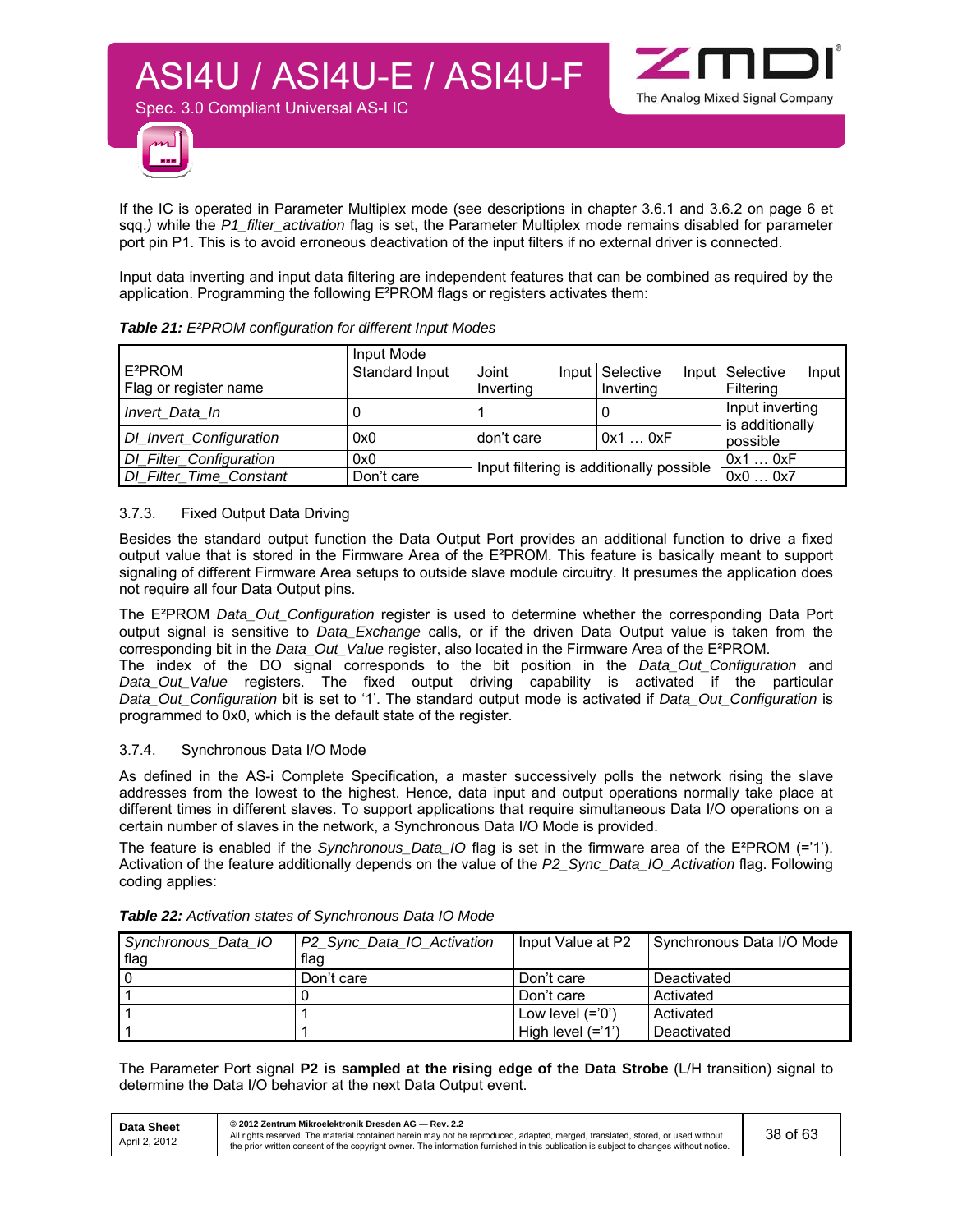If the IC is operated in Parameter Multiplex mode (see descriptions in chapter 3.6.1 and 3.6.2 on page 6 et sqq.*)* while the *P1_filter_activation* flag is set, the Parameter Multiplex mode remains disabled for parameter port pin P1. This is to avoid erroneous deactivation of the input filters if no external driver is connected.

Input data inverting and input data filtering are independent features that can be combined as required by the application. Programming the following E²PROM flags or registers activates them:

***Table 21:*** *E²PROM configuration for different Input Modes*

| E²PROM Flag or register name | Input Mode Standard Input | Joint Input Inverting | Selective Input Inverting | Selective Input Filtering |
|---|---|---|---|---|
| *Invert_Data_In* | 0 | 1 | 0 | Input inverting is additionally possible |
| *DI_Invert_Configuration* | 0x0 | don't care | 0x1 … 0xF | |
| *DI_Filter_Configuration* | 0x0 | Input filtering is additionally possible | | 0x1 … 0xF |
| *DI_Filter_Time_Constant* | Don't care | | | 0x0 … 0x7 |

### 3.7.3. Fixed Output Data Driving

Besides the standard output function the Data Output Port provides an additional function to drive a fixed output value that is stored in the Firmware Area of the E²PROM. This feature is basically meant to support signaling of different Firmware Area setups to outside slave module circuitry. It presumes the application does not require all four Data Output pins.

The E²PROM *Data_Out_Configuration* register is used to determine whether the corresponding Data Port output signal is sensitive to *Data_Exchange* calls, or if the driven Data Output value is taken from the corresponding bit in the *Data_Out_Value* register, also located in the Firmware Area of the E²PROM.
The index of the DO signal corresponds to the bit position in the *Data_Out_Configuration* and *Data_Out_Value* registers. The fixed output driving capability is activated if the particular *Data_Out_Configuration* bit is set to '1'. The standard output mode is activated if *Data_Out_Configuration* is programmed to 0x0, which is the default state of the register.

### 3.7.4. Synchronous Data I/O Mode

As defined in the AS-i Complete Specification, a master successively polls the network rising the slave addresses from the lowest to the highest. Hence, data input and output operations normally take place at different times in different slaves. To support applications that require simultaneous Data I/O operations on a certain number of slaves in the network, a Synchronous Data I/O Mode is provided.

The feature is enabled if the *Synchronous_Data_IO* flag is set in the firmware area of the E²PROM (='1'). Activation of the feature additionally depends on the value of the *P2_Sync_Data_IO_Activation* flag. Following coding applies:

***Table 22:*** *Activation states of Synchronous Data IO Mode*

| *Synchronous_Data_IO* flag | *P2_Sync_Data_IO_Activation* flag | Input Value at P2 | Synchronous Data I/O Mode |
|---|---|---|---|
| 0 | Don't care | Don't care | Deactivated |
| 1 | 0 | Don't care | Activated |
| 1 | 1 | Low level (='0') | Activated |
| 1 | 1 | High level (='1') | Deactivated |

The Parameter Port signal **P2 is sampled at the rising edge of the Data Strobe** (L/H transition) signal to determine the Data I/O behavior at the next Data Output event.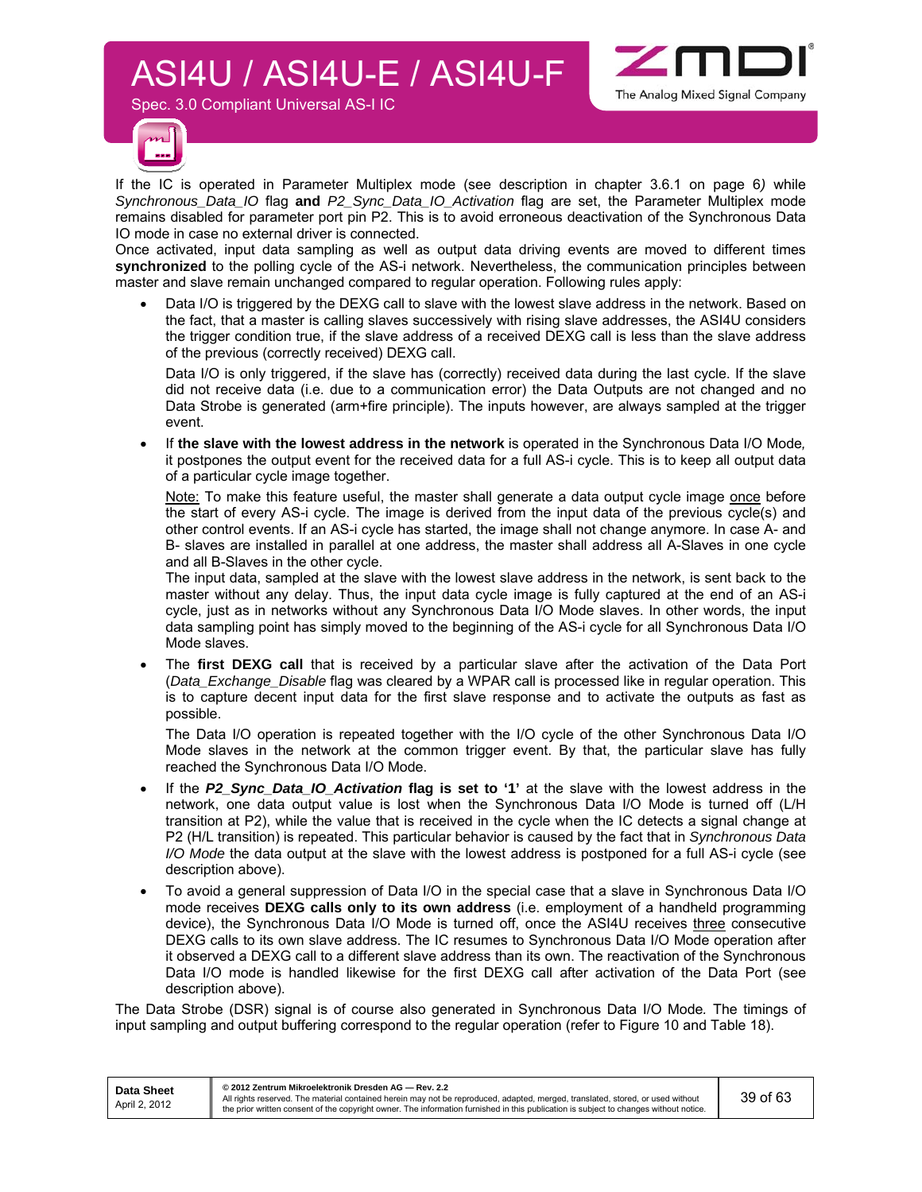If the IC is operated in Parameter Multiplex mode (see description in chapter 3.6.1 on page 6) while *Synchronous_Data_IO* flag **and** *P2_Sync_Data_IO_Activation* flag are set, the Parameter Multiplex mode remains disabled for parameter port pin P2. This is to avoid erroneous deactivation of the Synchronous Data IO mode in case no external driver is connected.

Once activated, input data sampling as well as output data driving events are moved to different times **synchronized** to the polling cycle of the AS-i network. Nevertheless, the communication principles between master and slave remain unchanged compared to regular operation. Following rules apply:

- Data I/O is triggered by the DEXG call to slave with the lowest slave address in the network. Based on the fact, that a master is calling slaves successively with rising slave addresses, the ASI4U considers the trigger condition true, if the slave address of a received DEXG call is less than the slave address of the previous (correctly received) DEXG call.

  Data I/O is only triggered, if the slave has (correctly) received data during the last cycle. If the slave did not receive data (i.e. due to a communication error) the Data Outputs are not changed and no Data Strobe is generated (arm+fire principle). The inputs however, are always sampled at the trigger event.

- If **the slave with the lowest address in the network** is operated in the Synchronous Data I/O Mode, it postpones the output event for the received data for a full AS-i cycle. This is to keep all output data of a particular cycle image together.

  Note: To make this feature useful, the master shall generate a data output cycle image once before the start of every AS-i cycle. The image is derived from the input data of the previous cycle(s) and other control events. If an AS-i cycle has started, the image shall not change anymore. In case A- and B- slaves are installed in parallel at one address, the master shall address all A-Slaves in one cycle and all B-Slaves in the other cycle.
  The input data, sampled at the slave with the lowest slave address in the network, is sent back to the master without any delay. Thus, the input data cycle image is fully captured at the end of an AS-i cycle, just as in networks without any Synchronous Data I/O Mode slaves. In other words, the input data sampling point has simply moved to the beginning of the AS-i cycle for all Synchronous Data I/O Mode slaves.

- The **first DEXG call** that is received by a particular slave after the activation of the Data Port (*Data_Exchange_Disable* flag was cleared by a WPAR call is processed like in regular operation. This is to capture decent input data for the first slave response and to activate the outputs as fast as possible.

  The Data I/O operation is repeated together with the I/O cycle of the other Synchronous Data I/O Mode slaves in the network at the common trigger event. By that, the particular slave has fully reached the Synchronous Data I/O Mode.

- If the ***P2_Sync_Data_IO_Activation* flag is set to '1'** at the slave with the lowest address in the network, one data output value is lost when the Synchronous Data I/O Mode is turned off (L/H transition at P2), while the value that is received in the cycle when the IC detects a signal change at P2 (H/L transition) is repeated. This particular behavior is caused by the fact that in *Synchronous Data I/O Mode* the data output at the slave with the lowest address is postponed for a full AS-i cycle (see description above).

- To avoid a general suppression of Data I/O in the special case that a slave in Synchronous Data I/O mode receives **DEXG calls only to its own address** (i.e. employment of a handheld programming device), the Synchronous Data I/O Mode is turned off, once the ASI4U receives three consecutive DEXG calls to its own slave address. The IC resumes to Synchronous Data I/O Mode operation after it observed a DEXG call to a different slave address than its own. The reactivation of the Synchronous Data I/O mode is handled likewise for the first DEXG call after activation of the Data Port (see description above).

The Data Strobe (DSR) signal is of course also generated in Synchronous Data I/O Mode. The timings of input sampling and output buffering correspond to the regular operation (refer to Figure 10 and Table 18).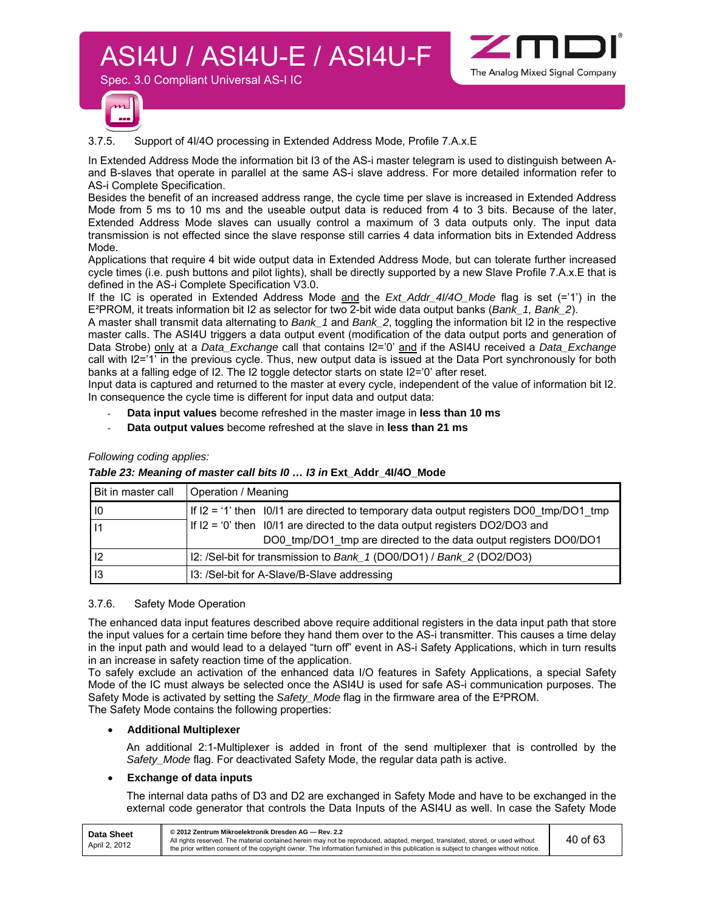### 3.7.5. Support of 4I/4O processing in Extended Address Mode, Profile 7.A.x.E

In Extended Address Mode the information bit I3 of the AS-i master telegram is used to distinguish between A- and B-slaves that operate in parallel at the same AS-i slave address. For more detailed information refer to AS-i Complete Specification.

Besides the benefit of an increased address range, the cycle time per slave is increased in Extended Address Mode from 5 ms to 10 ms and the useable output data is reduced from 4 to 3 bits. Because of the later, Extended Address Mode slaves can usually control a maximum of 3 data outputs only. The input data transmission is not effected since the slave response still carries 4 data information bits in Extended Address Mode.

Applications that require 4 bit wide output data in Extended Address Mode, but can tolerate further increased cycle times (i.e. push buttons and pilot lights), shall be directly supported by a new Slave Profile 7.A.x.E that is defined in the AS-i Complete Specification V3.0.

If the IC is operated in Extended Address Mode and the *Ext_Addr_4I/4O_Mode* flag is set (='1') in the E²PROM, it treats information bit I2 as selector for two 2-bit wide data output banks (*Bank_1, Bank_2*).

A master shall transmit data alternating to *Bank_1* and *Bank_2*, toggling the information bit I2 in the respective master calls. The ASI4U triggers a data output event (modification of the data output ports and generation of Data Strobe) only at a *Data_Exchange* call that contains I2='0' and if the ASI4U received a *Data_Exchange* call with I2='1' in the previous cycle. Thus, new output data is issued at the Data Port synchronously for both banks at a falling edge of I2. The I2 toggle detector starts on state I2='0' after reset.

Input data is captured and returned to the master at every cycle, independent of the value of information bit I2. In consequence the cycle time is different for input data and output data:

- **Data input values** become refreshed in the master image in **less than 10 ms**
- **Data output values** become refreshed at the slave in **less than 21 ms**

*Following coding applies:*

***Table 23: Meaning of master call bits I0 … I3 in* Ext_Addr_4I/4O_Mode**

| Bit in master call | Operation / Meaning |
|---|---|
| I0<br>I1 | If I2 = '1' then I0/I1 are directed to temporary data output registers DO0_tmp/DO1_tmp<br>If I2 = '0' then I0/I1 are directed to the data output registers DO2/DO3 and DO0_tmp/DO1_tmp are directed to the data output registers DO0/DO1 |
| I2 | I2: /Sel-bit for transmission to *Bank_1* (DO0/DO1) / *Bank_2* (DO2/DO3) |
| I3 | I3: /Sel-bit for A-Slave/B-Slave addressing |

### 3.7.6. Safety Mode Operation

The enhanced data input features described above require additional registers in the data input path that store the input values for a certain time before they hand them over to the AS-i transmitter. This causes a time delay in the input path and would lead to a delayed "turn off" event in AS-i Safety Applications, which in turn results in an increase in safety reaction time of the application.

To safely exclude an activation of the enhanced data I/O features in Safety Applications, a special Safety Mode of the IC must always be selected once the ASI4U is used for safe AS-i communication purposes. The Safety Mode is activated by setting the *Safety_Mode* flag in the firmware area of the E²PROM.

The Safety Mode contains the following properties:

- **Additional Multiplexer**

  An additional 2:1-Multiplexer is added in front of the send multiplexer that is controlled by the *Safety_Mode* flag. For deactivated Safety Mode, the regular data path is active.

- **Exchange of data inputs**

  The internal data paths of D3 and D2 are exchanged in Safety Mode and have to be exchanged in the external code generator that controls the Data Inputs of the ASI4U as well. In case the Safety Mode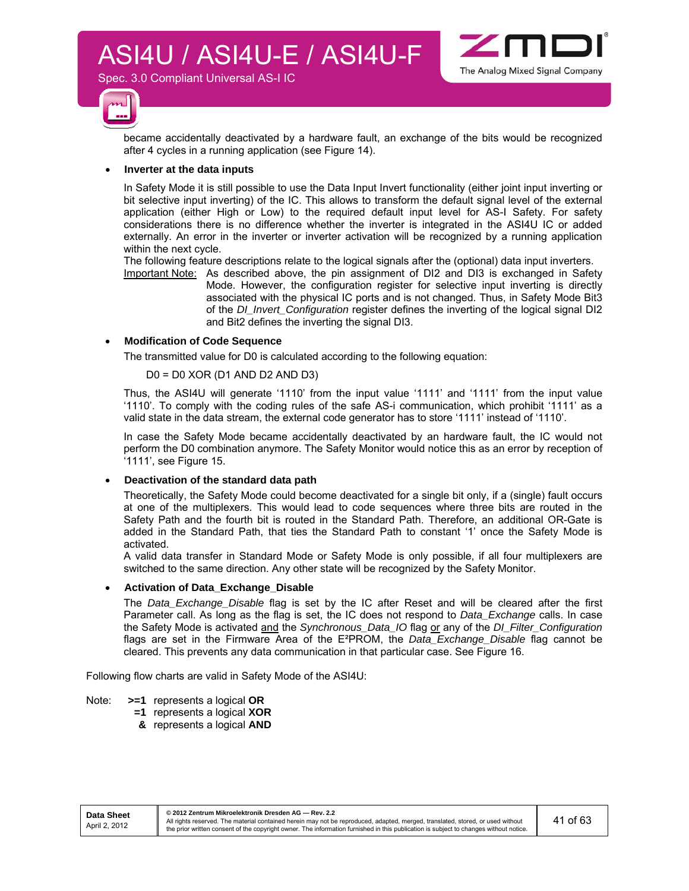became accidentally deactivated by a hardware fault, an exchange of the bits would be recognized after 4 cycles in a running application (see Figure 14).

- **Inverter at the data inputs**

  In Safety Mode it is still possible to use the Data Input Invert functionality (either joint input inverting or bit selective input inverting) of the IC. This allows to transform the default signal level of the external application (either High or Low) to the required default input level for AS-I Safety. For safety considerations there is no difference whether the inverter is integrated in the ASI4U IC or added externally. An error in the inverter or inverter activation will be recognized by a running application within the next cycle.

  The following feature descriptions relate to the logical signals after the (optional) data input inverters.

  Important Note: As described above, the pin assignment of DI2 and DI3 is exchanged in Safety Mode. However, the configuration register for selective input inverting is directly associated with the physical IC ports and is not changed. Thus, in Safety Mode Bit3 of the *DI_Invert_Configuration* register defines the inverting of the logical signal DI2 and Bit2 defines the inverting the signal DI3.

- **Modification of Code Sequence**

  The transmitted value for D0 is calculated according to the following equation:

  D0 = D0 XOR (D1 AND D2 AND D3)

  Thus, the ASI4U will generate ‘1110’ from the input value ‘1111’ and ‘1111’ from the input value ‘1110’. To comply with the coding rules of the safe AS-i communication, which prohibit ‘1111’ as a valid state in the data stream, the external code generator has to store ‘1111’ instead of ‘1110’.

  In case the Safety Mode became accidentally deactivated by an hardware fault, the IC would not perform the D0 combination anymore. The Safety Monitor would notice this as an error by reception of ‘1111’, see Figure 15.

- **Deactivation of the standard data path**

  Theoretically, the Safety Mode could become deactivated for a single bit only, if a (single) fault occurs at one of the multiplexers. This would lead to code sequences where three bits are routed in the Safety Path and the fourth bit is routed in the Standard Path. Therefore, an additional OR-Gate is added in the Standard Path, that ties the Standard Path to constant ‘1’ once the Safety Mode is activated.

  A valid data transfer in Standard Mode or Safety Mode is only possible, if all four multiplexers are switched to the same direction. Any other state will be recognized by the Safety Monitor.

- **Activation of Data_Exchange_Disable**

  The *Data_Exchange_Disable* flag is set by the IC after Reset and will be cleared after the first Parameter call. As long as the flag is set, the IC does not respond to *Data_Exchange* calls. In case the Safety Mode is activated and the *Synchronous_Data_IO* flag or any of the *DI_Filter_Configuration* flags are set in the Firmware Area of the E²PROM, the *Data_Exchange_Disable* flag cannot be cleared. This prevents any data communication in that particular case. See Figure 16.

Following flow charts are valid in Safety Mode of the ASI4U:

Note: **>=1** represents a logical **OR**
**=1** represents a logical **XOR**
**&** represents a logical **AND**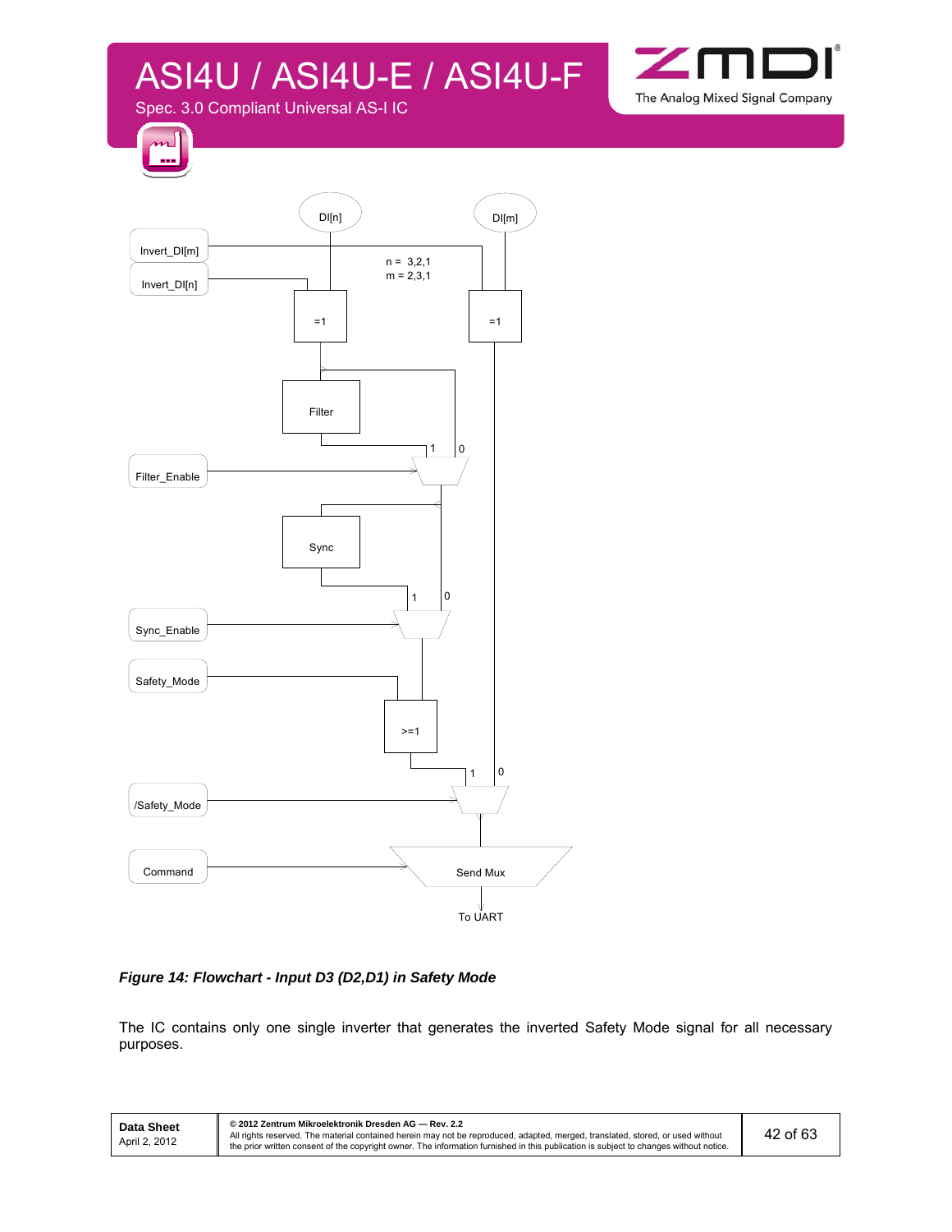DI[n]

DI[m]

Invert_DI[m]

Invert_DI[n]

n = 3,2,1
m = 2,3,1

=1

=1

Filter

Filter_Enable

Sync

Sync_Enable

Safety_Mode

>=1

/Safety_Mode

Command

Send Mux

To UART

***Figure 14: Flowchart - Input D3 (D2,D1) in Safety Mode***

The IC contains only one single inverter that generates the inverted Safety Mode signal for all necessary purposes.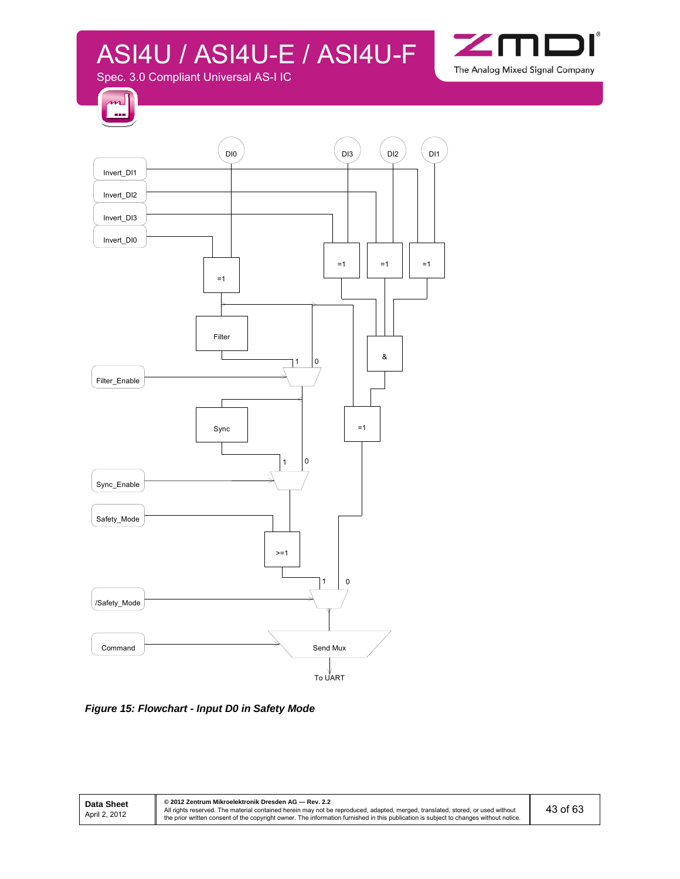DI0 DI3 DI2 DI1

Invert_DI1

Invert_DI2

Invert_DI3

Invert_DI0

=1 =1 =1 =1

Filter

&

Filter_Enable

1 0

Sync

=1

Sync_Enable

1 0

Safety_Mode

>=1

1 0

/Safety_Mode

Command

Send Mux

To UART

***Figure 15: Flowchart - Input D0 in Safety Mode***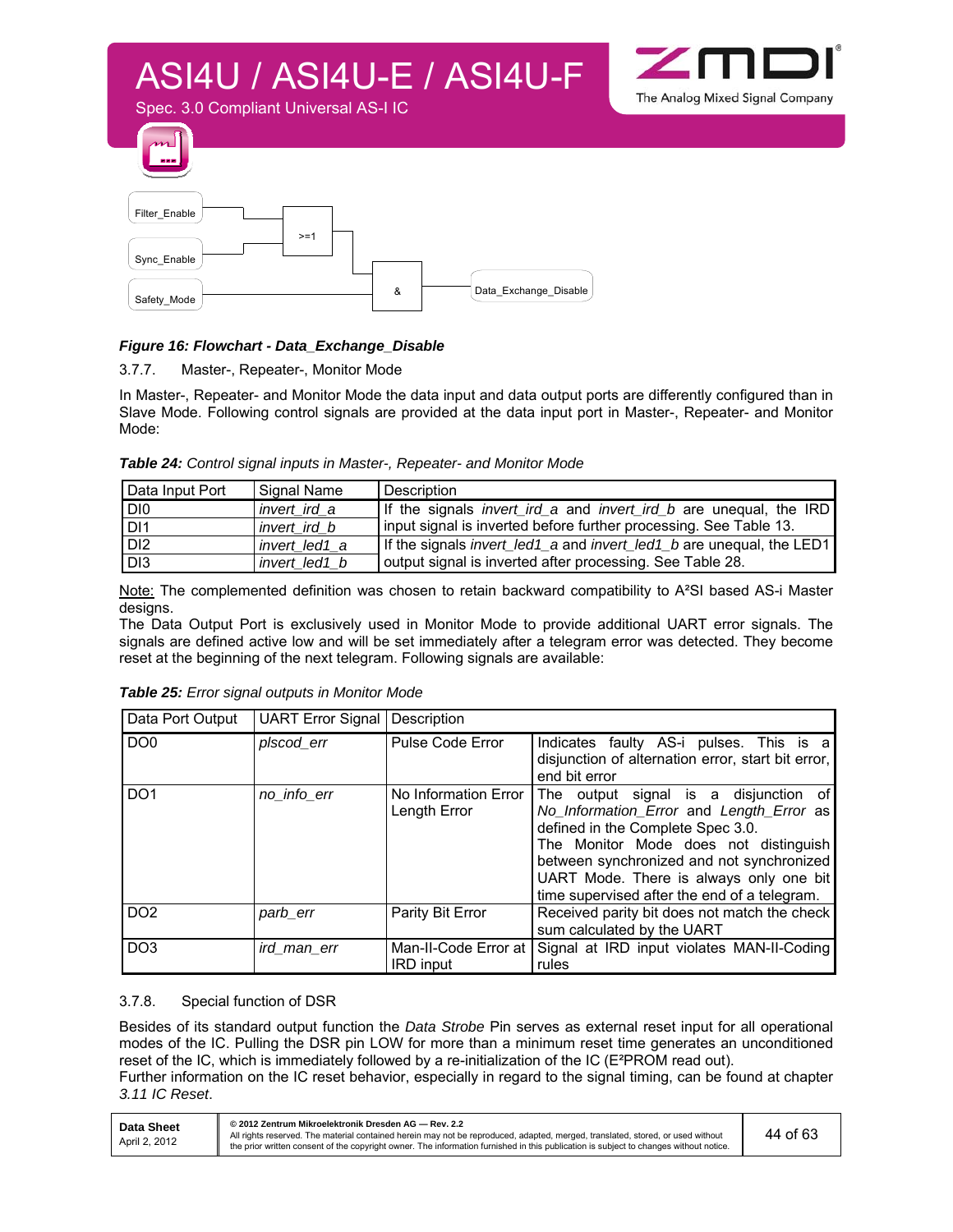Filter_Enable

Sync_Enable

Safety_Mode

>=1

&

Data_Exchange_Disable

***Figure 16: Flowchart - Data_Exchange_Disable***

### 3.7.7. Master-, Repeater-, Monitor Mode

In Master-, Repeater- and Monitor Mode the data input and data output ports are differently configured than in Slave Mode. Following control signals are provided at the data input port in Master-, Repeater- and Monitor Mode:

***Table 24:*** *Control signal inputs in Master-, Repeater- and Monitor Mode*

| Data Input Port | Signal Name | Description |
|---|---|---|
| DI0 | *invert_ird_a* | If the signals *invert_ird_a* and *invert_ird_b* are unequal, the IRD input signal is inverted before further processing. See Table 13. |
| DI1 | *invert_ird_b* | |
| DI2 | *invert_led1_a* | If the signals *invert_led1_a* and *invert_led1_b* are unequal, the LED1 output signal is inverted after processing. See Table 28. |
| DI3 | *invert_led1_b* | |

Note: The complemented definition was chosen to retain backward compatibility to A²SI based AS-i Master designs.

The Data Output Port is exclusively used in Monitor Mode to provide additional UART error signals. The signals are defined active low and will be set immediately after a telegram error was detected. They become reset at the beginning of the next telegram. Following signals are available:

***Table 25:*** *Error signal outputs in Monitor Mode*

| Data Port Output | UART Error Signal | Description | |
|---|---|---|---|
| DO0 | *plscod_err* | Pulse Code Error | Indicates faulty AS-i pulses. This is a disjunction of alternation error, start bit error, end bit error |
| DO1 | *no_info_err* | No Information Error Length Error | The output signal is a disjunction of *No_Information_Error* and *Length_Error* as defined in the Complete Spec 3.0. The Monitor Mode does not distinguish between synchronized and not synchronized UART Mode. There is always only one bit time supervised after the end of a telegram. |
| DO2 | *parb_err* | Parity Bit Error | Received parity bit does not match the check sum calculated by the UART |
| DO3 | *ird_man_err* | Man-II-Code Error at IRD input | Signal at IRD input violates MAN-II-Coding rules |

### 3.7.8. Special function of DSR

Besides of its standard output function the *Data Strobe* Pin serves as external reset input for all operational modes of the IC. Pulling the DSR pin LOW for more than a minimum reset time generates an unconditioned reset of the IC, which is immediately followed by a re-initialization of the IC (E²PROM read out).

Further information on the IC reset behavior, especially in regard to the signal timing, can be found at chapter *3.11 IC Reset*.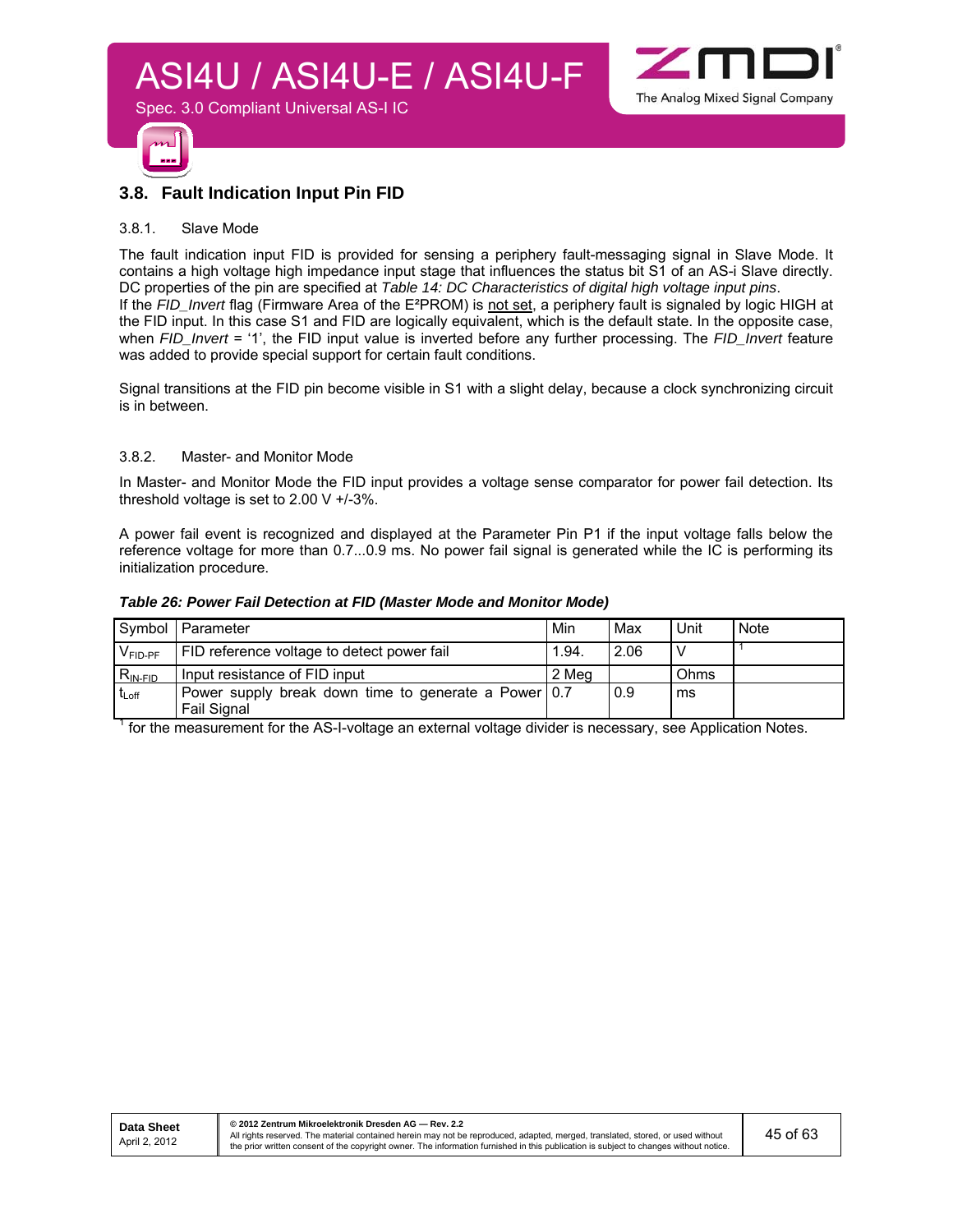## 3.8. Fault Indication Input Pin FID

### 3.8.1. Slave Mode

The fault indication input FID is provided for sensing a periphery fault-messaging signal in Slave Mode. It contains a high voltage high impedance input stage that influences the status bit S1 of an AS-i Slave directly. DC properties of the pin are specified at *Table 14: DC Characteristics of digital high voltage input pins*.
If the *FID_Invert* flag (Firmware Area of the E²PROM) is not set, a periphery fault is signaled by logic HIGH at the FID input. In this case S1 and FID are logically equivalent, which is the default state. In the opposite case, when *FID_Invert* = '1', the FID input value is inverted before any further processing. The *FID_Invert* feature was added to provide special support for certain fault conditions.

Signal transitions at the FID pin become visible in S1 with a slight delay, because a clock synchronizing circuit is in between.

### 3.8.2. Master- and Monitor Mode

In Master- and Monitor Mode the FID input provides a voltage sense comparator for power fail detection. Its threshold voltage is set to 2.00 V +/-3%.

A power fail event is recognized and displayed at the Parameter Pin P1 if the input voltage falls below the reference voltage for more than 0.7...0.9 ms. No power fail signal is generated while the IC is performing its initialization procedure.

***Table 26: Power Fail Detection at FID (Master Mode and Monitor Mode)***

| Symbol | Parameter | Min | Max | Unit | Note |
|---|---|---|---|---|---|
| $V_{FID-PF}$ | FID reference voltage to detect power fail | 1.94. | 2.06 | V | 1 |
| $R_{IN-FID}$ | Input resistance of FID input | 2 Meg | | Ohms | |
| $t_{Loff}$ | Power supply break down time to generate a Power Fail Signal | 0.7 | 0.9 | ms | |

[1] for the measurement for the AS-I-voltage an external voltage divider is necessary, see Application Notes.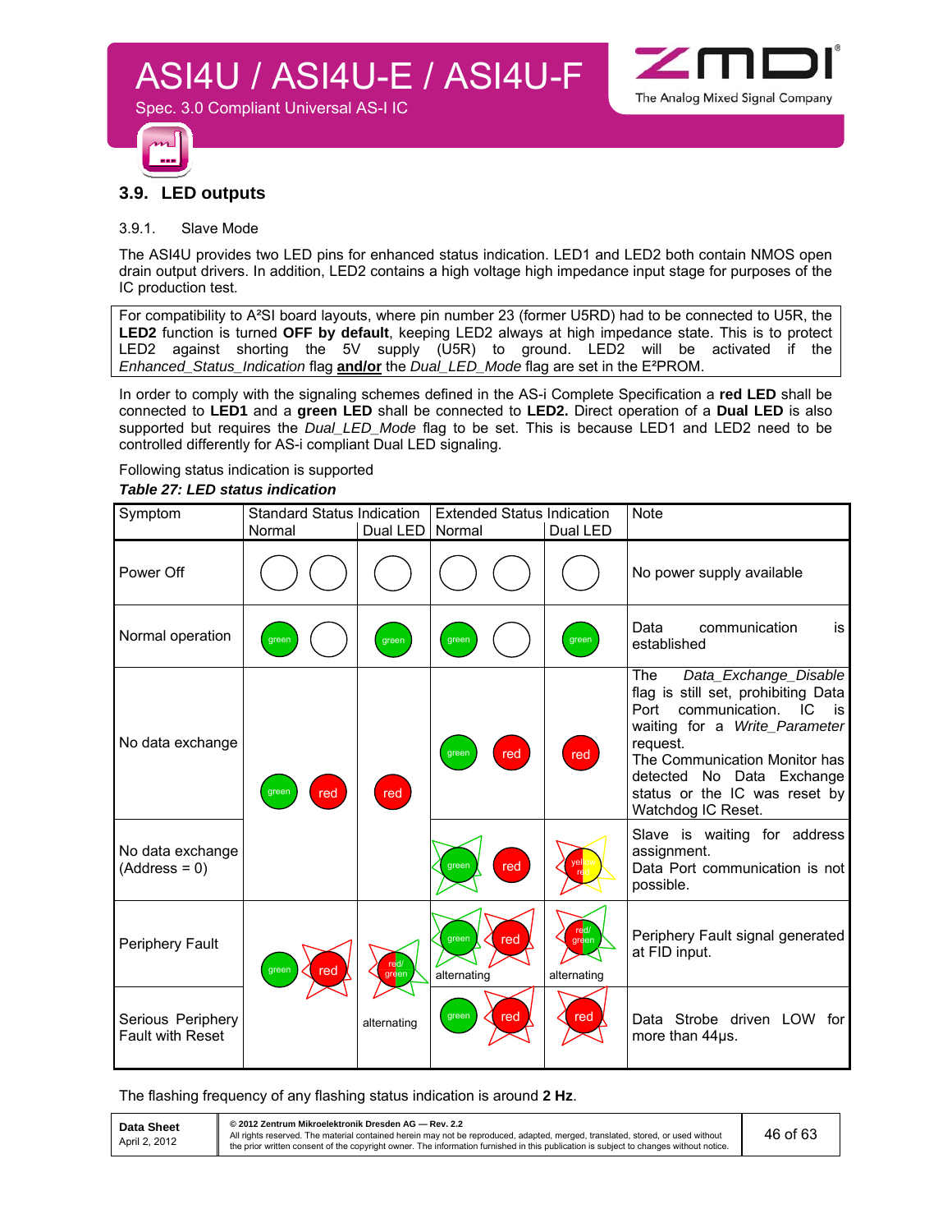## 3.9. LED outputs

### 3.9.1. Slave Mode

The ASI4U provides two LED pins for enhanced status indication. LED1 and LED2 both contain NMOS open drain output drivers. In addition, LED2 contains a high voltage high impedance input stage for purposes of the IC production test.

For compatibility to A²SI board layouts, where pin number 23 (former U5RD) had to be connected to U5R, the **LED2** function is turned **OFF by default**, keeping LED2 always at high impedance state. This is to protect LED2 against shorting the 5V supply (U5R) to ground. LED2 will be activated if the *Enhanced_Status_Indication* flag **and/or** the *Dual_LED_Mode* flag are set in the E²PROM.

In order to comply with the signaling schemes defined in the AS-i Complete Specification a **red LED** shall be connected to **LED1** and a **green LED** shall be connected to **LED2.** Direct operation of a **Dual LED** is also supported but requires the *Dual_LED_Mode* flag to be set. This is because LED1 and LED2 need to be controlled differently for AS-i compliant Dual LED signaling.

Following status indication is supported

***Table 27: LED status indication***

| Symptom | Standard Status Indication Normal | Standard Status Indication Dual LED | Extended Status Indication Normal | Extended Status Indication Dual LED | Note |
|---|---|---|---|---|---|
| Power Off | off, off | off | off, off | off | No power supply available |
| Normal operation | green, off | green | green, off | green | Data communication is established |
| No data exchange | green, red | red | green, red | red | The *Data_Exchange_Disable* flag is still set, prohibiting Data Port communication. IC is waiting for a *Write_Parameter* request. The Communication Monitor has detected No Data Exchange status or the IC was reset by Watchdog IC Reset. |
| No data exchange (Address = 0) | | | green (flashing), red | yellow/red (flashing) | Slave is waiting for address assignment. Data Port communication is not possible. |
| Periphery Fault | green, red (flashing) | red/green alternating | green (flashing), red (flashing) alternating | red/green (flashing) alternating | Periphery Fault signal generated at FID input. |
| Serious Periphery Fault with Reset | | | green, red (flashing) | red (flashing) | Data Strobe driven LOW for more than 44µs. |

The flashing frequency of any flashing status indication is around **2 Hz**.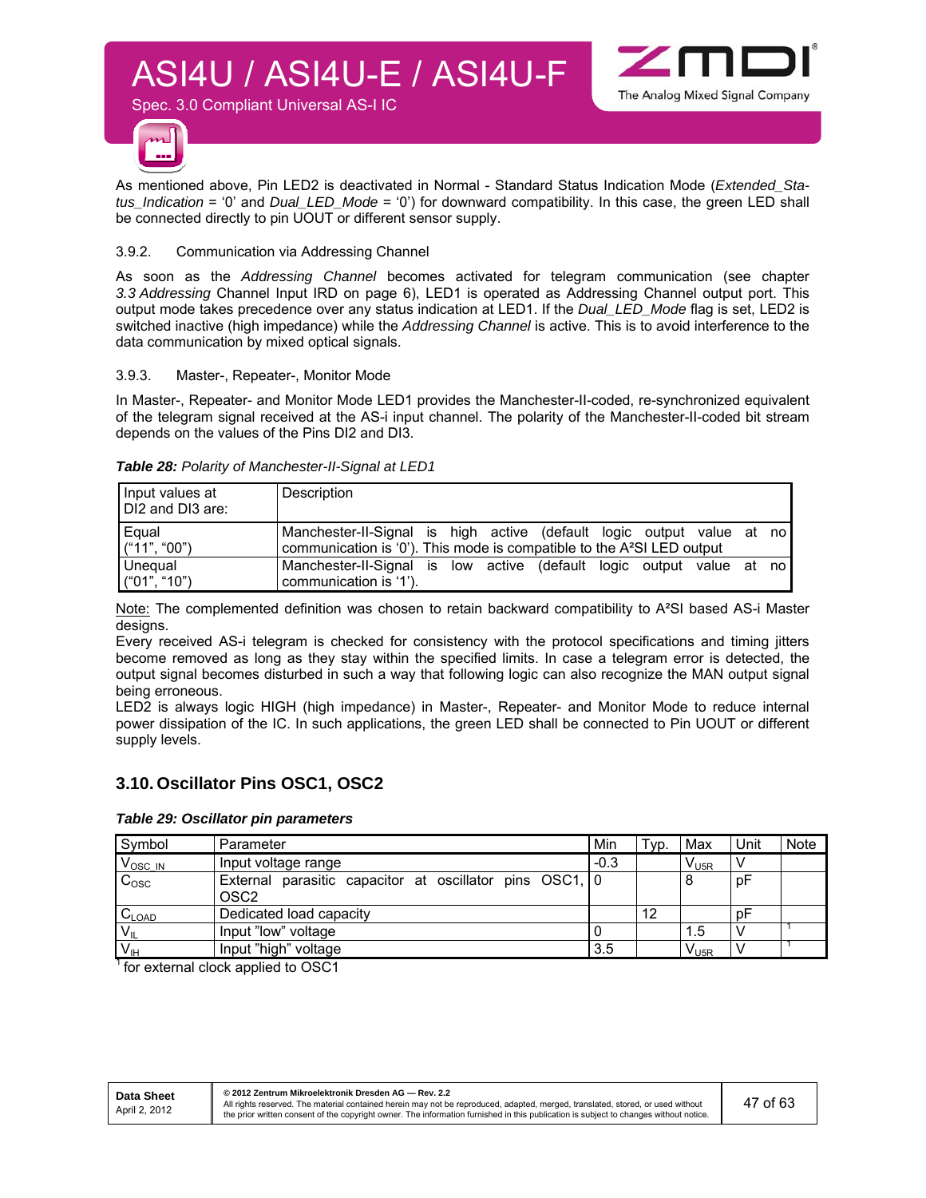As mentioned above, Pin LED2 is deactivated in Normal - Standard Status Indication Mode (*Extended_Status_Indication* = '0' and *Dual_LED_Mode* = '0') for downward compatibility. In this case, the green LED shall be connected directly to pin UOUT or different sensor supply.

### 3.9.2. Communication via Addressing Channel

As soon as the *Addressing Channel* becomes activated for telegram communication (see chapter *3.3 Addressing* Channel Input IRD on page 6), LED1 is operated as Addressing Channel output port. This output mode takes precedence over any status indication at LED1. If the *Dual_LED_Mode* flag is set, LED2 is switched inactive (high impedance) while the *Addressing Channel* is active. This is to avoid interference to the data communication by mixed optical signals.

### 3.9.3. Master-, Repeater-, Monitor Mode

In Master-, Repeater- and Monitor Mode LED1 provides the Manchester-II-coded, re-synchronized equivalent of the telegram signal received at the AS-i input channel. The polarity of the Manchester-II-coded bit stream depends on the values of the Pins DI2 and DI3.

***Table 28:*** *Polarity of Manchester-II-Signal at LED1*

| Input values at DI2 and DI3 are: | Description |
|---|---|
| Equal ("11", "00") | Manchester-II-Signal is high active (default logic output value at no communication is '0'). This mode is compatible to the A²SI LED output |
| Unequal ("01", "10") | Manchester-II-Signal is low active (default logic output value at no communication is '1'). |

Note: The complemented definition was chosen to retain backward compatibility to A²SI based AS-i Master designs.

Every received AS-i telegram is checked for consistency with the protocol specifications and timing jitters become removed as long as they stay within the specified limits. In case a telegram error is detected, the output signal becomes disturbed in such a way that following logic can also recognize the MAN output signal being erroneous.

LED2 is always logic HIGH (high impedance) in Master-, Repeater- and Monitor Mode to reduce internal power dissipation of the IC. In such applications, the green LED shall be connected to Pin UOUT or different supply levels.

## 3.10. Oscillator Pins OSC1, OSC2

***Table 29: Oscillator pin parameters***

| Symbol | Parameter | Min | Typ. | Max | Unit | Note |
|---|---|---|---|---|---|---|
| $V_{OSC\_IN}$ | Input voltage range | -0.3 | | $V_{U5R}$ | V | |
| $C_{OSC}$ | External parasitic capacitor at oscillator pins OSC1, OSC2 | 0 | | 8 | pF | |
| $C_{LOAD}$ | Dedicated load capacity | | 12 | | pF | |
| $V_{IL}$ | Input "low" voltage | 0 | | 1.5 | V | 1 |
| $V_{IH}$ | Input "high" voltage | 3.5 | | $V_{U5R}$ | V | 1 |

[1] for external clock applied to OSC1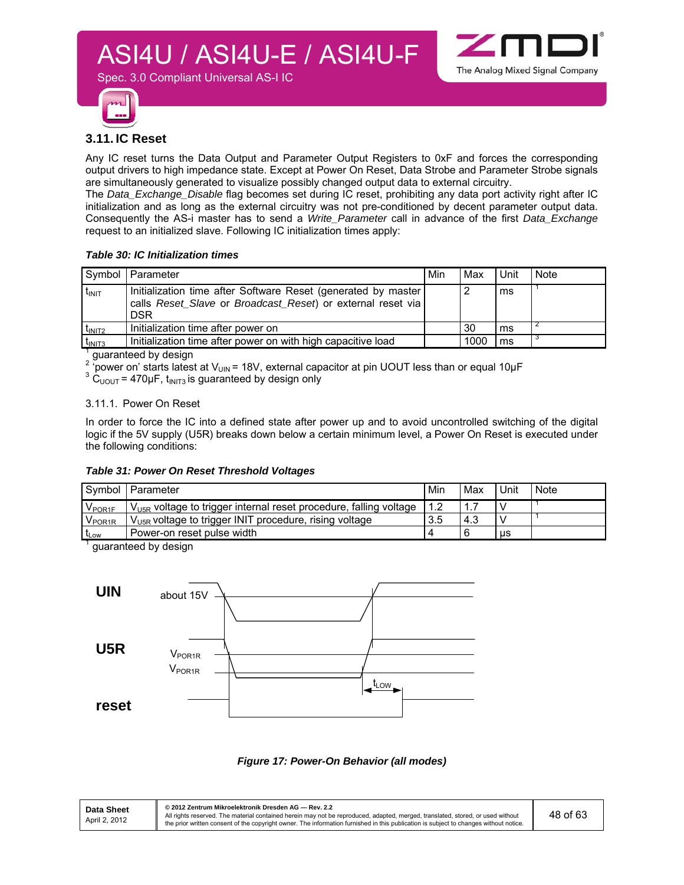## 3.11. IC Reset

Any IC reset turns the Data Output and Parameter Output Registers to 0xF and forces the corresponding output drivers to high impedance state. Except at Power On Reset, Data Strobe and Parameter Strobe signals are simultaneously generated to visualize possibly changed output data to external circuitry.
The *Data_Exchange_Disable* flag becomes set during IC reset, prohibiting any data port activity right after IC initialization and as long as the external circuitry was not pre-conditioned by decent parameter output data. Consequently the AS-i master has to send a *Write_Parameter* call in advance of the first *Data_Exchange* request to an initialized slave. Following IC initialization times apply:

***Table 30: IC Initialization times***

| Symbol | Parameter | Min | Max | Unit | Note |
|---|---|---|---|---|---|
| $t_{INIT}$ | Initialization time after Software Reset (generated by master calls *Reset_Slave* or *Broadcast_Reset*) or external reset via DSR | | 2 | ms | [1] |
| $t_{INIT2}$ | Initialization time after power on | | 30 | ms | [2] |
| $t_{INIT3}$ | Initialization time after power on with high capacitive load | | 1000 | ms | [3] |

[1] guaranteed by design
[2] 'power on' starts latest at $V_{UIN}$ = 18V, external capacitor at pin UOUT less than or equal 10µF
[3] $C_{UOUT}$ = 470µF, $t_{INIT3}$ is guaranteed by design only

### 3.11.1. Power On Reset

In order to force the IC into a defined state after power up and to avoid uncontrolled switching of the digital logic if the 5V supply (U5R) breaks down below a certain minimum level, a Power On Reset is executed under the following conditions:

***Table 31: Power On Reset Threshold Voltages***

| Symbol | Parameter | Min | Max | Unit | Note |
|---|---|---|---|---|---|
| $V_{POR1F}$ | $V_{U5R}$ voltage to trigger internal reset procedure, falling voltage | 1.2 | 1.7 | V | [1] |
| $V_{POR1R}$ | $V_{U5R}$ voltage to trigger INIT procedure, rising voltage | 3.5 | 4.3 | V | [1] |
| $t_{Low}$ | Power-on reset pulse width | 4 | 6 | µs | |

[1] guaranteed by design

UIN — about 15V
U5R — $V_{POR1R}$, $V_{POR1R}$
$t_{LOW}$
reset

***Figure 17: Power-On Behavior (all modes)***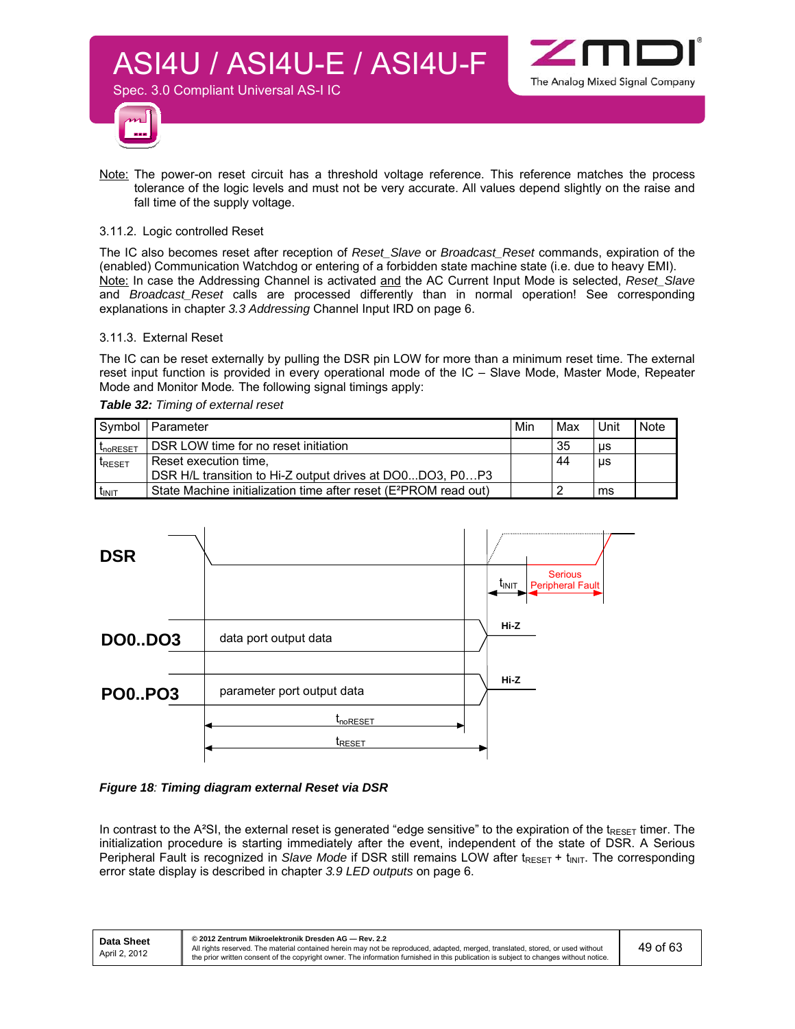Note: The power-on reset circuit has a threshold voltage reference. This reference matches the process tolerance of the logic levels and must not be very accurate. All values depend slightly on the raise and fall time of the supply voltage.

### 3.11.2. Logic controlled Reset

The IC also becomes reset after reception of *Reset_Slave* or *Broadcast_Reset* commands, expiration of the (enabled) Communication Watchdog or entering of a forbidden state machine state (i.e. due to heavy EMI).
Note: In case the Addressing Channel is activated and the AC Current Input Mode is selected, *Reset_Slave* and *Broadcast_Reset* calls are processed differently than in normal operation! See corresponding explanations in chapter *3.3 Addressing* Channel Input IRD on page 6.

### 3.11.3. External Reset

The IC can be reset externally by pulling the DSR pin LOW for more than a minimum reset time. The external reset input function is provided in every operational mode of the IC – Slave Mode, Master Mode, Repeater Mode and Monitor Mode. The following signal timings apply:

***Table 32:*** *Timing of external reset*

| Symbol | Parameter | Min | Max | Unit | Note |
|---|---|---|---|---|---|
| $t_{noRESET}$ | DSR LOW time for no reset initiation | | 35 | µs | |
| $t_{RESET}$ | Reset execution time,<br>DSR H/L transition to Hi-Z output drives at DO0...DO3, P0…P3 | | 44 | µs | |
| $t_{INIT}$ | State Machine initialization time after reset (E²PROM read out) | | 2 | ms | |

***Figure 18**: Timing diagram external Reset via DSR*

In contrast to the A²SI, the external reset is generated “edge sensitive” to the expiration of the $t_{RESET}$ timer. The initialization procedure is starting immediately after the event, independent of the state of DSR. A Serious Peripheral Fault is recognized in *Slave Mode* if DSR still remains LOW after $t_{RESET}$ + $t_{INIT}$. The corresponding error state display is described in chapter *3.9 LED outputs* on page 6.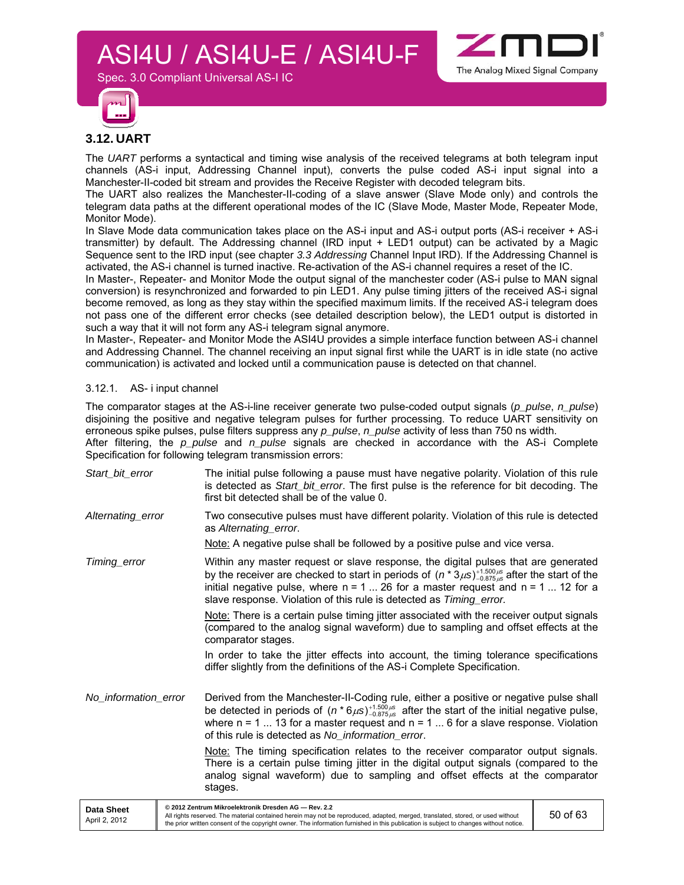## 3.12. UART

The *UART* performs a syntactical and timing wise analysis of the received telegrams at both telegram input channels (AS-i input, Addressing Channel input), converts the pulse coded AS-i input signal into a Manchester-II-coded bit stream and provides the Receive Register with decoded telegram bits.

The UART also realizes the Manchester-II-coding of a slave answer (Slave Mode only) and controls the telegram data paths at the different operational modes of the IC (Slave Mode, Master Mode, Repeater Mode, Monitor Mode).

In Slave Mode data communication takes place on the AS-i input and AS-i output ports (AS-i receiver + AS-i transmitter) by default. The Addressing channel (IRD input + LED1 output) can be activated by a Magic Sequence sent to the IRD input (see chapter *3.3 Addressing* Channel Input IRD). If the Addressing Channel is activated, the AS-i channel is turned inactive. Re-activation of the AS-i channel requires a reset of the IC.

In Master-, Repeater- and Monitor Mode the output signal of the manchester coder (AS-i pulse to MAN signal conversion) is resynchronized and forwarded to pin LED1. Any pulse timing jitters of the received AS-i signal become removed, as long as they stay within the specified maximum limits. If the received AS-i telegram does not pass one of the different error checks (see detailed description below), the LED1 output is distorted in such a way that it will not form any AS-i telegram signal anymore.

In Master-, Repeater- and Monitor Mode the ASI4U provides a simple interface function between AS-i channel and Addressing Channel. The channel receiving an input signal first while the UART is in idle state (no active communication) is activated and locked until a communication pause is detected on that channel.

### 3.12.1. AS- i input channel

The comparator stages at the AS-i-line receiver generate two pulse-coded output signals (*p_pulse*, *n_pulse*) disjoining the positive and negative telegram pulses for further processing. To reduce UART sensitivity on erroneous spike pulses, pulse filters suppress any *p_pulse*, *n_pulse* activity of less than 750 ns width.

After filtering, the *p_pulse* and *n_pulse* signals are checked in accordance with the AS-i Complete Specification for following telegram transmission errors:

*Start_bit_error*

The initial pulse following a pause must have negative polarity. Violation of this rule is detected as *Start_bit_error*. The first pulse is the reference for bit decoding. The first bit detected shall be of the value 0.

*Alternating_error*

Two consecutive pulses must have different polarity. Violation of this rule is detected as *Alternating_error*.

Note: A negative pulse shall be followed by a positive pulse and vice versa.

*Timing_error*

Within any master request or slave response, the digital pulses that are generated by the receiver are checked to start in periods of $(n * 3\mu s)^{+1.500\mu s}_{-0.875\mu s}$ after the start of the initial negative pulse, where n = 1 ... 26 for a master request and n = 1 ... 12 for a slave response. Violation of this rule is detected as *Timing_error*.

Note: There is a certain pulse timing jitter associated with the receiver output signals (compared to the analog signal waveform) due to sampling and offset effects at the comparator stages.

In order to take the jitter effects into account, the timing tolerance specifications differ slightly from the definitions of the AS-i Complete Specification.

*No_information_error*

Derived from the Manchester-II-Coding rule, either a positive or negative pulse shall be detected in periods of $(n * 6\mu s)^{+1.500\mu s}_{-0.875\mu s}$ after the start of the initial negative pulse, where n = 1 ... 13 for a master request and n = 1 ... 6 for a slave response. Violation of this rule is detected as *No_information_error*.

Note: The timing specification relates to the receiver comparator output signals. There is a certain pulse timing jitter in the digital output signals (compared to the analog signal waveform) due to sampling and offset effects at the comparator stages.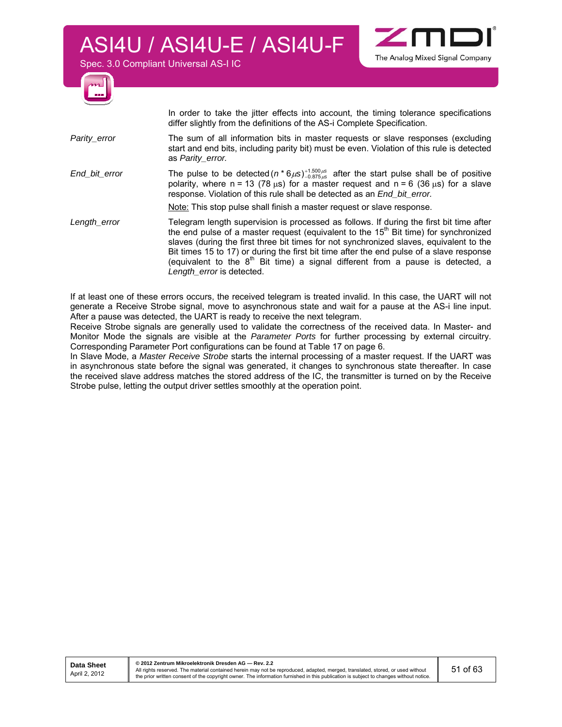In order to take the jitter effects into account, the timing tolerance specifications differ slightly from the definitions of the AS-i Complete Specification.

| | |
|---|---|
| *Parity_error* | The sum of all information bits in master requests or slave responses (excluding start and end bits, including parity bit) must be even. Violation of this rule is detected as *Parity_error.* |
| *End_bit_error* | The pulse to be detected $(n * 6\mu s)^{+1.500\mu s}_{-0.875\mu s}$ after the start pulse shall be of positive polarity, where n = 13 (78 µs) for a master request and n = 6 (36 µs) for a slave response. Violation of this rule shall be detected as an *End_bit_error.* <br> Note: This stop pulse shall finish a master request or slave response. |
| *Length_error* | Telegram length supervision is processed as follows. If during the first bit time after the end pulse of a master request (equivalent to the 15th Bit time) for synchronized slaves (during the first three bit times for not synchronized slaves, equivalent to the Bit times 15 to 17) or during the first bit time after the end pulse of a slave response (equivalent to the 8th Bit time) a signal different from a pause is detected, a *Length_error* is detected. |

If at least one of these errors occurs, the received telegram is treated invalid. In this case, the UART will not generate a Receive Strobe signal, move to asynchronous state and wait for a pause at the AS-i line input. After a pause was detected, the UART is ready to receive the next telegram.

Receive Strobe signals are generally used to validate the correctness of the received data. In Master- and Monitor Mode the signals are visible at the *Parameter Ports* for further processing by external circuitry. Corresponding Parameter Port configurations can be found at Table 17 on page 6.

In Slave Mode, a *Master Receive Strobe* starts the internal processing of a master request. If the UART was in asynchronous state before the signal was generated, it changes to synchronous state thereafter. In case the received slave address matches the stored address of the IC, the transmitter is turned on by the Receive Strobe pulse, letting the output driver settles smoothly at the operation point.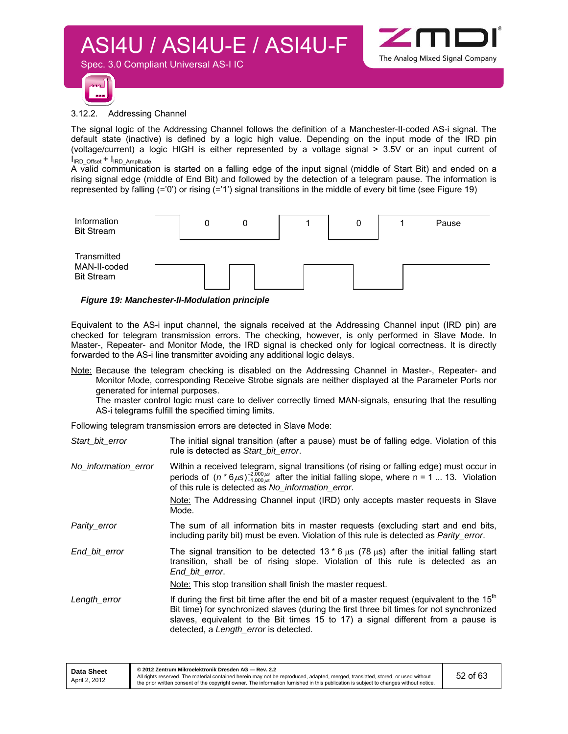### 3.12.2. Addressing Channel

The signal logic of the Addressing Channel follows the definition of a Manchester-II-coded AS-i signal. The default state (inactive) is defined by a logic high value. Depending on the input mode of the IRD pin (voltage/current) a logic HIGH is either represented by a voltage signal > 3.5V or an input current of $I_{IRD\_Offset} + I_{IRD\_Amplitude}$.

A valid communication is started on a falling edge of the input signal (middle of Start Bit) and ended on a rising signal edge (middle of End Bit) and followed by the detection of a telegram pause. The information is represented by falling (='0') or rising (='1') signal transitions in the middle of every bit time (see Figure 19)

Information Bit Stream: 0 0 1 0 1 Pause

Transmitted MAN-II-coded Bit Stream

*Figure 19: Manchester-II-Modulation principle*

Equivalent to the AS-i input channel, the signals received at the Addressing Channel input (IRD pin) are checked for telegram transmission errors. The checking, however, is only performed in Slave Mode. In Master-, Repeater- and Monitor Mode, the IRD signal is checked only for logical correctness. It is directly forwarded to the AS-i line transmitter avoiding any additional logic delays.

Note: Because the telegram checking is disabled on the Addressing Channel in Master-, Repeater- and Monitor Mode, corresponding Receive Strobe signals are neither displayed at the Parameter Ports nor generated for internal purposes.
The master control logic must care to deliver correctly timed MAN-signals, ensuring that the resulting AS-i telegrams fulfill the specified timing limits.

Following telegram transmission errors are detected in Slave Mode:

*Start_bit_error* — The initial signal transition (after a pause) must be of falling edge. Violation of this rule is detected as *Start_bit_error*.

*No_information_error* — Within a received telegram, signal transitions (of rising or falling edge) must occur in periods of $(n * 6\mu s)^{+2.000\mu s}_{-1.000\mu s}$ after the initial falling slope, where n = 1 ... 13. Violation of this rule is detected as *No_information_error*.

Note: The Addressing Channel input (IRD) only accepts master requests in Slave Mode.

*Parity_error* — The sum of all information bits in master requests (excluding start and end bits, including parity bit) must be even. Violation of this rule is detected as *Parity_error*.

*End_bit_error* — The signal transition to be detected 13 * 6 µs (78 µs) after the initial falling start transition, shall be of rising slope. Violation of this rule is detected as an *End_bit_error*.

Note: This stop transition shall finish the master request.

*Length_error* — If during the first bit time after the end bit of a master request (equivalent to the 15th Bit time) for synchronized slaves (during the first three bit times for not synchronized slaves, equivalent to the Bit times 15 to 17) a signal different from a pause is detected, a *Length_error* is detected.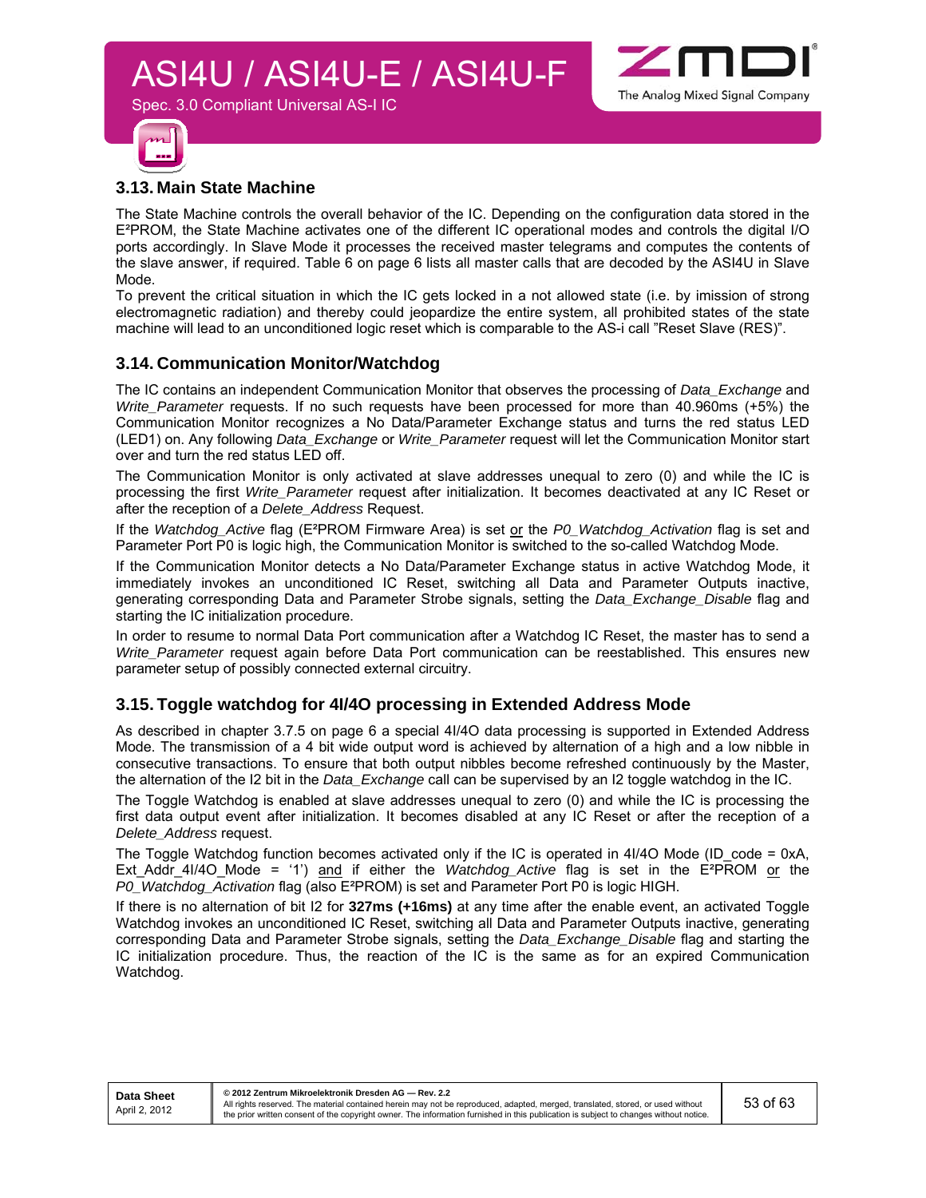## 3.13. Main State Machine

The State Machine controls the overall behavior of the IC. Depending on the configuration data stored in the E²PROM, the State Machine activates one of the different IC operational modes and controls the digital I/O ports accordingly. In Slave Mode it processes the received master telegrams and computes the contents of the slave answer, if required. Table 6 on page 6 lists all master calls that are decoded by the ASI4U in Slave Mode.

To prevent the critical situation in which the IC gets locked in a not allowed state (i.e. by imission of strong electromagnetic radiation) and thereby could jeopardize the entire system, all prohibited states of the state machine will lead to an unconditioned logic reset which is comparable to the AS-i call "Reset Slave (RES)".

## 3.14. Communication Monitor/Watchdog

The IC contains an independent Communication Monitor that observes the processing of *Data_Exchange* and *Write_Parameter* requests. If no such requests have been processed for more than 40.960ms (+5%) the Communication Monitor recognizes a No Data/Parameter Exchange status and turns the red status LED (LED1) on. Any following *Data_Exchange* or *Write_Parameter* request will let the Communication Monitor start over and turn the red status LED off.

The Communication Monitor is only activated at slave addresses unequal to zero (0) and while the IC is processing the first *Write_Parameter* request after initialization. It becomes deactivated at any IC Reset or after the reception of a *Delete_Address* Request.

If the *Watchdog_Active* flag (E²PROM Firmware Area) is set or the *P0_Watchdog_Activation* flag is set and Parameter Port P0 is logic high, the Communication Monitor is switched to the so-called Watchdog Mode.

If the Communication Monitor detects a No Data/Parameter Exchange status in active Watchdog Mode, it immediately invokes an unconditioned IC Reset, switching all Data and Parameter Outputs inactive, generating corresponding Data and Parameter Strobe signals, setting the *Data_Exchange_Disable* flag and starting the IC initialization procedure.

In order to resume to normal Data Port communication after *a* Watchdog IC Reset, the master has to send a *Write_Parameter* request again before Data Port communication can be reestablished. This ensures new parameter setup of possibly connected external circuitry.

## 3.15. Toggle watchdog for 4I/4O processing in Extended Address Mode

As described in chapter 3.7.5 on page 6 a special 4I/4O data processing is supported in Extended Address Mode. The transmission of a 4 bit wide output word is achieved by alternation of a high and a low nibble in consecutive transactions. To ensure that both output nibbles become refreshed continuously by the Master, the alternation of the I2 bit in the *Data_Exchange* call can be supervised by an I2 toggle watchdog in the IC.

The Toggle Watchdog is enabled at slave addresses unequal to zero (0) and while the IC is processing the first data output event after initialization. It becomes disabled at any IC Reset or after the reception of a *Delete_Address* request.

The Toggle Watchdog function becomes activated only if the IC is operated in 4I/4O Mode (ID_code = 0xA, Ext_Addr_4I/4O_Mode = '1') and if either the *Watchdog_Active* flag is set in the E²PROM or the *P0_Watchdog_Activation* flag (also E²PROM) is set and Parameter Port P0 is logic HIGH.

If there is no alternation of bit I2 for **327ms (+16ms)** at any time after the enable event, an activated Toggle Watchdog invokes an unconditioned IC Reset, switching all Data and Parameter Outputs inactive, generating corresponding Data and Parameter Strobe signals, setting the *Data_Exchange_Disable* flag and starting the IC initialization procedure. Thus, the reaction of the IC is the same as for an expired Communication Watchdog.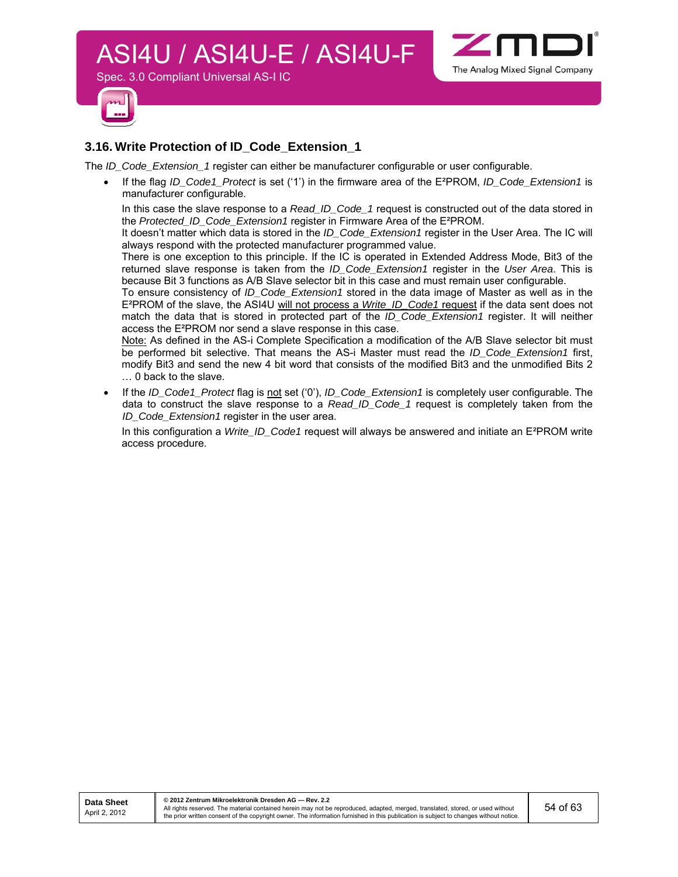## 3.16. Write Protection of ID_Code_Extension_1

The *ID_Code_Extension_1* register can either be manufacturer configurable or user configurable.

- If the flag *ID_Code1_Protect* is set ('1') in the firmware area of the E²PROM, *ID_Code_Extension1* is manufacturer configurable.

  In this case the slave response to a *Read_ID_Code_1* request is constructed out of the data stored in the *Protected_ID_Code_Extension1* register in Firmware Area of the E²PROM.
  It doesn't matter which data is stored in the *ID_Code_Extension1* register in the User Area. The IC will always respond with the protected manufacturer programmed value.
  There is one exception to this principle. If the IC is operated in Extended Address Mode, Bit3 of the returned slave response is taken from the *ID_Code_Extension1* register in the *User Area*. This is because Bit 3 functions as A/B Slave selector bit in this case and must remain user configurable.
  To ensure consistency of *ID_Code_Extension1* stored in the data image of Master as well as in the E²PROM of the slave, the ASI4U <u>will not process a *Write_ID_Code1* request</u> if the data sent does not match the data that is stored in protected part of the *ID_Code_Extension1* register. It will neither access the E²PROM nor send a slave response in this case.
  <u>Note:</u> As defined in the AS-i Complete Specification a modification of the A/B Slave selector bit must be performed bit selective. That means the AS-i Master must read the *ID_Code_Extension1* first, modify Bit3 and send the new 4 bit word that consists of the modified Bit3 and the unmodified Bits 2 … 0 back to the slave.

- If the *ID_Code1_Protect* flag is <u>not</u> set ('0'), *ID_Code_Extension1* is completely user configurable. The data to construct the slave response to a *Read_ID_Code_1* request is completely taken from the *ID_Code_Extension1* register in the user area.

  In this configuration a *Write_ID_Code1* request will always be answered and initiate an E²PROM write access procedure.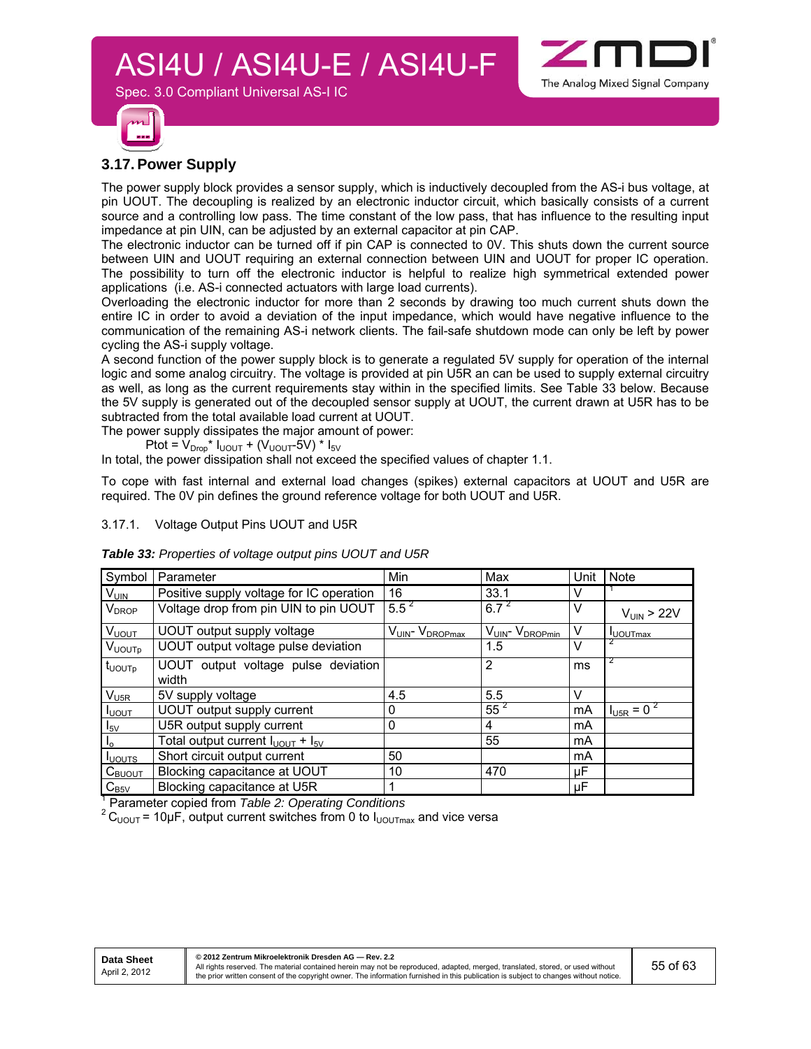## 3.17. Power Supply

The power supply block provides a sensor supply, which is inductively decoupled from the AS-i bus voltage, at pin UOUT. The decoupling is realized by an electronic inductor circuit, which basically consists of a current source and a controlling low pass. The time constant of the low pass, that has influence to the resulting input impedance at pin UIN, can be adjusted by an external capacitor at pin CAP.

The electronic inductor can be turned off if pin CAP is connected to 0V. This shuts down the current source between UIN and UOUT requiring an external connection between UIN and UOUT for proper IC operation. The possibility to turn off the electronic inductor is helpful to realize high symmetrical extended power applications (i.e. AS-i connected actuators with large load currents).

Overloading the electronic inductor for more than 2 seconds by drawing too much current shuts down the entire IC in order to avoid a deviation of the input impedance, which would have negative influence to the communication of the remaining AS-i network clients. The fail-safe shutdown mode can only be left by power cycling the AS-i supply voltage.

A second function of the power supply block is to generate a regulated 5V supply for operation of the internal logic and some analog circuitry. The voltage is provided at pin U5R an can be used to supply external circuitry as well, as long as the current requirements stay within in the specified limits. See Table 33 below. Because the 5V supply is generated out of the decoupled sensor supply at UOUT, the current drawn at U5R has to be subtracted from the total available load current at UOUT.

The power supply dissipates the major amount of power:

$$P_{tot} = V_{Drop} * I_{UOUT} + (V_{UOUT} - 5V) * I_{5V}$$

In total, the power dissipation shall not exceed the specified values of chapter 1.1.

To cope with fast internal and external load changes (spikes) external capacitors at UOUT and U5R are required. The 0V pin defines the ground reference voltage for both UOUT and U5R.

### 3.17.1. Voltage Output Pins UOUT and U5R

***Table 33:*** *Properties of voltage output pins UOUT and U5R*

| Symbol | Parameter | Min | Max | Unit | Note |
|---|---|---|---|---|---|
| $V_{UIN}$ | Positive supply voltage for IC operation | 16 | 33.1 | V | [1] |
| $V_{DROP}$ | Voltage drop from pin UIN to pin UOUT | 5.5 [2] | 6.7 [2] | V | $V_{UIN} > 22V$ |
| $V_{UOUT}$ | UOUT output supply voltage | $V_{UIN} - V_{DROPmax}$ | $V_{UIN} - V_{DROPmin}$ | V | $I_{UOUTmax}$ |
| $V_{UOUTp}$ | UOUT output voltage pulse deviation | | 1.5 | V | [2] |
| $t_{UOUTp}$ | UOUT output voltage pulse deviation width | | 2 | ms | [2] |
| $V_{U5R}$ | 5V supply voltage | 4.5 | 5.5 | V | |
| $I_{UOUT}$ | UOUT output supply current | 0 | 55 [2] | mA | $I_{U5R} = 0$ [2] |
| $I_{5V}$ | U5R output supply current | 0 | 4 | mA | |
| $I_o$ | Total output current $I_{UOUT} + I_{5V}$ | | 55 | mA | |
| $I_{UOUTS}$ | Short circuit output current | 50 | | mA | |
| $C_{BUOUT}$ | Blocking capacitance at UOUT | 10 | 470 | µF | |
| $C_{B5V}$ | Blocking capacitance at U5R | 1 | | µF | |

[1] Parameter copied from *Table 2: Operating Conditions*

[2] $C_{UOUT} = 10µF$, output current switches from 0 to $I_{UOUTmax}$ and vice versa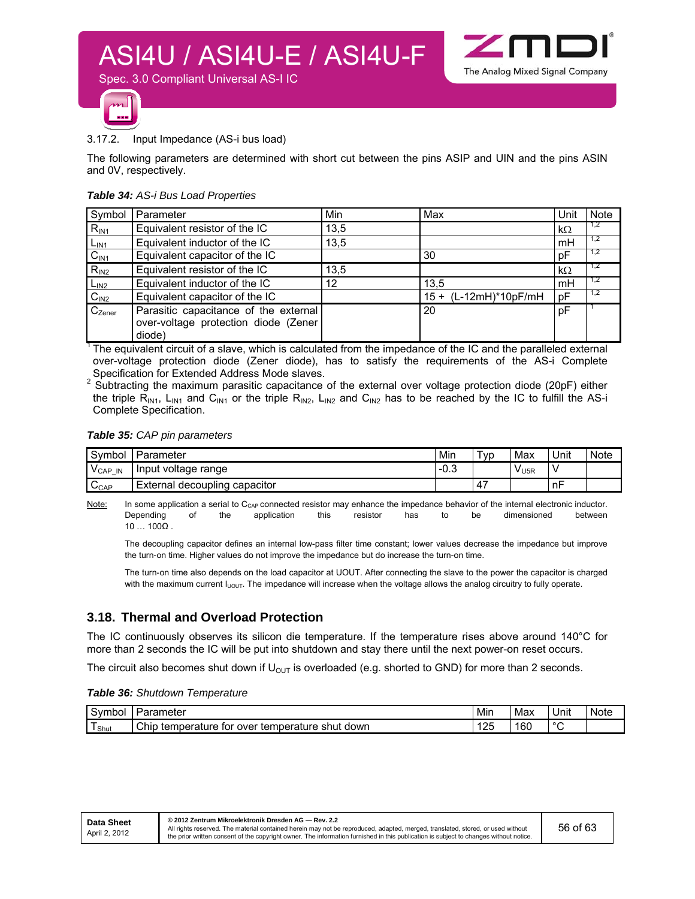### 3.17.2. Input Impedance (AS-i bus load)

The following parameters are determined with short cut between the pins ASIP and UIN and the pins ASIN and 0V, respectively.

***Table 34:*** *AS-i Bus Load Properties*

| Symbol | Parameter | Min | Max | Unit | Note |
|---|---|---|---|---|---|
| $R_{IN1}$ | Equivalent resistor of the IC | 13,5 | | kΩ | 1,2 |
| $L_{IN1}$ | Equivalent inductor of the IC | 13,5 | | mH | 1,2 |
| $C_{IN1}$ | Equivalent capacitor of the IC | | 30 | pF | 1,2 |
| $R_{IN2}$ | Equivalent resistor of the IC | 13,5 | | kΩ | 1,2 |
| $L_{IN2}$ | Equivalent inductor of the IC | 12 | 13,5 | mH | 1,2 |
| $C_{IN2}$ | Equivalent capacitor of the IC | | 15 + (L-12mH)*10pF/mH | pF | 1,2 |
| $C_{Zener}$ | Parasitic capacitance of the external over-voltage protection diode (Zener diode) | | 20 | pF | 1 |

[1] The equivalent circuit of a slave, which is calculated from the impedance of the IC and the paralleled external over-voltage protection diode (Zener diode), has to satisfy the requirements of the AS-i Complete Specification for Extended Address Mode slaves.

[2] Subtracting the maximum parasitic capacitance of the external over voltage protection diode (20pF) either the triple $R_{IN1}$, $L_{IN1}$ and $C_{IN1}$ or the triple $R_{IN2}$, $L_{IN2}$ and $C_{IN2}$ has to be reached by the IC to fulfill the AS-i Complete Specification.

***Table 35:*** *CAP pin parameters*

| Symbol | Parameter | Min | Typ | Max | Unit | Note |
|---|---|---|---|---|---|---|
| $V_{CAP\_IN}$ | Input voltage range | -0.3 | | $V_{U5R}$ | V | |
| $C_{CAP}$ | External decoupling capacitor | | 47 | | nF | |

Note: In some application a serial to $C_{CAP}$ connected resistor may enhance the impedance behavior of the internal electronic inductor. Depending of the application this resistor has to be dimensioned between 10 … 100Ω .

The decoupling capacitor defines an internal low-pass filter time constant; lower values decrease the impedance but improve the turn-on time. Higher values do not improve the impedance but do increase the turn-on time.

The turn-on time also depends on the load capacitor at UOUT. After connecting the slave to the power the capacitor is charged with the maximum current $I_{UOUT}$. The impedance will increase when the voltage allows the analog circuitry to fully operate.

## 3.18. Thermal and Overload Protection

The IC continuously observes its silicon die temperature. If the temperature rises above around 140°C for more than 2 seconds the IC will be put into shutdown and stay there until the next power-on reset occurs.

The circuit also becomes shut down if $U_{OUT}$ is overloaded (e.g. shorted to GND) for more than 2 seconds.

***Table 36:*** *Shutdown Temperature*

| Symbol | Parameter | Min | Max | Unit | Note |
|---|---|---|---|---|---|
| $T_{Shut}$ | Chip temperature for over temperature shut down | 125 | 160 | °C | |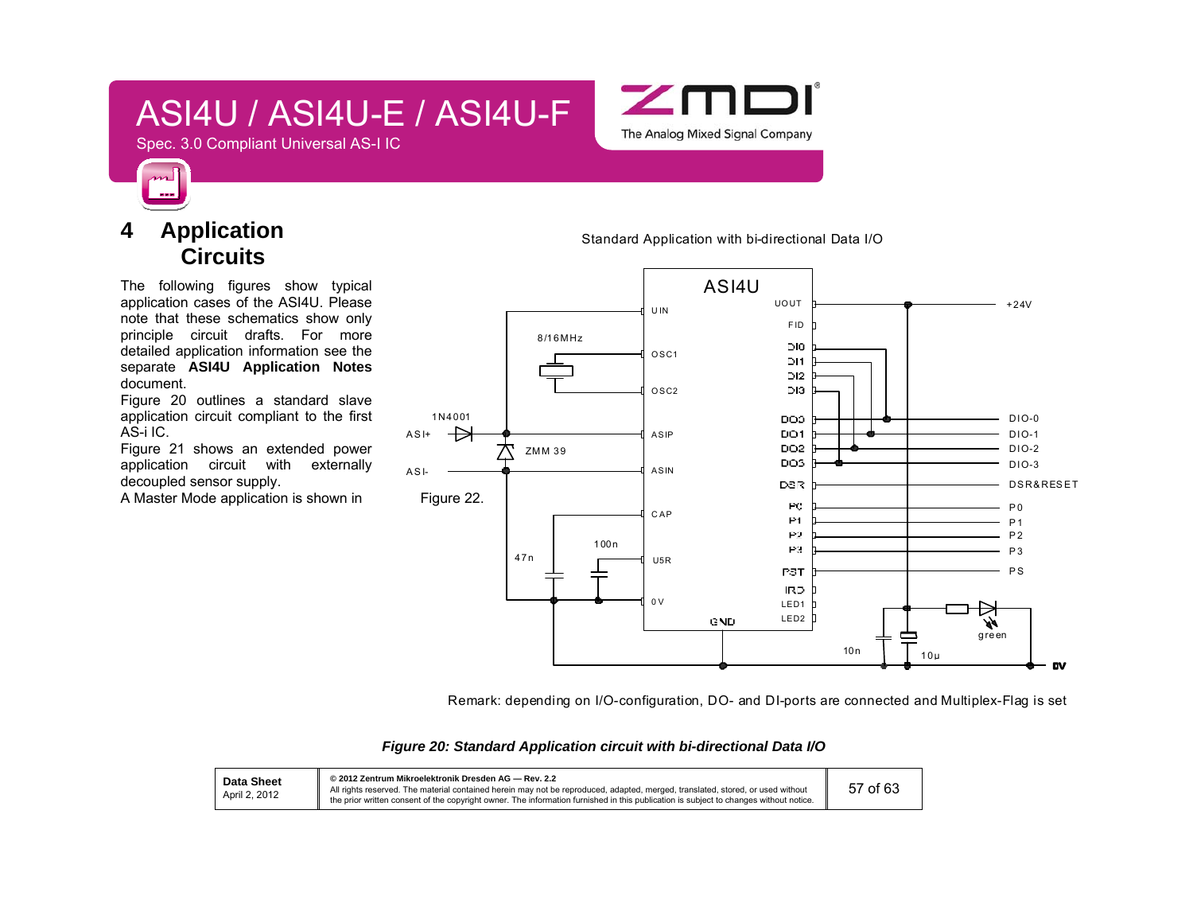# 4 Application Circuits

The following figures show typical application cases of the ASI4U. Please note that these schematics show only principle circuit drafts. For more detailed application information see the separate **ASI4U Application Notes** document.

Figure 20 outlines a standard slave application circuit compliant to the first AS-i IC.

Figure 21 shows an extended power application circuit with externally decoupled sensor supply.

A Master Mode application is shown in Figure 22.

Standard Application with bi-directional Data I/O

Remark: depending on I/O-configuration, DO- and DI-ports are connected and Multiplex-Flag is set

***Figure 20: Standard Application circuit with bi-directional Data I/O***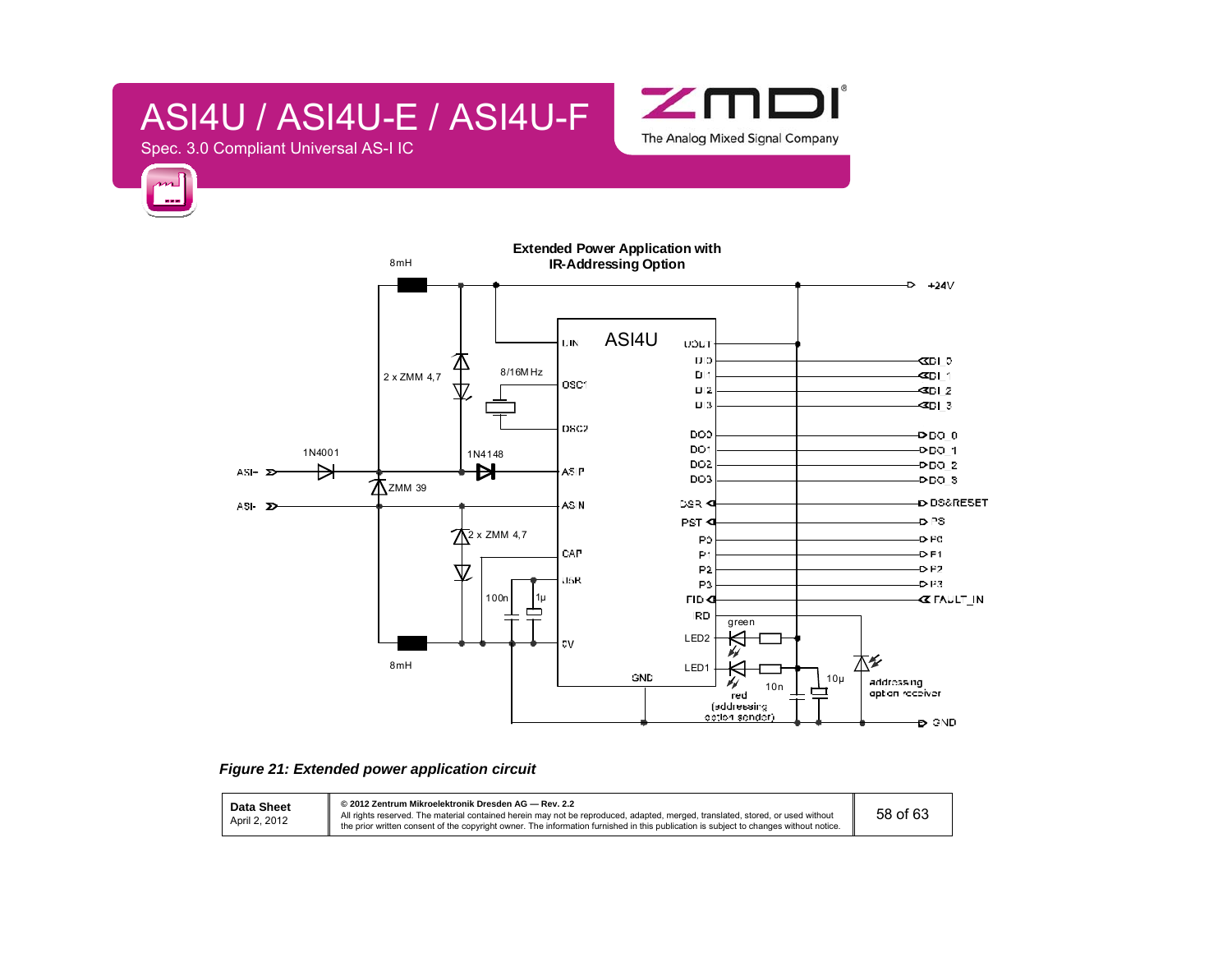Extended Power Application with IR-Addressing Option

*Figure 21: Extended power application circuit*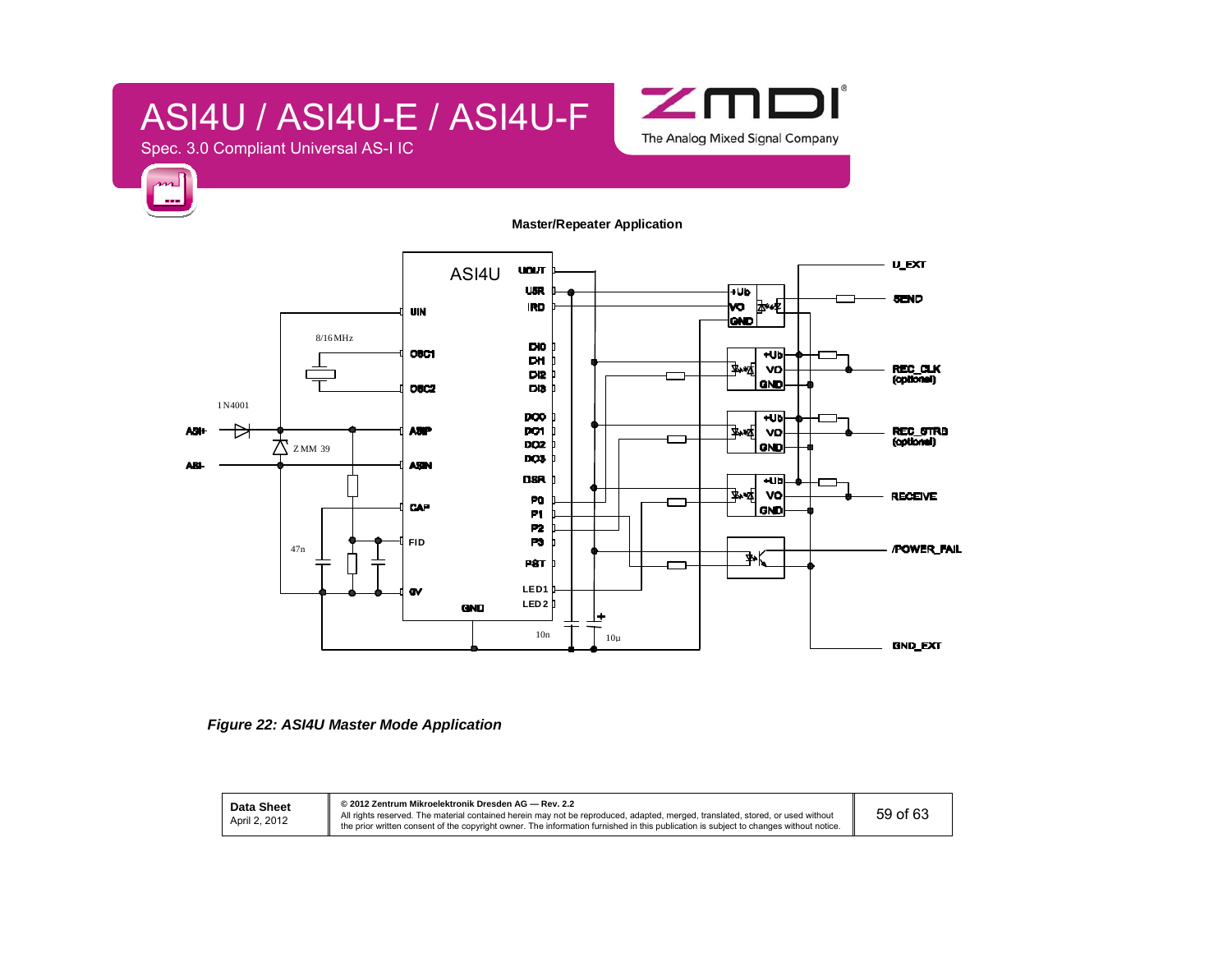**Master/Repeater Application**

*Figure 22: ASI4U Master Mode Application*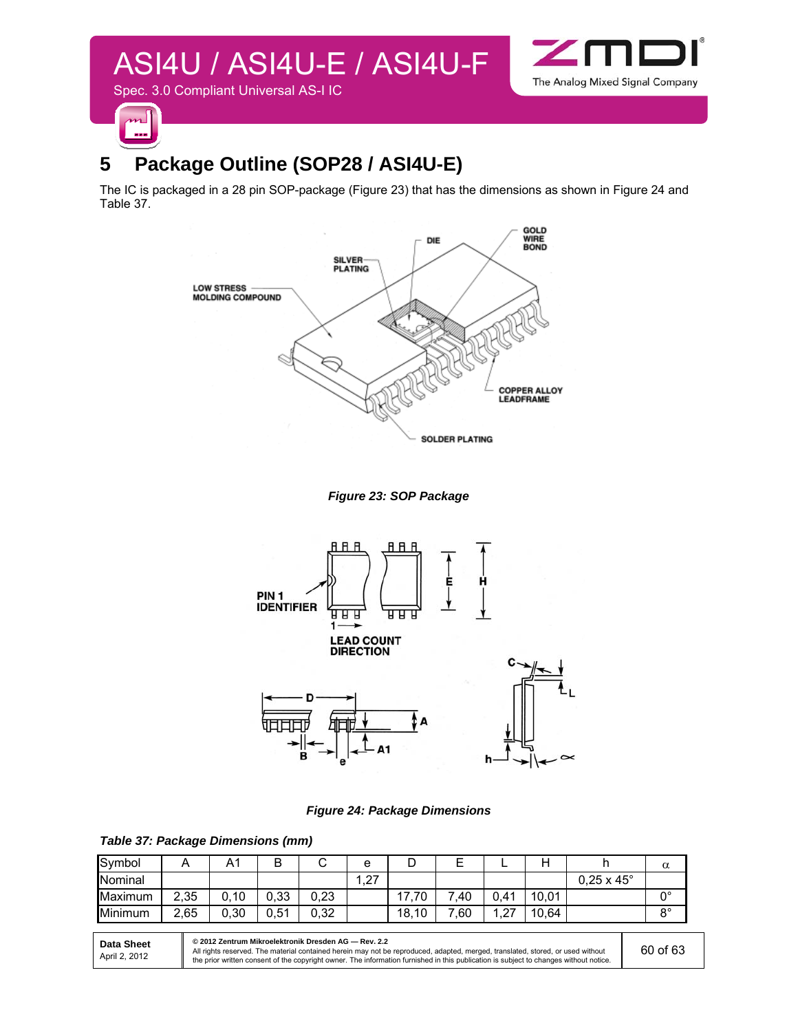# 5 Package Outline (SOP28 / ASI4U-E)

The IC is packaged in a 28 pin SOP-package (Figure 23) that has the dimensions as shown in Figure 24 and Table 37.

*Figure 23: SOP Package*

*Figure 24: Package Dimensions*

*Table 37: Package Dimensions (mm)*

| Symbol | A | A1 | B | C | e | D | E | L | H | h | α |
|---|---|---|---|---|---|---|---|---|---|---|---|
| Nominal | | | | | 1,27 | | | | | 0,25 x 45° | |
| Maximum | 2,35 | 0,10 | 0,33 | 0,23 | | 17,70 | 7,40 | 0,41 | 10,01 | | 0° |
| Minimum | 2,65 | 0,30 | 0,51 | 0,32 | | 18,10 | 7,60 | 1,27 | 10,64 | | 8° |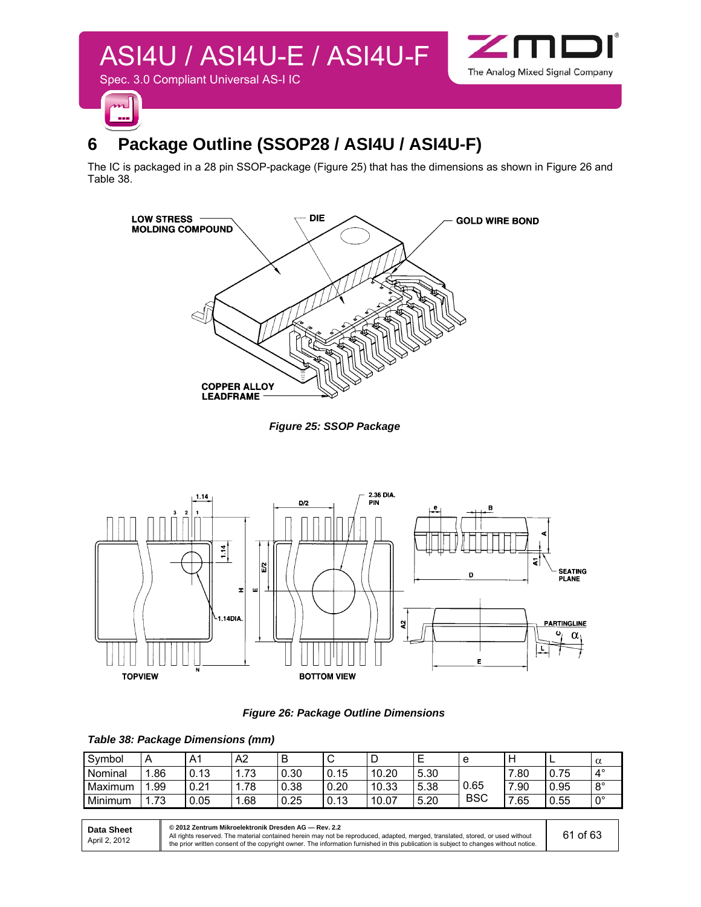# 6 Package Outline (SSOP28 / ASI4U / ASI4U-F)

The IC is packaged in a 28 pin SSOP-package (Figure 25) that has the dimensions as shown in Figure 26 and Table 38.

*Figure 25: SSOP Package*

*Figure 26: Package Outline Dimensions*

*Table 38: Package Dimensions (mm)*

| Symbol | A | A1 | A2 | B | C | D | E | e | H | L | α |
|---|---|---|---|---|---|---|---|---|---|---|---|
| Nominal | 1.86 | 0.13 | 1.73 | 0.30 | 0.15 | 10.20 | 5.30 | 0.65 BSC | 7.80 | 0.75 | 4° |
| Maximum | 1.99 | 0.21 | 1.78 | 0.38 | 0.20 | 10.33 | 5.38 | | 7.90 | 0.95 | 8° |
| Minimum | 1.73 | 0.05 | 1.68 | 0.25 | 0.13 | 10.07 | 5.20 | | 7.65 | 0.55 | 0° |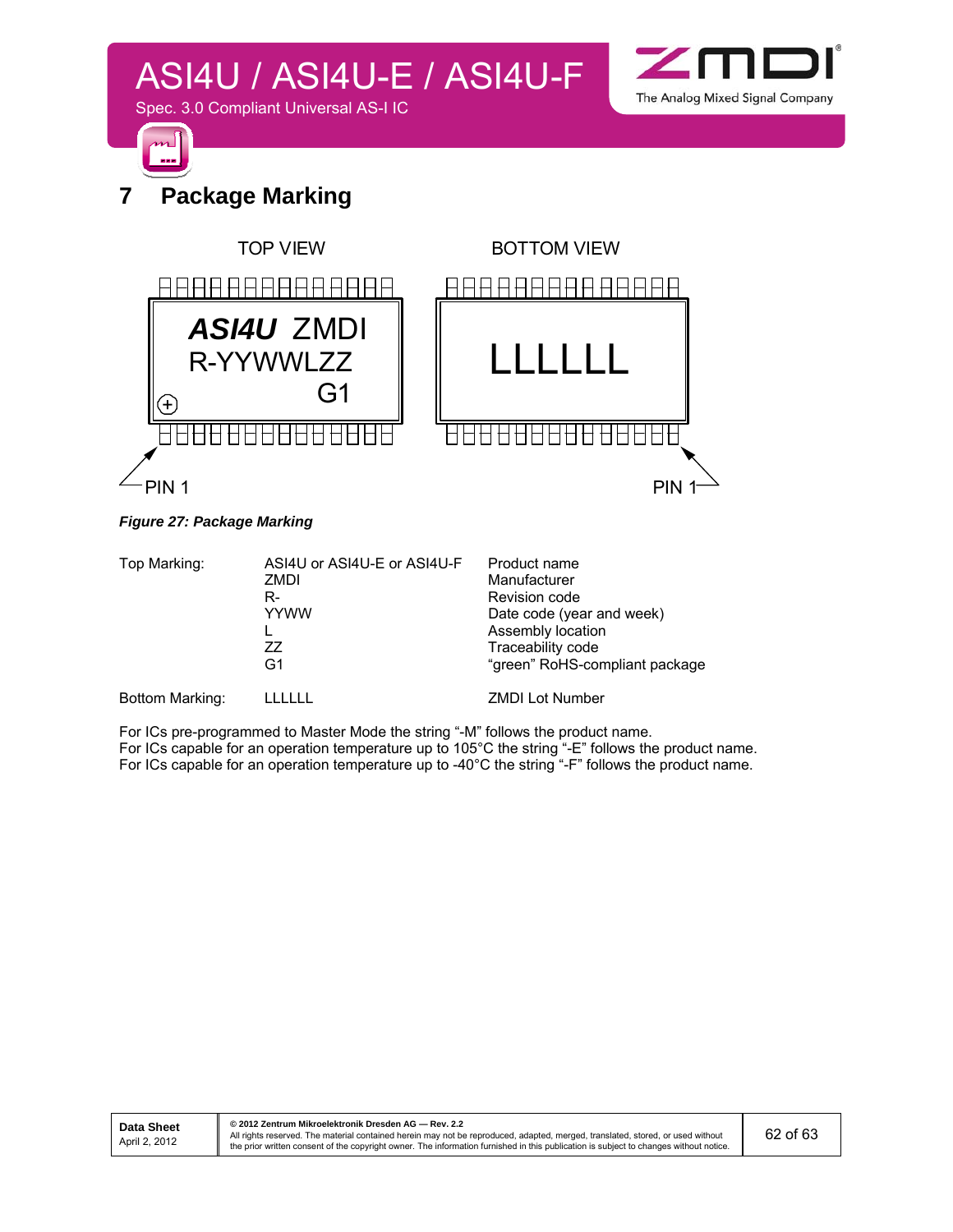# 7 Package Marking

TOP VIEW

ASI4U ZMDI
R-YYWWLZZ
G1

PIN 1

BOTTOM VIEW

LLLLLL

PIN 1

*Figure 27: Package Marking*

| | | |
|---|---|---|
| Top Marking: | ASI4U or ASI4U-E or ASI4U-F | Product name |
| | ZMDI | Manufacturer |
| | R- | Revision code |
| | YYWW | Date code (year and week) |
| | L | Assembly location |
| | ZZ | Traceability code |
| | G1 | "green" RoHS-compliant package |
| Bottom Marking: | LLLLLL | ZMDI Lot Number |

For ICs pre-programmed to Master Mode the string "-M" follows the product name.
For ICs capable for an operation temperature up to 105°C the string "-E" follows the product name.
For ICs capable for an operation temperature up to -40°C the string "-F" follows the product name.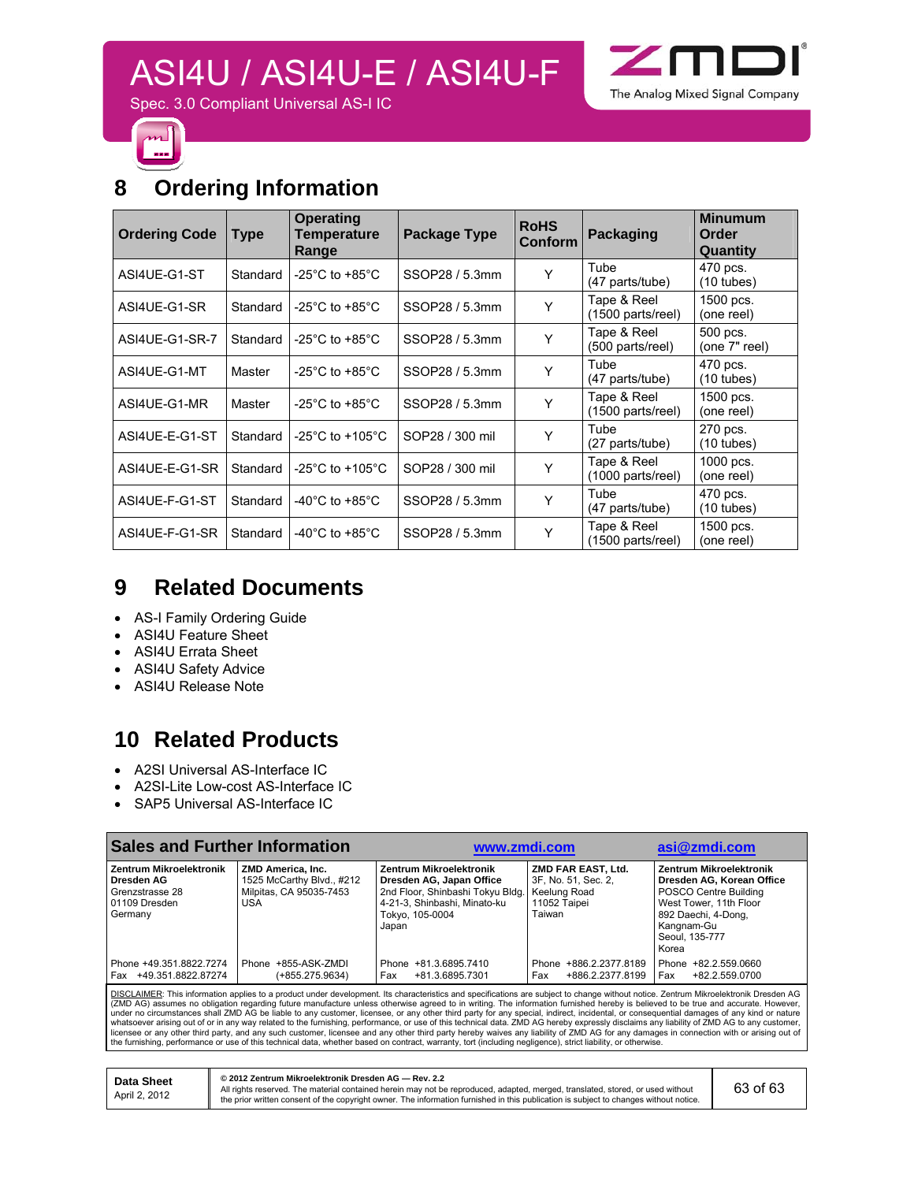## 8 Ordering Information

| Ordering Code | Type | Operating Temperature Range | Package Type | RoHS Conform | Packaging | Minumum Order Quantity |
|---|---|---|---|---|---|---|
| ASI4UE-G1-ST | Standard | -25°C to +85°C | SSOP28 / 5.3mm | Y | Tube (47 parts/tube) | 470 pcs. (10 tubes) |
| ASI4UE-G1-SR | Standard | -25°C to +85°C | SSOP28 / 5.3mm | Y | Tape & Reel (1500 parts/reel) | 1500 pcs. (one reel) |
| ASI4UE-G1-SR-7 | Standard | -25°C to +85°C | SSOP28 / 5.3mm | Y | Tape & Reel (500 parts/reel) | 500 pcs. (one 7" reel) |
| ASI4UE-G1-MT | Master | -25°C to +85°C | SSOP28 / 5.3mm | Y | Tube (47 parts/tube) | 470 pcs. (10 tubes) |
| ASI4UE-G1-MR | Master | -25°C to +85°C | SSOP28 / 5.3mm | Y | Tape & Reel (1500 parts/reel) | 1500 pcs. (one reel) |
| ASI4UE-E-G1-ST | Standard | -25°C to +105°C | SOP28 / 300 mil | Y | Tube (27 parts/tube) | 270 pcs. (10 tubes) |
| ASI4UE-E-G1-SR | Standard | -25°C to +105°C | SOP28 / 300 mil | Y | Tape & Reel (1000 parts/reel) | 1000 pcs. (one reel) |
| ASI4UE-F-G1-ST | Standard | -40°C to +85°C | SSOP28 / 5.3mm | Y | Tube (47 parts/tube) | 470 pcs. (10 tubes) |
| ASI4UE-F-G1-SR | Standard | -40°C to +85°C | SSOP28 / 5.3mm | Y | Tape & Reel (1500 parts/reel) | 1500 pcs. (one reel) |

## 9 Related Documents

- AS-I Family Ordering Guide
- ASI4U Feature Sheet
- ASI4U Errata Sheet
- ASI4U Safety Advice
- ASI4U Release Note

## 10 Related Products

- A2SI Universal AS-Interface IC
- A2SI-Lite Low-cost AS-Interface IC
- SAP5 Universal AS-Interface IC

| Sales and Further Information | | www.zmdi.com | | asi@zmdi.com |
|---|---|---|---|---|
| **Zentrum Mikroelektronik Dresden AG**<br>Grenzstrasse 28<br>01109 Dresden<br>Germany | **ZMD America, Inc.**<br>1525 McCarthy Blvd., #212<br>Milpitas, CA 95035-7453<br>USA | **Zentrum Mikroelektronik Dresden AG, Japan Office**<br>2nd Floor, Shinbashi Tokyu Bldg.<br>4-21-3, Shinbashi, Minato-ku<br>Tokyo, 105-0004<br>Japan | **ZMD FAR EAST, Ltd.**<br>3F, No. 51, Sec. 2,<br>Keelung Road<br>11052 Taipei<br>Taiwan | **Zentrum Mikroelektronik Dresden AG, Korean Office**<br>POSCO Centre Building<br>West Tower, 11th Floor<br>892 Daechi, 4-Dong,<br>Kangnam-Gu<br>Seoul, 135-777<br>Korea |
| Phone +49.351.8822.7274<br>Fax +49.351.8822.87274 | Phone +855-ASK-ZMDI<br>(+855.275.9634) | Phone +81.3.6895.7410<br>Fax +81.3.6895.7301 | Phone +886.2.2377.8189<br>Fax +886.2.2377.8199 | Phone +82.2.559.0660<br>Fax +82.2.559.0700 |

DISCLAIMER: This information applies to a product under development. Its characteristics and specifications are subject to change without notice. Zentrum Mikroelektronik Dresden AG (ZMD AG) assumes no obligation regarding future manufacture unless otherwise agreed to in writing. The information furnished hereby is believed to be true and accurate. However, under no circumstances shall ZMD AG be liable to any customer, licensee, or any other third party for any special, indirect, incidental, or consequential damages of any kind or nature whatsoever arising out of or in any way related to the furnishing, performance, or use of this technical data. ZMD AG hereby expressly disclaims any liability of ZMD AG to any customer, licensee or any other third party, and any such customer, licensee and any other third party hereby waives any liability of ZMD AG for any damages in connection with or arising out of the furnishing, performance or use of this technical data, whether based on contract, warranty, tort (including negligence), strict liability, or otherwise.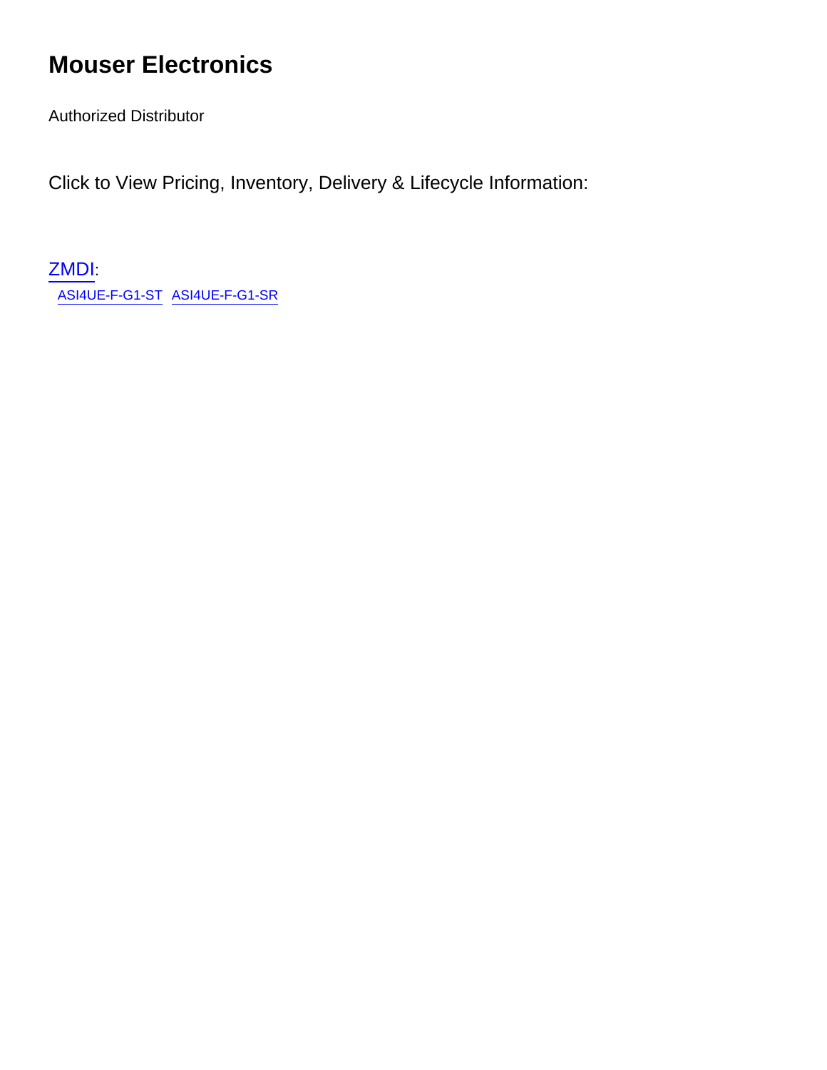# Mouser Electronics

Authorized Distributor

Click to View Pricing, Inventory, Delivery & Lifecycle Information:

ZMDI:

ASI4UE-F-G1-ST ASI4UE-F-G1-SR